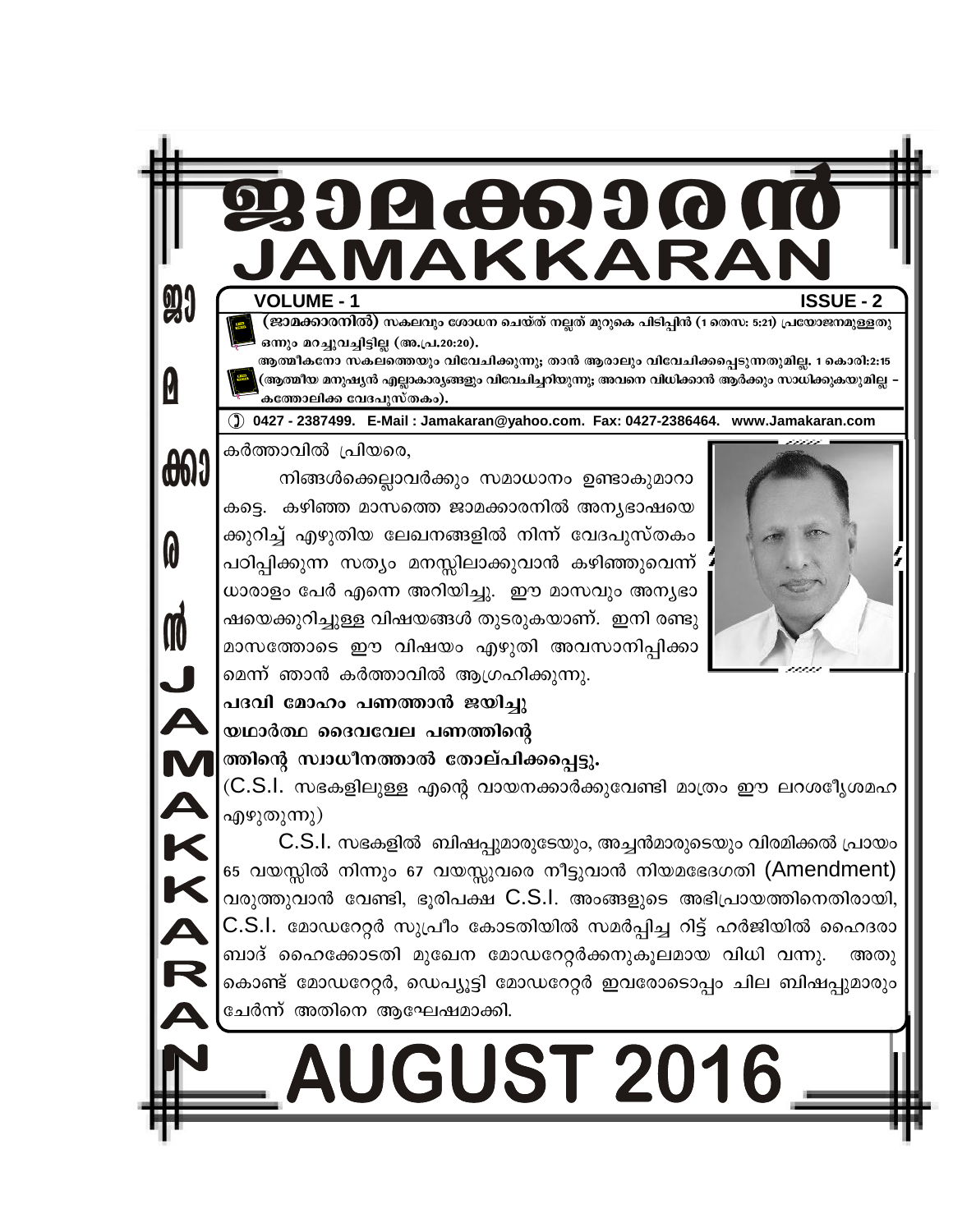# ജാമക്കാരൻ
# JAMAKKARAN

**VOLUME - 1** **ISSUE - 2**

**(ജാമക്കാരനിൽ)** സകലവും ശോധന ചെയ്ത് നല്ലത് മുറുകെ പിടിപ്പിൻ (1 തെസ: 5:21) പ്രയോജനമുള്ളതു ഒന്നും മറച്ചുവച്ചിട്ടില്ല (അ.പ്ര.20:20).

ആത്മീകനോ സകലത്തെയും വിവേചിക്കുന്നു; താൻ ആരാലും വിവേചിക്കപ്പെടുന്നതുമില്ല. 1 കൊരി:2:15 (ആത്മീയ മനുഷ്യൻ എല്ലാകാര്യങ്ങളും വിവേചിച്ചറിയുന്നു; അവനെ വിധിക്കാൻ ആർക്കും സാധിക്കുകയുമില്ല – കത്തോലിക്ക വേദപുസ്തകം).

0427 - 2387499. E-Mail : Jamakaran@yahoo.com. Fax: 0427-2386464. www.Jamakaran.com

കർത്താവിൽ പ്രിയരെ,

നിങ്ങൾക്കെല്ലാവർക്കും സമാധാനം ഉണ്ടാകുമാറാകട്ടെ. കഴിഞ്ഞ മാസത്തെ ജാമക്കാരനിൽ അന്യഭാഷയെക്കുറിച്ച് എഴുതിയ ലേഖനങ്ങളിൽ നിന്ന് വേദപുസ്തകം പഠിപ്പിക്കുന്ന സത്യം മനസ്സിലാക്കുവാൻ കഴിഞ്ഞുവെന്ന് ധാരാളം പേർ എന്നെ അറിയിച്ചു. ഈ മാസവും അന്യഭാഷയെക്കുറിച്ചുള്ള വിഷയങ്ങൾ തുടരുകയാണ്. ഇനി രണ്ടു മാസത്തോടെ ഈ വിഷയം എഴുതി അവസാനിപ്പിക്കാമെന്ന് ഞാൻ കർത്താവിൽ ആഗ്രഹിക്കുന്നു.

**പദവി മോഹം പണത്താൻ ജയിച്ചു**
**യഥാർത്ഥ ദൈവവേല പണത്തിന്റെ**
**ത്തിന്റെ സ്വാധീനത്താൽ തോല്പിക്കപ്പെട്ടു.**

(C.S.I. സഭകളിലുള്ള എന്റെ വായനക്കാർക്കുവേണ്ടി മാത്രം ഈ ലറശഭ്യേശമഹ എഴുതുന്നു)

C.S.I. സഭകളിൽ ബിഷപ്പുമാരുടേയും, അച്ചൻമാരുടെയും വിരമിക്കൽ പ്രായം 65 വയസ്സിൽ നിന്നും 67 വയസ്സുവരെ നീട്ടുവാൻ നിയമഭേദഗതി (Amendment) വരുത്തുവാൻ വേണ്ടി, ഭൂരിപക്ഷ C.S.I. അംങ്ങളുടെ അഭിപ്രായത്തിനെതിരായി, C.S.I. മോഡറേറ്റർ സുപ്രീം കോടതിയിൽ സമർപ്പിച്ച റിട്ട് ഹർജിയിൽ ഹൈദരാബാദ് ഹൈക്കോടതി മുഖേന മോഡറേറ്റർക്കനുകൂലമായ വിധി വന്നു. അതുകൊണ്ട് മോഡറേറ്റർ, ഡെപ്യൂട്ടി മോഡറേറ്റർ ഇവരോടൊപ്പം ചില ബിഷപ്പുമാരും ചേർന്ന് അതിനെ ആഘോഷമാക്കി.

# AUGUST 2016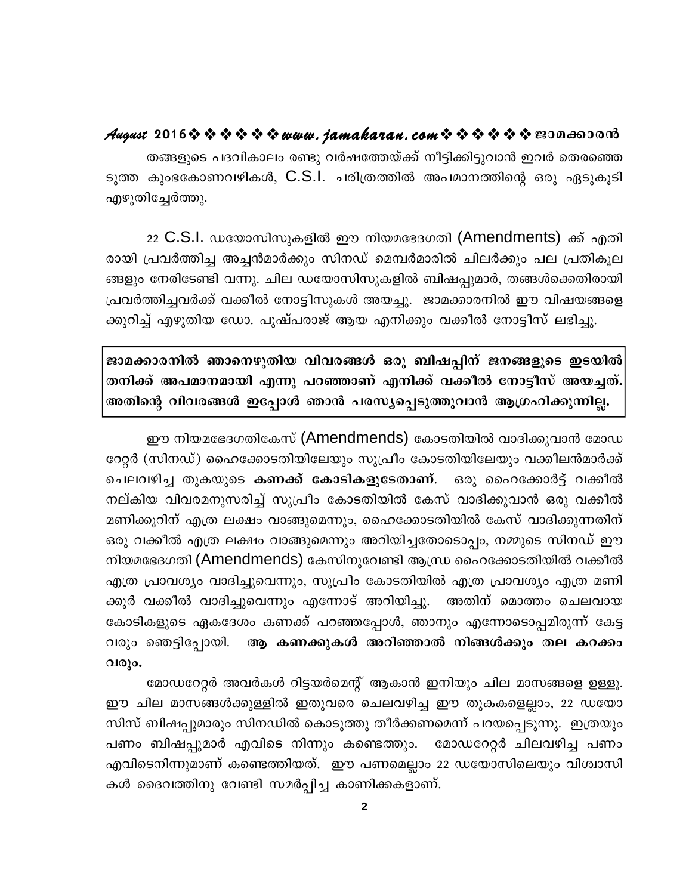തങ്ങളുടെ പദവികാലം രണ്ടു വർഷത്തേയ്ക്ക് നീട്ടിക്കിട്ടുവാൻ ഇവർ തെരഞ്ഞെടുത്ത കുംഭകോണവഴികൾ, C.S.I. ചരിത്രത്തിൽ അപമാനത്തിന്റെ ഒരു ഏടുകൂടി എഴുതിച്ചേർത്തു.

22 C.S.I. ഡയോസിസുകളിൽ ഈ നിയമഭേദഗതി (Amendments) ക്ക് എതിരായി പ്രവർത്തിച്ച അച്ചൻമാർക്കും സിനഡ് മെമ്പർമാരിൽ ചിലർക്കും പല പ്രതികൂലങ്ങളും നേരിടേണ്ടി വന്നു. ചില ഡയോസിസുകളിൽ ബിഷപ്പുമാർ, തങ്ങൾക്കെതിരായി പ്രവർത്തിച്ചവർക്ക് വക്കീൽ നോട്ടീസുകൾ അയച്ചു. ജാമക്കാരനിൽ ഈ വിഷയങ്ങളെക്കുറിച്ച് എഴുതിയ ഡോ. പുഷ്പരാജ് ആയ എനിക്കും വക്കീൽ നോട്ടീസ് ലഭിച്ചു.

**ജാമക്കാരനിൽ ഞാനെഴുതിയ വിവരങ്ങൾ ഒരു ബിഷപ്പിന് ജനങ്ങളുടെ ഇടയിൽ തനിക്ക് അപമാനമായി എന്നു പറഞ്ഞാണ് എനിക്ക് വക്കീൽ നോട്ടീസ് അയച്ചത്. അതിന്റെ വിവരങ്ങൾ ഇപ്പോൾ ഞാൻ പരസ്യപ്പെടുത്തുവാൻ ആഗ്രഹിക്കുന്നില്ല.**

ഈ നിയമഭേദഗതികേസ് (Amendmends) കോടതിയിൽ വാദിക്കുവാൻ മോഡറേറ്റർ (സിനഡ്) ഹൈക്കോടതിയിലേയും സുപ്രീം കോടതിയിലേയും വക്കീലൻമാർക്ക് ചെലവഴിച്ച തുകയുടെ **കണക്ക് കോടികളുടേതാണ്**. ഒരു ഹൈക്കോർട്ട് വക്കീൽ നല്കിയ വിവരമനുസരിച്ച് സുപ്രീം കോടതിയിൽ കേസ് വാദിക്കുവാൻ ഒരു വക്കീൽ മണിക്കൂറിന് എത്ര ലക്ഷം വാങ്ങുമെന്നും, ഹൈക്കോടതിയിൽ കേസ് വാദിക്കുന്നതിന് ഒരു വക്കീൽ എത്ര ലക്ഷം വാങ്ങുമെന്നും അറിയിച്ചതോടൊപ്പം, നമ്മുടെ സിനഡ് ഈ നിയമഭേദഗതി (Amendmends) കേസിനുവേണ്ടി ആന്ധ്ര ഹൈക്കോടതിയിൽ വക്കീൽ എത്ര പ്രാവശ്യം വാദിച്ചുവെന്നും, സുപ്രീം കോടതിയിൽ എത്ര പ്രാവശ്യം എത്ര മണിക്കൂർ വക്കീൽ വാദിച്ചുവെന്നും എന്നോട് അറിയിച്ചു. അതിന് മൊത്തം ചെലവായ കോടികളുടെ ഏകദേശം കണക്ക് പറഞ്ഞപ്പോൾ, ഞാനും എന്നോടൊപ്പമിരുന്ന് കേട്ടവരും ഞെട്ടിപ്പോയി. **ആ കണക്കുകൾ അറിഞ്ഞാൽ നിങ്ങൾക്കും തല കറക്കം വരും.**

മോഡറേറ്റർ അവർകൾ റിട്ടയർമെന്റ് ആകാൻ ഇനിയും ചില മാസങ്ങളെ ഉള്ളൂ. ഈ ചില മാസങ്ങൾക്കുള്ളിൽ ഇതുവരെ ചെലവഴിച്ച ഈ തുകകളെല്ലാം, 22 ഡയോസിസ് ബിഷപ്പുമാരും സിനഡിൽ കൊടുത്തു തീർക്കണമെന്ന് പറയപ്പെടുന്നു. ഇത്രയും പണം ബിഷപ്പുമാർ എവിടെ നിന്നും കണ്ടെത്തും. മോഡറേറ്റർ ചിലവഴിച്ച പണം എവിടെനിന്നുമാണ് കണ്ടെത്തിയത്. ഈ പണമെല്ലാം 22 ഡയോസിലെയും വിശ്വാസികൾ ദൈവത്തിനു വേണ്ടി സമർപ്പിച്ച കാണിക്കകളാണ്.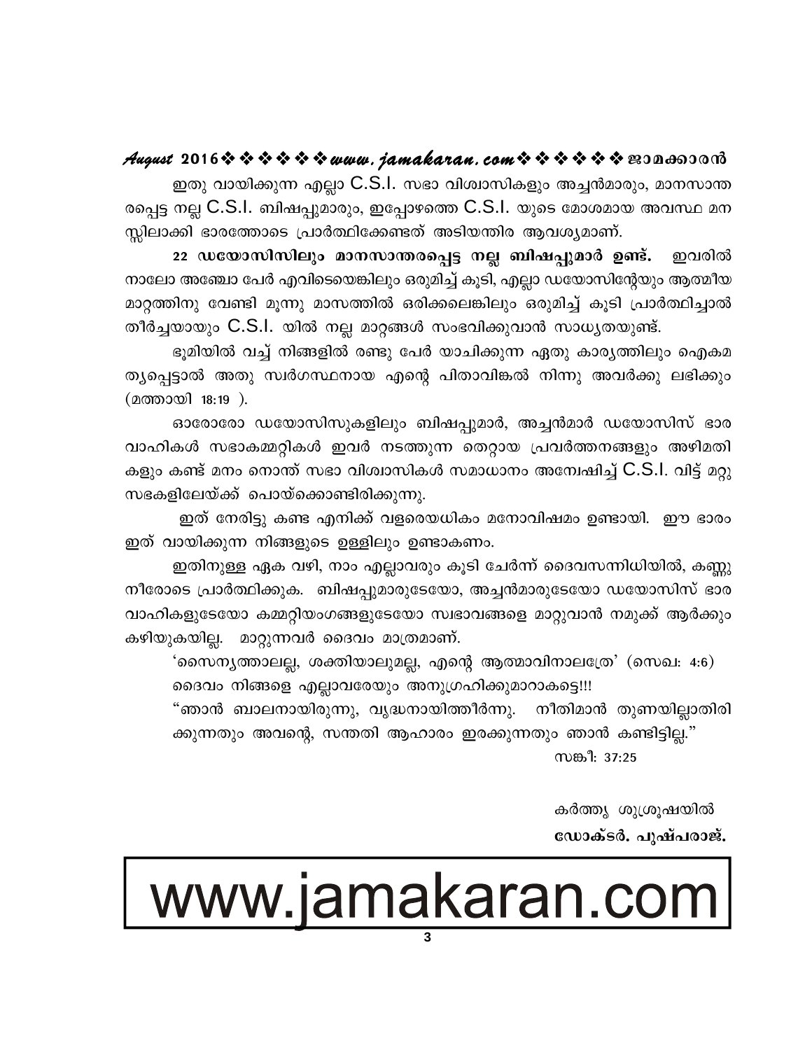ഇതു വായിക്കുന്ന എല്ലാ C.S.I. സഭാ വിശ്വാസികളും അച്ചൻമാരും, മാനസാന്ത രപ്പെട്ട നല്ല C.S.I. ബിഷപ്പുമാരും, ഇപ്പോഴത്തെ C.S.I. യുടെ മോശമായ അവസ്ഥ മന സ്സിലാക്കി ഭാരത്തോടെ പ്രാർത്ഥിക്കേണ്ടത് അടിയന്തിര ആവശ്യമാണ്.

**22 ഡയോസിസിലും മാനസാന്തരപ്പെട്ട നല്ല ബിഷപ്പുമാർ ഉണ്ട്.** ഇവരിൽ നാലോ അഞ്ചോ പേർ എവിടെയെങ്കിലും ഒരുമിച്ച് കൂടി, എല്ലാ ഡയോസിന്റേയും ആത്മീയ മാറ്റത്തിനു വേണ്ടി മൂന്നു മാസത്തിൽ ഒരിക്കലെങ്കിലും ഒരുമിച്ച് കൂടി പ്രാർത്ഥിച്ചാൽ തീർച്ചയായും C.S.I. യിൽ നല്ല മാറ്റങ്ങൾ സംഭവിക്കുവാൻ സാധ്യതയുണ്ട്.

ഭൂമിയിൽ വച്ച് നിങ്ങളിൽ രണ്ടു പേർ യാചിക്കുന്ന ഏതു കാര്യത്തിലും ഐകമത്യപ്പെട്ടാൽ അതു സ്വർഗസ്ഥനായ എന്റെ പിതാവിങ്കൽ നിന്നു അവർക്കു ലഭിക്കും (മത്തായി 18:19 ).

ഓരോരോ ഡയോസിസുകളിലും ബിഷപ്പുമാർ, അച്ചൻമാർ ഡയോസിസ് ഭാര വാഹികൾ സഭാകമ്മറ്റികൾ ഇവർ നടത്തുന്ന തെറ്റായ പ്രവർത്തനങ്ങളും അഴിമതി കളും കണ്ട് മനം നൊന്ത് സഭാ വിശ്വാസികൾ സമാധാനം അന്വേഷിച്ച് C.S.I. വിട്ട് മറ്റു സഭകളിലേയ്ക്ക് പൊയ്ക്കൊണ്ടിരിക്കുന്നു.

ഇത് നേരിട്ടു കണ്ട എനിക്ക് വളരെയധികം മനോവിഷമം ഉണ്ടായി. ഈ ഭാരം ഇത് വായിക്കുന്ന നിങ്ങളുടെ ഉള്ളിലും ഉണ്ടാകണം.

ഇതിനുള്ള ഏക വഴി, നാം എല്ലാവരും കൂടി ചേർന്ന് ദൈവസന്നിധിയിൽ, കണ്ണു നീരോടെ പ്രാർത്ഥിക്കുക. ബിഷപ്പുമാരുടേയോ, അച്ചൻമാരുടേയോ ഡയോസിസ് ഭാര വാഹികളുടേയോ കമ്മറ്റിയംഗങ്ങളുടേയോ സ്വഭാവങ്ങളെ മാറ്റുവാൻ നമുക്ക് ആർക്കും കഴിയുകയില്ല. മാറ്റുന്നവർ ദൈവം മാത്രമാണ്.

'സൈന്യത്താലല്ല, ശക്തിയാലുമല്ല, എന്റെ ആത്മാവിനാലത്രേ' (സെഖ: 4:6)

ദൈവം നിങ്ങളെ എല്ലാവരേയും അനുഗ്രഹിക്കുമാറാകട്ടെ!!!

"ഞാൻ ബാലനായിരുന്നു, വൃദ്ധനായിത്തീർന്നു. നീതിമാൻ തുണയില്ലാതിരിക്കുന്നതും അവന്റെ, സന്തതി ആഹാരം ഇരക്കുന്നതും ഞാൻ കണ്ടിട്ടില്ല."

സങ്കീ: 37:25

കർത്തൃ ശുശ്രൂഷയിൽ

**ഡോക്ടർ. പുഷ്പരാജ്.**

www.jamakaran.com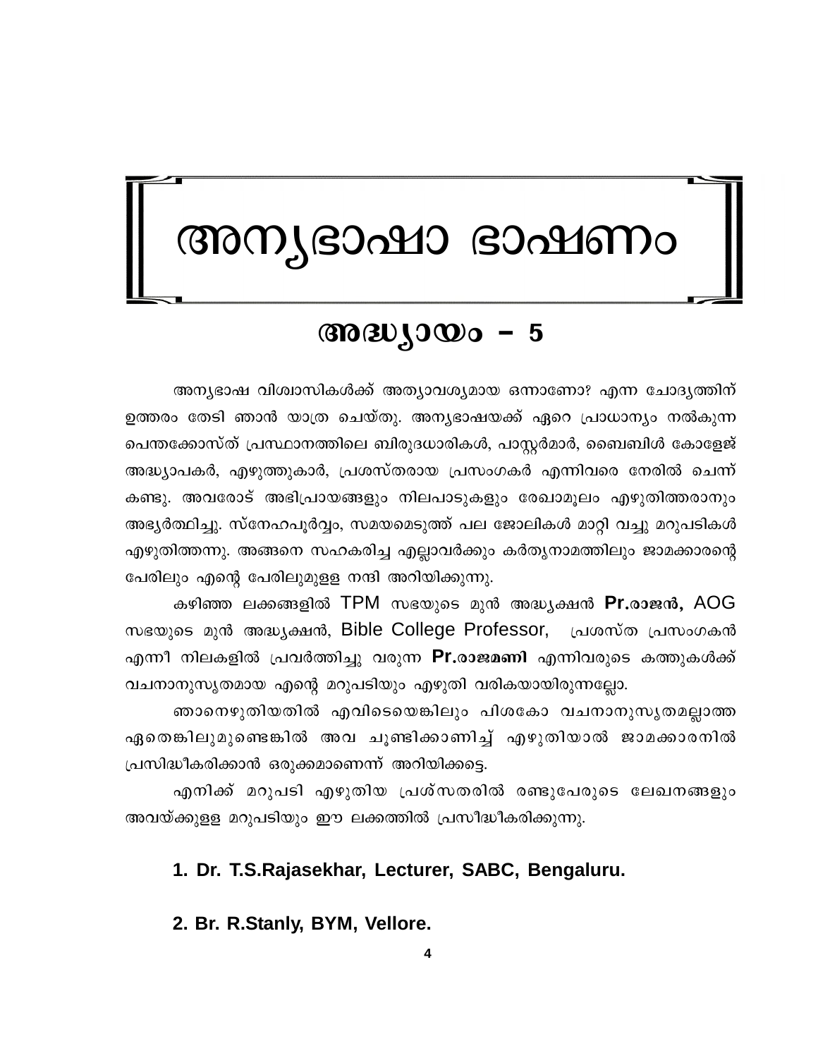# അന്യഭാഷാ ഭാഷണം

## അദ്ധ്യായം – 5

അന്യഭാഷ വിശ്വാസികൾക്ക് അത്യാവശ്യമായ ഒന്നാണോ? എന്ന ചോദ്യത്തിന് ഉത്തരം തേടി ഞാൻ യാത്ര ചെയ്തു. അന്യഭാഷയക്ക് ഏറെ പ്രാധാന്യം നൽകുന്ന പെന്തക്കോസ്ത് പ്രസ്ഥാനത്തിലെ ബിരുദധാരികൾ, പാസ്റ്റർമാർ, ബൈബിൾ കോളേജ് അദ്ധ്യാപകർ, എഴുത്തുകാർ, പ്രശസ്തരായ പ്രസംഗകർ എന്നിവരെ നേരിൽ ചെന്ന് കണ്ടു. അവരോട് അഭിപ്രായങ്ങളും നിലപാടുകളും രേഖാമൂലം എഴുതിത്തരാനും അഭ്യർത്ഥിച്ചു. സ്നേഹപൂർവ്വം, സമയമെടുത്ത് പല ജോലികൾ മാറ്റി വച്ചു മറുപടികൾ എഴുതിത്തന്നു. അങ്ങനെ സഹകരിച്ച എല്ലാവർക്കും കർതൃനാമത്തിലും ജാമക്കാരന്റെ പേരിലും എന്റെ പേരിലുമുള്ള നന്ദി അറിയിക്കുന്നു.

കഴിഞ്ഞ ലക്കങ്ങളിൽ TPM സഭയുടെ മുൻ അദ്ധ്യക്ഷൻ **Pr.രാജൻ,** AOG സഭയുടെ മുൻ അദ്ധ്യക്ഷൻ, Bible College Professor, പ്രശസ്ത പ്രസംഗകൻ എന്നീ നിലകളിൽ പ്രവർത്തിച്ചു വരുന്ന **Pr.രാജമണി** എന്നിവരുടെ കത്തുകൾക്ക് വചനാനുസൃതമായ എന്റെ മറുപടിയും എഴുതി വരികയായിരുന്നല്ലോ.

ഞാനെഴുതിയതിൽ എവിടെയെങ്കിലും പിശകോ വചനാനുസൃതമല്ലാത്ത ഏതെങ്കിലുമുണ്ടെങ്കിൽ അവ ചൂണ്ടിക്കാണിച്ച് എഴുതിയാൽ ജാമക്കാരനിൽ പ്രസിദ്ധീകരിക്കാൻ ഒരുക്കമാണെന്ന് അറിയിക്കട്ടെ.

എനിക്ക് മറുപടി എഴുതിയ പ്രശ്സതരിൽ രണ്ടുപേരുടെ ലേഖനങ്ങളും അവയ്ക്കുള്ള മറുപടിയും ഈ ലക്കത്തിൽ പ്രസിദ്ധീകരിക്കുന്നു.

**1. Dr. T.S.Rajasekhar, Lecturer, SABC, Bengaluru.**

**2. Br. R.Stanly, BYM, Vellore.**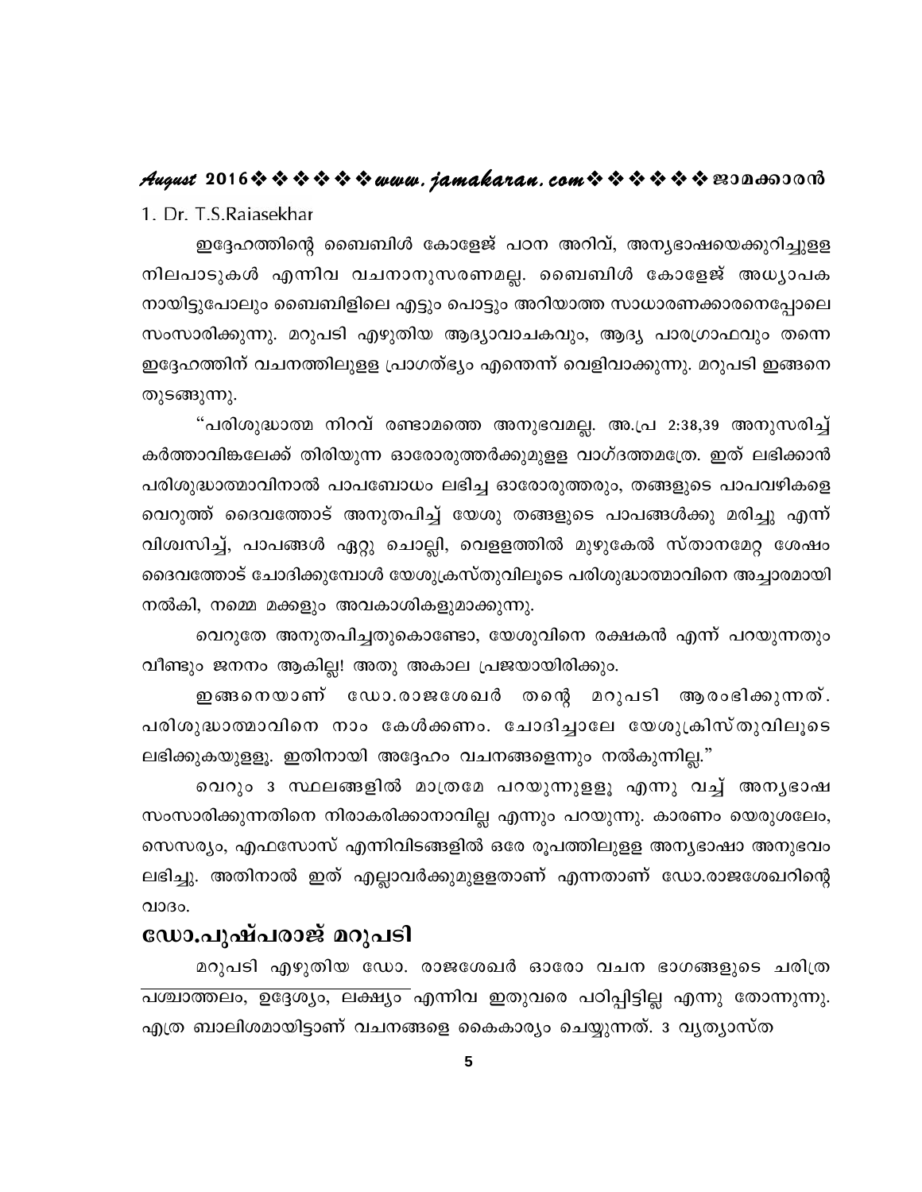1. Dr. T.S.Raiasekhar

ഇദ്ദേഹത്തിന്റെ ബൈബിൾ കോളേജ് പഠന അറിവ്, അന്യഭാഷയെക്കുറിച്ചുള്ള നിലപാടുകൾ എന്നിവ വചനാനുസരണമല്ല. ബൈബിൾ കോളേജ് അധ്യാപകനായിട്ടുപോലും ബൈബിളിലെ എട്ടും പൊട്ടും അറിയാത്ത സാധാരണക്കാരനെപ്പോലെ സംസാരിക്കുന്നു. മറുപടി എഴുതിയ ആദ്യാവാചകവും, ആദ്യ പാരഗ്രാഫവും തന്നെ ഇദ്ദേഹത്തിന് വചനത്തിലുള്ള പ്രാഗത്ഭ്യം എന്തെന്ന് വെളിവാക്കുന്നു. മറുപടി ഇങ്ങനെ തുടങ്ങുന്നു.

“പരിശുദ്ധാത്മ നിറവ് രണ്ടാമത്തെ അനുഭവമല്ല. അ.പ്ര 2:38,39 അനുസരിച്ച് കർത്താവിങ്കലേക്ക് തിരിയുന്ന ഓരോരുത്തർക്കുമുള്ള വാഗ്ദത്തമത്രേ. ഇത് ലഭിക്കാൻ പരിശുദ്ധാത്മാവിനാൽ പാപബോധം ലഭിച്ച ഓരോരുത്തരും, തങ്ങളുടെ പാപവഴികളെ വെറുത്ത് ദൈവത്തോട് അനുതപിച്ച് യേശു തങ്ങളുടെ പാപങ്ങൾക്കു മരിച്ചു എന്ന് വിശ്വസിച്ച്, പാപങ്ങൾ ഏറ്റു ചൊല്ലി, വെള്ളത്തിൽ മുഴുകേൽ സ്താനമേറ്റ ശേഷം ദൈവത്തോട് ചോദിക്കുമ്പോൾ യേശുക്രസ്തുവിലൂടെ പരിശുദ്ധാത്മാവിനെ അച്ചാരമായി നൽകി, നമ്മെ മക്കളും അവകാശികളുമാക്കുന്നു.

വെറുതേ അനുതപിച്ചതുകൊണ്ടോ, യേശുവിനെ രക്ഷകൻ എന്ന് പറയുന്നതും വീണ്ടും ജനനം ആകില്ല! അതു അകാല പ്രജയായിരിക്കും.

ഇങ്ങനെയാണ് ഡോ.രാജശേഖർ തന്റെ മറുപടി ആരംഭിക്കുന്നത്. പരിശുദ്ധാത്മാവിനെ നാം കേൾക്കണം. ചോദിച്ചാലേ യേശുക്രിസ്തുവിലൂടെ ലഭിക്കുകയുള്ളൂ. ഇതിനായി അദ്ദേഹം വചനങ്ങളെന്നും നൽകുന്നില്ല.”

വെറും 3 സ്ഥലങ്ങളിൽ മാത്രമേ പറയുന്നുള്ളൂ എന്നു വച്ച് അന്യഭാഷ സംസാരിക്കുന്നതിനെ നിരാകരിക്കാനാവില്ല എന്നും പറയുന്നു. കാരണം യെരുശലേം, സെസര്യം, എഫസോസ് എന്നിവിടങ്ങളിൽ ഒരേ രൂപത്തിലുള്ള അന്യഭാഷാ അനുഭവം ലഭിച്ചു. അതിനാൽ ഇത് എല്ലാവർക്കുമുള്ളതാണ് എന്നതാണ് ഡോ.രാജശേഖറിന്റെ വാദം.

## ഡോ.പുഷ്പരാജ് മറുപടി

മറുപടി എഴുതിയ ഡോ. രാജശേഖർ ഓരോ വചന ഭാഗങ്ങളുടെ ചരിത്ര പശ്ചാത്തലം, ഉദ്ദേശ്യം, ലക്ഷ്യം എന്നിവ ഇതുവരെ പഠിപ്പിട്ടില്ല എന്നു തോന്നുന്നു. എത്ര ബാലിശമായിട്ടാണ് വചനങ്ങളെ കൈകാര്യം ചെയ്യുന്നത്. 3 വ്യത്യാസ്ത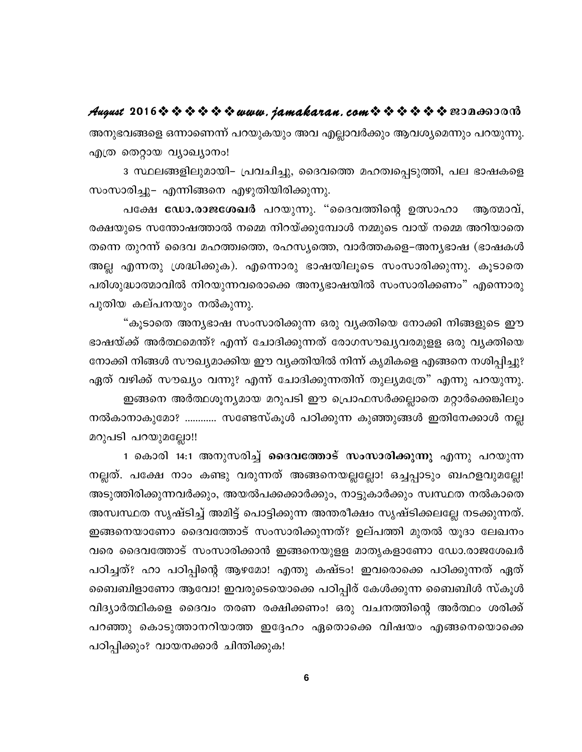അനുഭവങ്ങളെ ഒന്നാണെന്ന് പറയുകയും അവ എല്ലാവർക്കും ആവശ്യമെന്നും പറയുന്നു. എത്ര തെറ്റായ വ്യാഖ്യാനം!

3 സ്ഥലങ്ങളിലുമായി– പ്രവചിച്ചു, ദൈവത്തെ മഹത്വപ്പെടുത്തി, പല ഭാഷകളെ സംസാരിച്ചു– എന്നിങ്ങനെ എഴുതിയിരിക്കുന്നു.

പക്ഷേ **ഡോ.രാജശേഖർ** പറയുന്നു. "ദൈവത്തിന്റെ ഉത്സാഹാ ആത്മാവ്, രക്ഷയുടെ സന്തോഷത്താൽ നമ്മെ നിറയ്ക്കുമ്പോൾ നമ്മുടെ വായ് നമ്മെ അറിയാതെ തന്നെ തുറന്ന് ദൈവ മഹത്ത്വത്തെ, രഹസ്യത്തെ, വാർത്തകളെ–അന്യഭാഷ (ഭാഷകൾ അല്ല എന്നതു ശ്രദ്ധിക്കുക). എന്നൊരു ഭാഷയിലൂടെ സംസാരിക്കുന്നു. കൂടാതെ പരിശുദ്ധാത്മാവിൽ നിറയുന്നവരൊക്കെ അന്യഭാഷയിൽ സംസാരിക്കണം" എന്നൊരു പുതിയ കല്പനയും നൽകുന്നു.

"കൂടാതെ അന്യഭാഷ സംസാരിക്കുന്ന ഒരു വ്യക്തിയെ നോക്കി നിങ്ങളുടെ ഈ ഭാഷയ്ക്ക് അർത്ഥമെന്ത്? എന്ന് ചോദിക്കുന്നത് രോഗസൗഖ്യവരമുള്ള ഒരു വ്യക്തിയെ നോക്കി നിങ്ങൾ സൗഖ്യമാക്കിയ ഈ വ്യക്തിയിൽ നിന്ന് കൃമികളെ എങ്ങനെ നശിപ്പിച്ചു? ഏത് വഴിക്ക് സൗഖ്യം വന്നു? എന്ന് ചോദിക്കുന്നതിന് തുല്യമത്രേ" എന്നു പറയുന്നു.

ഇങ്ങനെ അർത്ഥശൂന്യമായ മറുപടി ഈ പ്രൊഫസർക്കല്ലാതെ മറ്റാർക്കെങ്കിലും നൽകാനാകുമോ? ............ സണ്ടേസ്കൂൾ പഠിക്കുന്ന കുഞ്ഞുങ്ങൾ ഇതിനേക്കാൾ നല്ല മറുപടി പറയുമല്ലോ!!

1 കൊരി 14:1 അനുസരിച്ച് **ദൈവത്തോട് സംസാരിക്കുന്നു** എന്നു പറയുന്ന നല്ലത്. പക്ഷേ നാം കണ്ടു വരുന്നത് അങ്ങനെയല്ലല്ലോ! ഒച്ചപ്പാടും ബഹളവുമല്ലേ! അടുത്തിരിക്കുന്നവർക്കും, അയൽപക്കക്കാർക്കും, നാട്ടുകാർക്കും സ്വസ്ഥത നൽകാതെ അസ്വസ്ഥത സൃഷ്ടിച്ച് അമിട്ട് പൊട്ടിക്കുന്ന അന്തരീക്ഷം സൃഷ്ടിക്കലല്ലേ നടക്കുന്നത്. ഇങ്ങനെയാണോ ദൈവത്തോട് സംസാരിക്കുന്നത്? ഉല്പത്തി മുതൽ യൂദാ ലേഖനം വരെ ദൈവത്തോട് സംസാരിക്കാൻ ഇങ്ങനെയുള്ള മാതൃകളാണോ ഡോ.രാജശേഖർ പഠിച്ചത്? ഹാ പഠിപ്പിന്റെ ആഴമോ! എന്തു കഷ്ടം! ഇവരൊക്കെ പഠിക്കുന്നത് ഏത് ബൈബിളാണോ ആവോ! ഇവരുടെയൊക്കെ പഠിപ്പിര് കേൾക്കുന്ന ബൈബിൾ സ്കൂൾ വിദ്യാർത്ഥികളെ ദൈവം തരണ രക്ഷിക്കണം! ഒരു വചനത്തിന്റെ അർത്ഥം ശരിക്ക് പറഞ്ഞു കൊടുത്താനറിയാത്ത ഇദ്ദേഹം ഏതൊക്കെ വിഷയം എങ്ങനെയൊക്കെ പഠിപ്പിക്കും? വായനക്കാർ ചിന്തിക്കുക!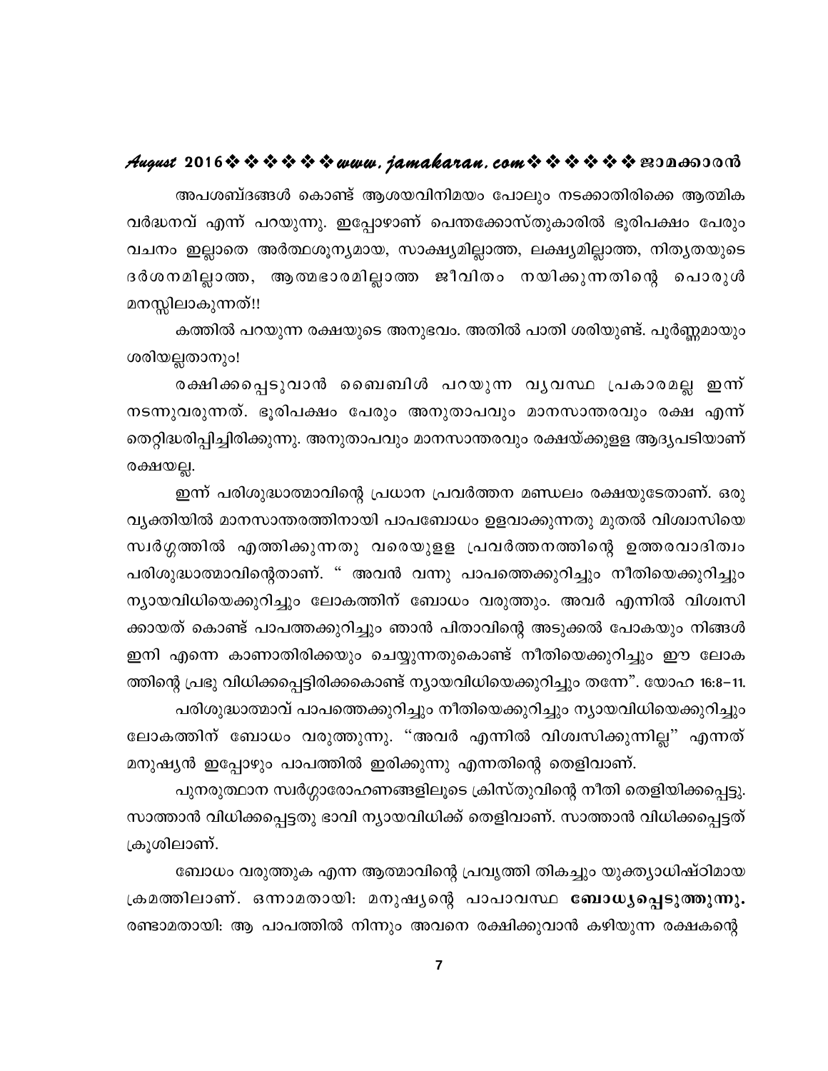അപശബ്ദങ്ങൾ കൊണ്ട് ആശയവിനിമയം പോലും നടക്കാതിരിക്കെ ആത്മിക വർദ്ധനവ് എന്ന് പറയുന്നു. ഇപ്പോഴാണ് പെന്തക്കോസ്തുകാരിൽ ഭൂരിപക്ഷം പേരും വചനം ഇല്ലാതെ അർത്ഥശൂന്യമായ, സാക്ഷ്യമില്ലാത്ത, ലക്ഷ്യമില്ലാത്ത, നിത്യതയുടെ ദർശനമില്ലാത്ത, ആത്മഭാരമില്ലാത്ത ജീവിതം നയിക്കുന്നതിന്റെ പൊരുൾ മനസ്സിലാകുന്നത്!!

കത്തിൽ പറയുന്ന രക്ഷയുടെ അനുഭവം. അതിൽ പാതി ശരിയുണ്ട്. പൂർണ്ണമായും ശരിയല്ലതാനും!

രക്ഷിക്കപ്പെടുവാൻ ബൈബിൾ പറയുന്ന വ്യവസ്ഥ പ്രകാരമല്ല ഇന്ന് നടന്നുവരുന്നത്. ഭൂരിപക്ഷം പേരും അനുതാപവും മാനസാന്തരവും രക്ഷ എന്ന് തെറ്റിദ്ധരിപ്പിച്ചിരിക്കുന്നു. അനുതാപവും മാനസാന്തരവും രക്ഷയ്ക്കുള്ള ആദ്യപടിയാണ് രക്ഷയല്ല.

ഇന്ന് പരിശുദ്ധാത്മാവിന്റെ പ്രധാന പ്രവർത്തന മണ്ഡലം രക്ഷയുടേതാണ്. ഒരു വ്യക്തിയിൽ മാനസാന്തരത്തിനായി പാപബോധം ഉളവാക്കുന്നതു മുതൽ വിശ്വാസിയെ സ്വർഗ്ഗത്തിൽ എത്തിക്കുന്നതു വരെയുള്ള പ്രവർത്തനത്തിന്റെ ഉത്തരവാദിത്വം പരിശുദ്ധാത്മാവിന്റേതാണ്. " അവൻ വന്നു പാപത്തെക്കുറിച്ചും നീതിയെക്കുറിച്ചും ന്യായവിധിയെക്കുറിച്ചും ലോകത്തിന് ബോധം വരുത്തും. അവർ എന്നിൽ വിശ്വസി ക്കായത് കൊണ്ട് പാപത്തക്കുറിച്ചും ഞാൻ പിതാവിന്റെ അടുക്കൽ പോകയും നിങ്ങൾ ഇനി എന്നെ കാണാതിരിക്കയും ചെയ്യുന്നതുകൊണ്ട് നീതിയെക്കുറിച്ചും ഈ ലോക ത്തിന്റെ പ്രഭു വിധിക്കപ്പെട്ടിരിക്കകൊണ്ട് ന്യായവിധിയെക്കുറിച്ചും തന്നേ". യോഹ 16:8-11.

പരിശുദ്ധാത്മാവ് പാപത്തെക്കുറിച്ചും നീതിയെക്കുറിച്ചും ന്യായവിധിയെക്കുറിച്ചും ലോകത്തിന് ബോധം വരുത്തുന്നു. "അവർ എന്നിൽ വിശ്വസിക്കുന്നില്ല" എന്നത് മനുഷ്യൻ ഇപ്പോഴും പാപത്തിൽ ഇരിക്കുന്നു എന്നതിന്റെ തെളിവാണ്.

പുനരുത്ഥാന സ്വർഗ്ഗാരോഹണങ്ങളിലൂടെ ക്രിസ്തുവിന്റെ നീതി തെളിയിക്കപ്പെട്ടു. സാത്താൻ വിധിക്കപ്പെട്ടതു ഭാവി ന്യായവിധിക്ക് തെളിവാണ്. സാത്താൻ വിധിക്കപ്പെട്ടത് ക്രൂശിലാണ്.

ബോധം വരുത്തുക എന്ന ആത്മാവിന്റെ പ്രവൃത്തി തികച്ചും യുക്ത്യാധിഷ്ഠിമായ ക്രമത്തിലാണ്. ഒന്നാമതായി: മനുഷ്യന്റെ പാപാവസ്ഥ **ബോധ്യപ്പെടുത്തുന്നു.** രണ്ടാമതായി: ആ പാപത്തിൽ നിന്നും അവനെ രക്ഷിക്കുവാൻ കഴിയുന്ന രക്ഷകന്റെ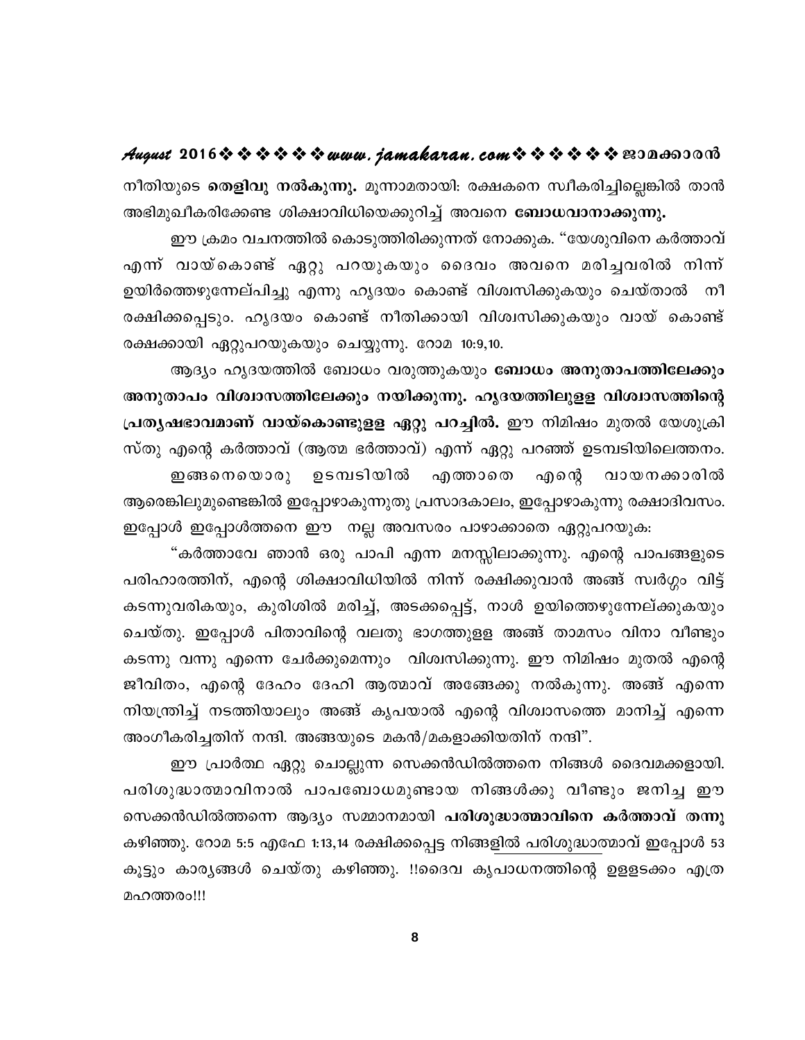നീതിയുടെ **തെളിവു നൽകുന്നു.** മൂന്നാമതായി: രക്ഷകനെ സ്വീകരിച്ചില്ലെങ്കിൽ താൻ അഭിമുഖീകരിക്കേണ്ട ശിക്ഷാവിധിയെക്കുറിച്ച് അവനെ **ബോധവാനാക്കുന്നു.**

ഈ ക്രമം വചനത്തിൽ കൊടുത്തിരിക്കുന്നത് നോക്കുക. "യേശുവിനെ കർത്താവ് എന്ന് വായ്കൊണ്ട് ഏറ്റു പറയുകയും ദൈവം അവനെ മരിച്ചവരിൽ നിന്ന് ഉയിർത്തെഴുന്നേല്പിച്ചു എന്നു ഹൃദയം കൊണ്ട് വിശ്വസിക്കുകയും ചെയ്താൽ നീ രക്ഷിക്കപ്പെടും. ഹൃദയം കൊണ്ട് നീതിക്കായി വിശ്വസിക്കുകയും വായ് കൊണ്ട് രക്ഷക്കായി ഏറ്റുപറയുകയും ചെയ്യുന്നു. റോമ 10:9,10.

ആദ്യം ഹൃദയത്തിൽ ബോധം വരുത്തുകയും **ബോധം അനുതാപത്തിലേക്കും അനുതാപം വിശ്വാസത്തിലേക്കും നയിക്കുന്നു. ഹൃദയത്തിലുള്ള വിശ്വാസത്തിന്റെ പ്രത്യക്ഷഭാവമാണ് വായ്കൊണ്ടുള്ള ഏറ്റു പറച്ചിൽ.** ഈ നിമിഷം മുതൽ യേശുക്രിസ്തു എന്റെ കർത്താവ് (ആത്മ ഭർത്താവ്) എന്ന് ഏറ്റു പറഞ്ഞ് ഉടമ്പടിയിലെത്തനം.

ഇങ്ങനെയൊരു ഉടമ്പടിയിൽ എത്താതെ എന്റെ വായനക്കാരിൽ ആരെങ്കിലുമുണ്ടെങ്കിൽ ഇപ്പോഴാകുന്നുതു പ്രസാദകാലം, ഇപ്പോഴാകുന്നു രക്ഷാദിവസം. ഇപ്പോൾ ഇപ്പോൾത്തനെ ഈ നല്ല അവസരം പാഴാക്കാതെ ഏറ്റുപറയുക:

"കർത്താവേ ഞാൻ ഒരു പാപി എന്ന മനസ്സിലാക്കുന്നു. എന്റെ പാപങ്ങളുടെ പരിഹാരത്തിന്, എന്റെ ശിക്ഷാവിധിയിൽ നിന്ന് രക്ഷിക്കുവാൻ അങ്ങ് സ്വർഗ്ഗം വിട്ട് കടന്നുവരികയും, കുരിശിൽ മരിച്ച്, അടക്കപ്പെട്ട്, നാൾ ഉയിത്തെഴുന്നേല്ക്കുകയും ചെയ്തു. ഇപ്പോൾ പിതാവിന്റെ വലതു ഭാഗത്തുള്ള അങ്ങ് താമസം വിനാ വീണ്ടും കടന്നു വന്നു എന്നെ ചേർക്കുമെന്നും വിശ്വസിക്കുന്നു. ഈ നിമിഷം മുതൽ എന്റെ ജീവിതം, എന്റെ ദേഹം ദേഹി ആത്മാവ് അങ്ങേക്കു നൽകുന്നു. അങ്ങ് എന്നെ നിയന്ത്രിച്ച് നടത്തിയാലും അങ്ങ് കൃപയാൽ എന്റെ വിശ്വാസത്തെ മാനിച്ച് എന്നെ അംഗീകരിച്ചതിന് നന്ദി. അങ്ങയുടെ മകൻ/മകളാക്കിയതിന് നന്ദി".

ഈ പ്രാർത്ഥ ഏറ്റു ചൊല്ലുന്ന സെക്കൻഡിൽത്തനെ നിങ്ങൾ ദൈവമക്കളായി. പരിശുദ്ധാത്മാവിനാൽ പാപബോധമുണ്ടായ നിങ്ങൾക്കു വീണ്ടും ജനിച്ച ഈ സെക്കൻഡിൽത്തന്നെ ആദ്യം സമ്മാനമായി **പരിശുദ്ധാത്മാവിനെ കർത്താവ് തന്നു** കഴിഞ്ഞു. റോമ 5:5 എഫേ 1:13,14 രക്ഷിക്കപ്പെട്ട നിങ്ങളിൽ പരിശുദ്ധാത്മാവ് ഇപ്പോൾ 53 കൂട്ടും കാര്യങ്ങൾ ചെയ്തു കഴിഞ്ഞു. !!ദൈവ കൃപാധനത്തിന്റെ ഉള്ളടക്കം എത്ര മഹത്തരം!!!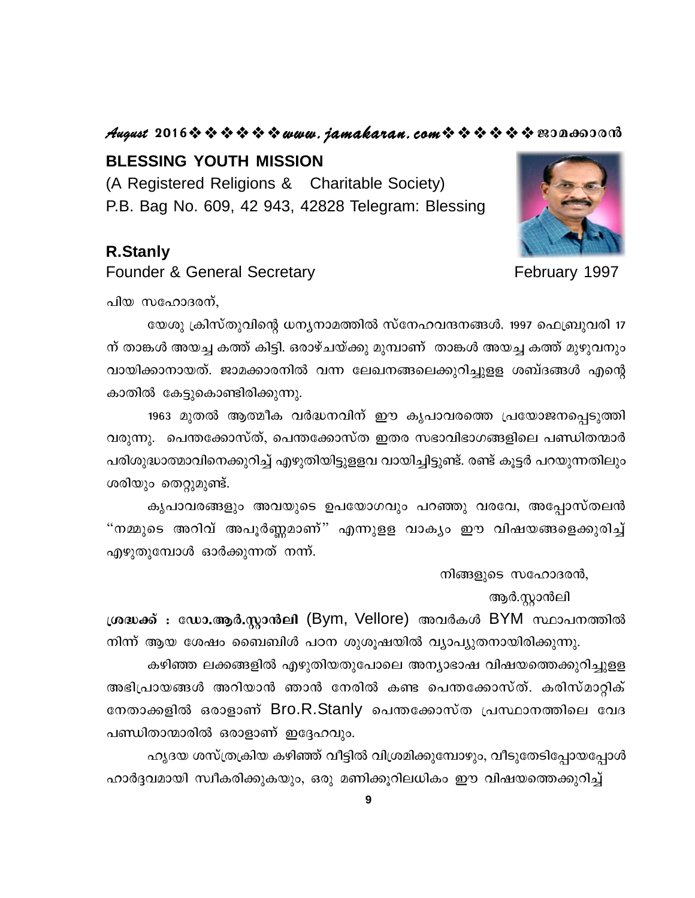**BLESSING YOUTH MISSION**

(A Registered Religions & Charitable Society)
P.B. Bag No. 609, 42 943, 42828 Telegram: Blessing

**R.Stanly**
Founder & General Secretary February 1997

പിയ സഹോദരന്,

യേശു ക്രിസ്തുവിന്റെ ധന്യനാമത്തിൽ സ്നേഹവന്ദനങ്ങൾ. 1997 ഫെബ്രുവരി 17 ന് താങ്കൾ അയച്ച കത്ത് കിട്ടി. ഒരാഴ്ചയ്ക്കു മുമ്പാണ് താങ്കൾ അയച്ച കത്ത് മുഴുവനും വായിക്കാനായത്. ജാമക്കാരനിൽ വന്ന ലേഖനങ്ങലെക്കുറിച്ചുള്ള ശബ്ദങ്ങൾ എന്റെ കാതിൽ കേട്ടുകൊണ്ടിരിക്കുന്നു.

1963 മുതൽ ആത്മീക വർദ്ധനവിന് ഈ കൃപാവരത്തെ പ്രയോജനപ്പെടുത്തി വരുന്നു. പെന്തക്കോസ്ത്, പെന്തക്കോസ്ത ഇതര സഭാവിഭാഗങ്ങളിലെ പണ്ഡിതന്മാർ പരിശുദ്ധാത്മാവിനെക്കുറിച്ച് എഴുതിയിട്ടുള്ളവ വായിച്ചിട്ടുണ്ട്. രണ്ട് കൂട്ടർ പറയുന്നതിലും ശരിയും തെറ്റുമുണ്ട്.

കൃപാവരങ്ങളും അവയുടെ ഉപയോഗവും പറഞ്ഞു വരവേ, അപ്പോസ്തലൻ "നമ്മുടെ അറിവ് അപൂർണ്ണമാണ്" എന്നുള്ള വാക്യം ഈ വിഷയങ്ങളെക്കുറിച്ച് എഴുതുമ്പോൾ ഓർക്കുന്നത് നന്ന്.

നിങ്ങളുടെ സഹോദരൻ,
ആർ.സ്റ്റാൻലി

**ശ്രദ്ധക്ക് : ഡോ.ആർ.സ്റ്റാൻലി** (Bym, Vellore) അവർകൾ BYM സ്ഥാപനത്തിൽ നിന്ന് ആയ ശേഷം ബൈബിൾ പഠന ശുശ്രൂഷയിൽ വ്യാപ്യതനായിരിക്കുന്നു.

കഴിഞ്ഞ ലക്കങ്ങളിൽ എഴുതിയതുപോലെ അന്യാഭാഷ വിഷയത്തെക്കുറിച്ചുള്ള അഭിപ്രായങ്ങൾ അറിയാൻ ഞാൻ നേരിൽ കണ്ട പെന്തക്കോസ്ത്. കരിസ്മാറ്റിക് നേതാക്കളിൽ ഒരാളാണ് Bro.R.Stanly പെന്തക്കോസ്ത പ്രസ്ഥാനത്തിലെ വേദ പണ്ഡിതാന്മാരിൽ ഒരാളാണ് ഇദ്ദേഹവും.

ഹൃദയ ശസ്ത്രക്രിയ കഴിഞ്ഞ് വീട്ടിൽ വിശ്രമിക്കുമ്പോഴും, വീടുതേടിപ്പോയപ്പോൾ ഹാർദ്ദവമായി സ്വീകരിക്കുകയും, ഒരു മണിക്കൂറിലധികം ഈ വിഷയത്തെക്കുറിച്ച്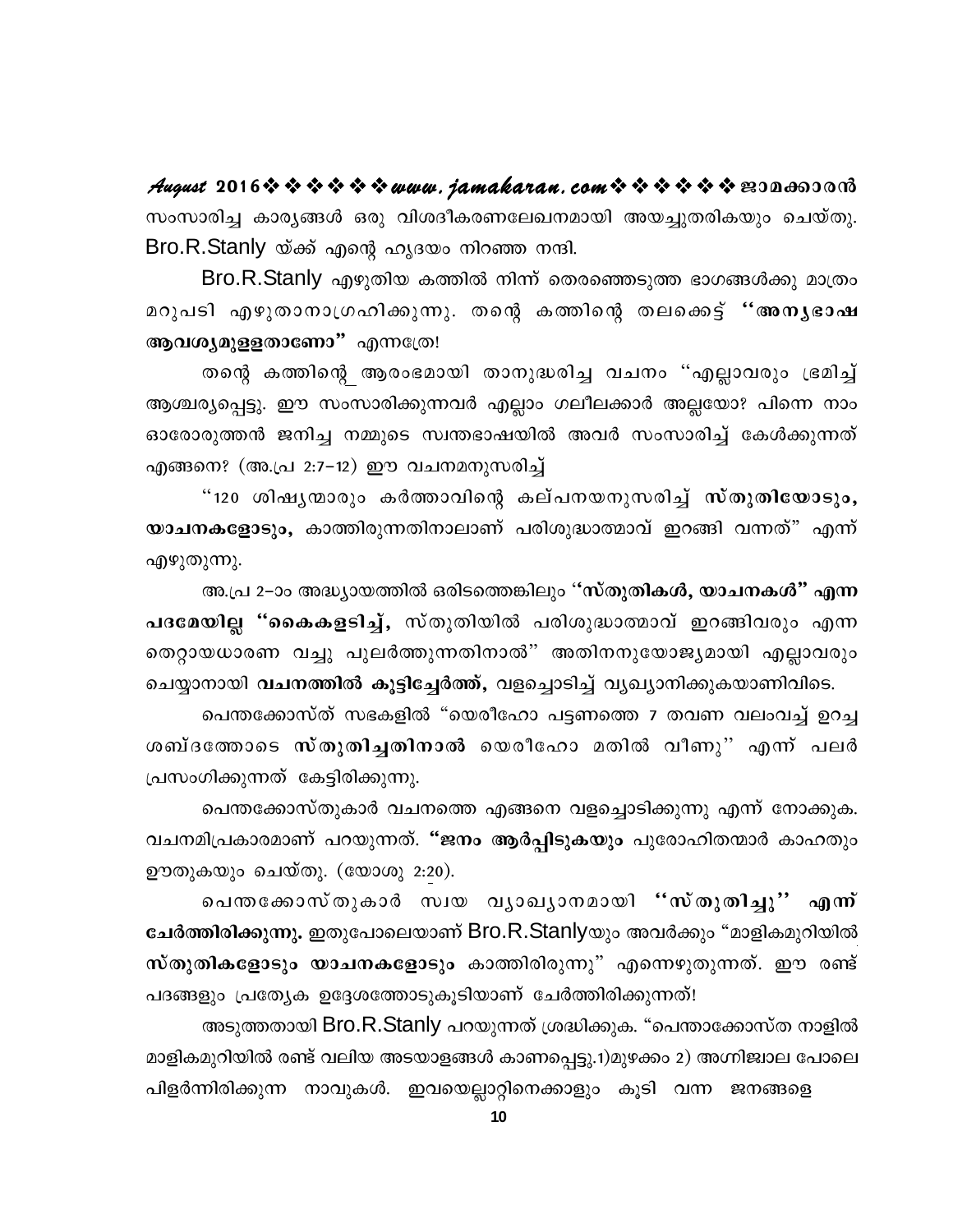സംസാരിച്ച കാര്യങ്ങൾ ഒരു വിശദീകരണലേഖനമായി അയച്ചുതരികയും ചെയ്തു. Bro.R.Stanly യ്ക്ക് എന്റെ ഹൃദയം നിറഞ്ഞ നന്ദി.

Bro.R.Stanly എഴുതിയ കത്തിൽ നിന്ന് തെരഞ്ഞെടുത്ത ഭാഗങ്ങൾക്കു മാത്രം മറുപടി എഴുതാനാഗ്രഹിക്കുന്നു. തന്റെ കത്തിന്റെ തലക്കെട്ട് **''അന്യഭാഷ ആവശ്യമുള്ളതാണോ''** എന്നത്രേ!

തന്റെ കത്തിന്റെ ആരംഭമായി താനുദ്ധരിച്ച വചനം ''എല്ലാവരും ഭ്രമിച്ച് ആശ്ചര്യപ്പെട്ടു. ഈ സംസാരിക്കുന്നവർ എല്ലാം ഗലീലക്കാർ അല്ലയോ? പിന്നെ നാം ഓരോരുത്തൻ ജനിച്ച നമ്മുടെ സ്വന്തഭാഷയിൽ അവർ സംസാരിച്ച് കേൾക്കുന്നത് എങ്ങനെ? (അ.പ്ര 2:7-12) ഈ വചനമനുസരിച്ച്

''120 ശിഷ്യന്മാരും കർത്താവിന്റെ കല്പനയനുസരിച്ച് **സ്തുതിയോടും, യാചനകളോടും,** കാത്തിരുന്നതിനാലാണ് പരിശുദ്ധാത്മാവ് ഇറങ്ങി വന്നത്'' എന്ന് എഴുതുന്നു.

അ.പ്ര 2-ാം അദ്ധ്യായത്തിൽ ഒരിടത്തെങ്കിലും **''സ്തുതികൾ, യാചനകൾ'' എന്ന പദമേയില്ല ''കൈകളടിച്ച്,** സ്തുതിയിൽ പരിശുദ്ധാത്മാവ് ഇറങ്ങിവരും എന്ന തെറ്റായധാരണ വച്ചു പുലർത്തുന്നതിനാൽ'' അതിനനുയോജ്യമായി എല്ലാവരും ചെയ്യാനായി **വചനത്തിൽ കൂട്ടിച്ചേർത്ത്,** വളച്ചൊടിച്ച് വ്യഖ്യാനിക്കുകയാണിവിടെ.

പെന്തക്കോസ്ത് സഭകളിൽ "യെരീഹോ പട്ടണത്തെ 7 തവണ വലംവച്ച് ഉറച്ച ശബ്ദത്തോടെ **സ്തുതിച്ചതിനാൽ** യെരീഹോ മതിൽ വീണു'' എന്ന് പലർ പ്രസംഗിക്കുന്നത് കേട്ടിരിക്കുന്നു.

പെന്തക്കോസ്തുകാർ വചനത്തെ എങ്ങനെ വളച്ചൊടിക്കുന്നു എന്ന് നോക്കുക. വചനമിപ്രകാരമാണ് പറയുന്നത്. **"ജനം ആർപ്പിടുകയും** പുരോഹിതന്മാർ കാഹളം ഊതുകയും ചെയ്തു. (യോശു 2:20).

പെന്തക്കോസ്തുകാർ സ്വയ വ്യാഖ്യാനമായി **''സ്തുതിച്ചു'' എന്ന് ചേർത്തിരിക്കുന്നു.** ഇതുപോലെയാണ് Bro.R.Stanlyയും അവർക്കും "മാളികമുറിയിൽ **സ്തുതികളോടും യാചനകളോടും** കാത്തിരിരുന്നു'' എന്നെഴുതുന്നത്. ഈ രണ്ട് പദങ്ങളും പ്രത്യേക ഉദ്ദേശത്തോടുകൂടിയാണ് ചേർത്തിരിക്കുന്നത്!

അടുത്തതായി Bro.R.Stanly പറയുന്നത് ശ്രദ്ധിക്കുക. "പെന്താക്കോസ്ത നാളിൽ മാളികമുറിയിൽ രണ്ട് വലിയ അടയാളങ്ങൾ കാണപ്പെട്ടു.1)മുഴക്കം 2) അഗ്നിജ്വാല പോലെ പിളർന്നിരിക്കുന്ന നാവുകൾ. ഇവയെല്ലാറ്റിനെക്കാളും കൂടി വന്ന ജനങ്ങളെ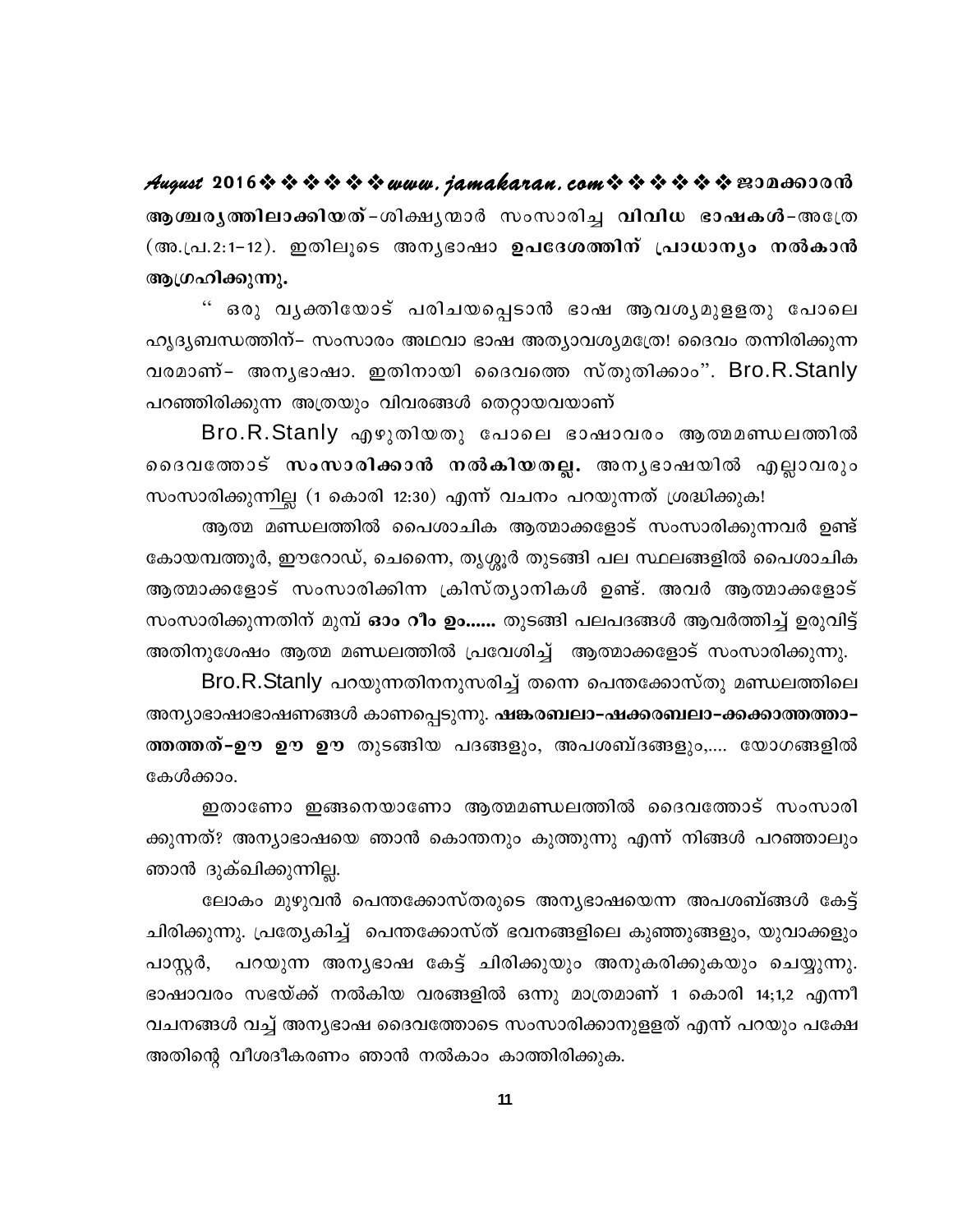**ആശ്ചര്യത്തിലാക്കിയത്**–ശിക്ഷ്യന്മാർ സംസാരിച്ച **വിവിധ ഭാഷകൾ**–അത്രേ (അ.പ്ര.2:1–12). ഇതിലൂടെ അന്യഭാഷാ **ഉപദേശത്തിന് പ്രാധാന്യം നൽകാൻ ആഗ്രഹിക്കുന്നു.**

" ഒരു വ്യക്തിയോട് പരിചയപ്പെടാൻ ഭാഷ ആവശ്യമുള്ളതു പോലെ ഹൃദ്യബന്ധത്തിന്– സംസാരം അഥവാ ഭാഷ അത്യാവശ്യമത്രേ! ദൈവം തന്നിരിക്കുന്ന വരമാണ്– അന്യഭാഷാ. ഇതിനായി ദൈവത്തെ സ്തുതിക്കാം". Bro.R.Stanly പറഞ്ഞിരിക്കുന്ന അത്രയും വിവരങ്ങൾ തെറ്റായവയാണ്

Bro.R.Stanly എഴുതിയതു പോലെ ഭാഷാവരം ആത്മമണ്ഡലത്തിൽ ദൈവത്തോട് **സംസാരിക്കാൻ നൽകിയതല്ല.** അന്യഭാഷയിൽ എല്ലാവരും സംസാരിക്കുന്നില്ല (1 കൊരി 12:30) എന്ന് വചനം പറയുന്നത് ശ്രദ്ധിക്കുക!

ആത്മ മണ്ഡലത്തിൽ പൈശാചിക ആത്മാക്കളോട് സംസാരിക്കുന്നവർ ഉണ്ട് കോയമ്പത്തൂർ, ഈറോഡ്, ചെന്നൈ, തൃശ്ശൂർ തുടങ്ങി പല സ്ഥലങ്ങളിൽ പൈശാചിക ആത്മാക്കളോട് സംസാരിക്കിന്ന ക്രിസ്ത്യാനികൾ ഉണ്ട്. അവർ ആത്മാക്കളോട് സംസാരിക്കുന്നതിന് മുമ്പ് **ഓം റീം ഉം......** തുടങ്ങി പലപദങ്ങൾ ആവർത്തിച്ച് ഉരുവിട്ട് അതിനുശേഷം ആത്മ മണ്ഡലത്തിൽ പ്രവേശിച്ച് ആത്മാക്കളോട് സംസാരിക്കുന്നു.

Bro.R.Stanly പറയുന്നതിനനുസരിച്ച് തന്നെ പെന്തക്കോസ്തു മണ്ഡലത്തിലെ അന്യാഭാഷാഭാഷണങ്ങൾ കാണപ്പെടുന്നു. **ഷങ്കരബലാ–ഷക്കരബലാ–ക്കൊത്തത്താ–ത്തത്തത്–ഊ ഊ ഊ** തുടങ്ങിയ പദങ്ങളും, അപശബ്ദങ്ങളും,.... യോഗങ്ങളിൽ കേൾക്കാം.

ഇതാണോ ഇങ്ങനെയാണോ ആത്മമണ്ഡലത്തിൽ ദൈവത്തോട് സംസാരിക്കുന്നത്? അന്യാഭാഷയെ ഞാൻ കൊന്തനും കുത്തുന്നു എന്ന് നിങ്ങൾ പറഞ്ഞാലും ഞാൻ ദുക്ഖിക്കുന്നില്ല.

ലോകം മുഴുവൻ പെന്തക്കോസ്തരുടെ അന്യഭാഷയെന്ന അപശബ്ങ്ങൾ കേട്ട് ചിരിക്കുന്നു. പ്രത്യേകിച്ച് പെന്തക്കോസ്ത് ഭവനങ്ങളിലെ കുഞ്ഞുങ്ങളും, യുവാക്കളും പാസ്റ്റർ, പറയുന്ന അന്യഭാഷ കേട്ട് ചിരിക്കുയും അനുകരിക്കുകയും ചെയ്യുന്നു. ഭാഷാവരം സഭയ്ക്ക് നൽകിയ വരങ്ങളിൽ ഒന്നു മാത്രമാണ് 1 കൊരി 14;1,2 എന്നീ വചനങ്ങൾ വച്ച് അന്യഭാഷ ദൈവത്തോടെ സംസാരിക്കാനുള്ളത് എന്ന് പറയും പക്ഷേ അതിന്റെ വീശദീകരണം ഞാൻ നൽകാം കാത്തിരിക്കുക.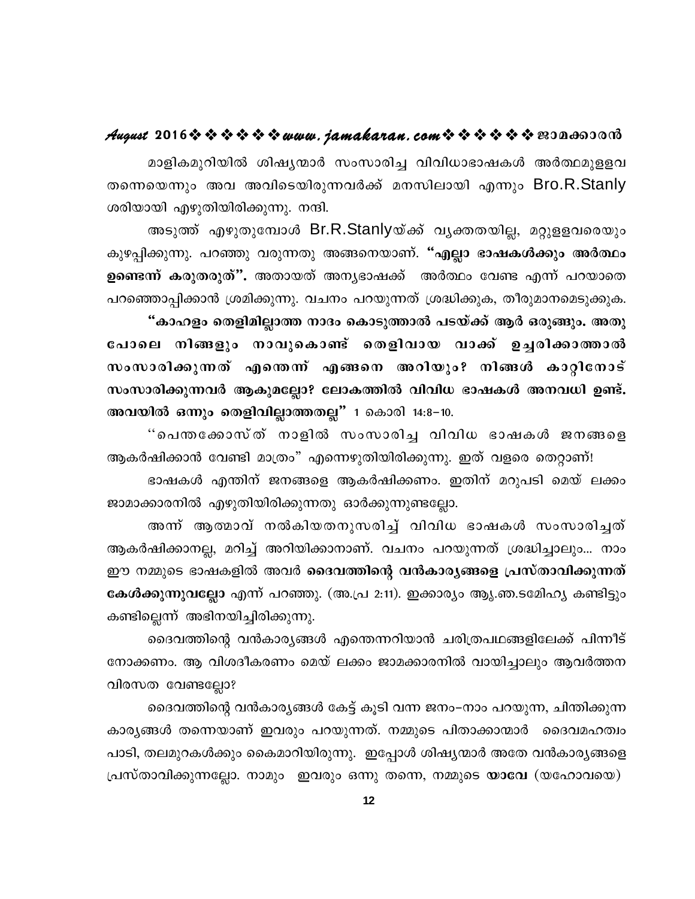മാളികമുറിയിൽ ശിഷ്യന്മാർ സംസാരിച്ച വിവിധാഭാഷകൾ അർത്ഥമുളളവ തന്നെയെന്നും അവ അവിടെയിരുന്നവർക്ക് മനസിലായി എന്നും Bro.R.Stanly ശരിയായി എഴുതിയിരിക്കുന്നു. നന്ദി.

അടുത്ത് എഴുതുമ്പോൾ Br.R.Stanlyയ്ക്ക് വ്യക്തതയില്ല, മറ്റുളളവരെയും കുഴപ്പിക്കുന്നു. പറഞ്ഞു വരുന്നതു അങ്ങനെയാണ്. **"എല്ലാ ഭാഷകൾക്കും അർത്ഥം ഉണ്ടെന്ന് കരുതരുത്".** അതായത് അന്യഭാഷക്ക് അർത്ഥം വേണ്ട എന്ന് പറയാതെ പറഞ്ഞൊപ്പിക്കാൻ ശ്രമിക്കുന്നു. വചനം പറയുന്നത് ശ്രദ്ധിക്കുക, തീരുമാനമെടുക്കുക.

**"കാഹളം തെളിമില്ലാത്ത നാദം കൊടുത്താൽ പടയ്ക്ക് ആർ ഒരുങ്ങും. അതുപോലെ നിങ്ങളും നാവുകൊണ്ട് തെളിവായ വാക്ക് ഉച്ചരിക്കാത്താൽ സംസാരിക്കുന്നത് എന്തെന്ന് എങ്ങനെ അറിയും? നിങ്ങൾ കാറ്റിനോട് സംസാരിക്കുന്നവർ ആകുമല്ലോ? ലോകത്തിൽ വിവിധ ഭാഷകൾ അനവധി ഉണ്ട്. അവയിൽ ഒന്നും തെളിവില്ലാത്തതല്ല"** 1 കൊരി 14:8-10.

''പെന്തക്കോസ്ത് നാളിൽ സംസാരിച്ച വിവിധ ഭാഷകൾ ജനങ്ങളെ ആകർഷിക്കാൻ വേണ്ടി മാത്രം" എന്നെഴുതിയിരിക്കുന്നു. ഇത് വളരെ തെറ്റാണ്!

ഭാഷകൾ എന്തിന് ജനങ്ങളെ ആകർഷിക്കണം. ഇതിന് മറുപടി മെയ് ലക്കം ജാമാക്കാരനിൽ എഴുതിയിരിക്കുന്നതു ഓർക്കുന്നുണ്ടല്ലോ.

അന്ന് ആത്മാവ് നൽകിയതനുസരിച്ച് വിവിധ ഭാഷകൾ സംസാരിച്ചത് ആകർഷിക്കാനല്ല, മറിച്ച് അറിയിക്കാനാണ്. വചനം പറയുന്നത് ശ്രദ്ധിച്ചാലും... നാം ഈ നമ്മുടെ ഭാഷകളിൽ അവർ **ദൈവത്തിന്റെ വൻകാര്യങ്ങളെ പ്രസ്താവിക്കുന്നത് കേൾക്കുന്നുവല്ലോ** എന്ന് പറഞ്ഞു. (അ.പ്ര 2:11). ഇക്കാര്യം ആ്യ.ഞ.ടമേിഹ്യ കണ്ടിട്ടും കണ്ടില്ലെന്ന് അഭിനയിച്ചിരിക്കുന്നു.

ദൈവത്തിന്റെ വൻകാര്യങ്ങൾ എന്തെന്നറിയാൻ ചരിത്രപഥങ്ങളിലേക്ക് പിന്നീട് നോക്കണം. ആ വിശദീകരണം മെയ് ലക്കം ജാമക്കാരനിൽ വായിച്ചാലും ആവർത്തന വിരസത വേണ്ടല്ലോ?

ദൈവത്തിന്റെ വൻകാര്യങ്ങൾ കേട്ട് കൂടി വന്ന ജനം-നാം പറയുന്ന, ചിന്തിക്കുന്ന കാര്യങ്ങൾ തന്നെയാണ് ഇവരും പറയുന്നത്. നമ്മുടെ പിതാക്കാന്മാർ ദൈവമഹത്വം പാടി, തലമുറകൾക്കും കൈമാറിയിരുന്നു. ഇപ്പോൾ ശിഷ്യന്മാർ അതേ വൻകാര്യങ്ങളെ പ്രസ്താവിക്കുന്നല്ലോ. നാമും ഇവരും ഒന്നു തന്നെ, നമ്മുടെ **യാവേ** (യഹോവയെ)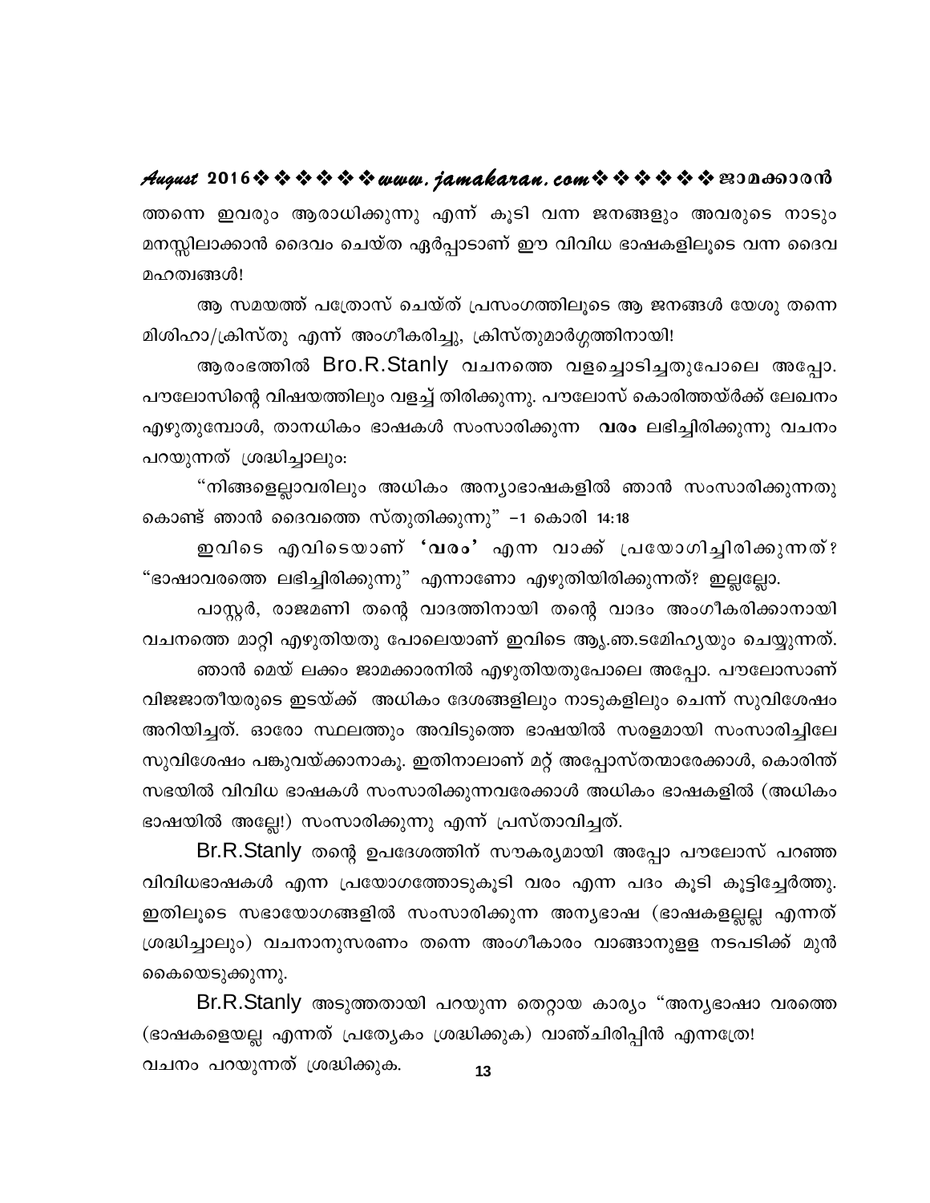ത്തന്നെ ഇവരും ആരാധിക്കുന്നു എന്ന് കൂടി വന്ന ജനങ്ങളും അവരുടെ നാടും മനസ്സിലാക്കാൻ ദൈവം ചെയ്ത ഏർപ്പാടാണ് ഈ വിവിധ ഭാഷകളിലൂടെ വന്ന ദൈവ മഹത്വങ്ങൾ!

ആ സമയത്ത് പത്രോസ് ചെയ്ത് പ്രസംഗത്തിലൂടെ ആ ജനങ്ങൾ യേശു തന്നെ മിശിഹാ/ക്രിസ്തു എന്ന് അംഗീകരിച്ചു, ക്രിസ്തുമാർഗ്ഗത്തിനായി!

ആരംഭത്തിൽ Bro.R.Stanly വചനത്തെ വളച്ചൊടിച്ചതുപോലെ അപ്പോ. പൗലോസിന്റെ വിഷയത്തിലും വളച്ച് തിരിക്കുന്നു. പൗലോസ് കൊരിത്തയർക്ക് ലേഖനം എഴുതുമ്പോൾ, താനധികം ഭാഷകൾ സംസാരിക്കുന്ന **വരം** ലഭിച്ചിരിക്കുന്നു വചനം പറയുന്നത് ശ്രദ്ധിച്ചാലും:

"നിങ്ങളെല്ലാവരിലും അധികം അന്യാഭാഷകളിൽ ഞാൻ സംസാരിക്കുന്നതു കൊണ്ട് ഞാൻ ദൈവത്തെ സ്തുതിക്കുന്നു" –1 കൊരി 14:18

ഇവിടെ എവിടെയാണ് **'വരം'** എന്ന വാക്ക് പ്രയോഗിച്ചിരിക്കുന്നത്? "ഭാഷാവരത്തെ ലഭിച്ചിരിക്കുന്നു" എന്നാണോ എഴുതിയിരിക്കുന്നത്? ഇല്ലല്ലോ.

പാസ്റ്റർ, രാജമണി തന്റെ വാദത്തിനായി തന്റെ വാദം അംഗീകരിക്കാനായി വചനത്തെ മാറ്റി എഴുതിയതു പോലെയാണ് ഇവിടെ ആ്യ.ഞ.ടമേിഹ്യയും ചെയ്യുന്നത്.

ഞാൻ മെയ് ലക്കം ജാമക്കാരനിൽ എഴുതിയതുപോലെ അപ്പോ. പൗലോസാണ് വിജജാതീയരുടെ ഇടയ്ക്ക് അധികം ദേശങ്ങളിലും നാടുകളിലും ചെന്ന് സുവിശേഷം അറിയിച്ചത്. ഓരോ സ്ഥലത്തും അവിടുത്തെ ഭാഷയിൽ സരളമായി സംസാരിച്ചിലേ സുവിശേഷം പങ്കുവയ്ക്കാനാകൂ. ഇതിനാലാണ് മറ്റ് അപ്പോസ്തന്മാരേക്കാൾ, കൊരിന്ത് സഭയിൽ വിവിധ ഭാഷകൾ സംസാരിക്കുന്നവരേക്കാൾ അധികം ഭാഷകളിൽ (അധികം ഭാഷയിൽ അല്ലേ!) സംസാരിക്കുന്നു എന്ന് പ്രസ്താവിച്ചത്.

Br.R.Stanly തന്റെ ഉപദേശത്തിന് സൗകര്യമായി അപ്പോ പൗലോസ് പറഞ്ഞ വിവിധഭാഷകൾ എന്ന പ്രയോഗത്തോടുകൂടി വരം എന്ന പദം കൂടി കൂട്ടിച്ചേർത്തു. ഇതിലൂടെ സഭായോഗങ്ങളിൽ സംസാരിക്കുന്ന അന്യഭാഷ (ഭാഷകളല്ലല്ല എന്നത് ശ്രദ്ധിച്ചാലും) വചനാനുസരണം തന്നെ അംഗീകാരം വാങ്ങാനുളള നടപടിക്ക് മുൻ കൈയെടുക്കുന്നു.

Br.R.Stanly അടുത്തതായി പറയുന്ന തെറ്റായ കാര്യം "അന്യഭാഷാ വരത്തെ (ഭാഷകളെയല്ല എന്നത് പ്രത്യേകം ശ്രദ്ധിക്കുക) വാഞ്ചിരിപ്പിൻ എന്നത്രേ! വചനം പറയുന്നത് ശ്രദ്ധിക്കുക.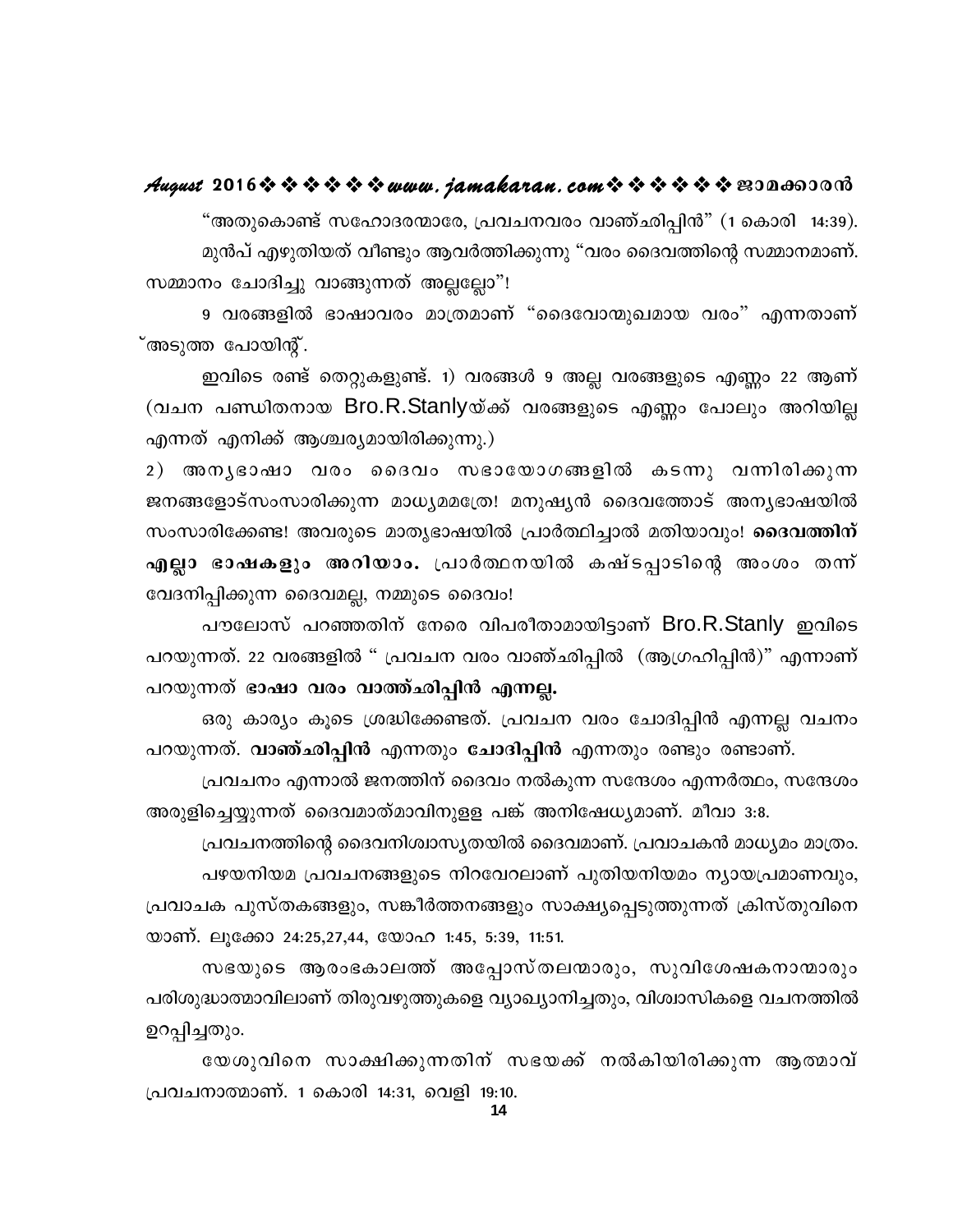"അതുകൊണ്ട് സഹോദരന്മാരേ, പ്രവചനവരം വാഞ്ഛിപ്പിൻ" (1 കൊരി 14:39).

മുൻപ് എഴുതിയത് വീണ്ടും ആവർത്തിക്കുന്നു "വരം ദൈവത്തിന്റെ സമ്മാനമാണ്. സമ്മാനം ചോദിച്ചു വാങ്ങുന്നത് അല്ലല്ലോ"!

9 വരങ്ങളിൽ ഭാഷാവരം മാത്രമാണ് "ദൈവോന്മുഖമായ വരം" എന്നതാണ് അടുത്ത പോയിന്റ്.

ഇവിടെ രണ്ട് തെറ്റുകളുണ്ട്. 1) വരങ്ങൾ 9 അല്ല വരങ്ങളുടെ എണ്ണം 22 ആണ് (വചന പണ്ഡിതനായ Bro.R.Stanlyയ്ക്ക് വരങ്ങളുടെ എണ്ണം പോലും അറിയില്ല എന്നത് എനിക്ക് ആശ്ചര്യമായിരിക്കുന്നു.)

2) അന്യഭാഷാ വരം ദൈവം സഭായോഗങ്ങളിൽ കടന്നു വന്നിരിക്കുന്ന ജനങ്ങളോട്സംസാരിക്കുന്ന മാധ്യമമത്രേ! മനുഷ്യൻ ദൈവത്തോട് അന്യഭാഷയിൽ സംസാരിക്കേണ്ട! അവരുടെ മാതൃഭാഷയിൽ പ്രാർത്ഥിച്ചാൽ മതിയാവും! **ദൈവത്തിന് എല്ലാ ഭാഷകളും അറിയാം.** പ്രാർത്ഥനയിൽ കഷ്ടപ്പാടിന്റെ അംശം തന്ന് വേദനിപ്പിക്കുന്ന ദൈവമല്ല, നമ്മുടെ ദൈവം!

പൗലോസ് പറഞ്ഞതിന് നേരെ വിപരീതാമായിട്ടാണ് Bro.R.Stanly ഇവിടെ പറയുന്നത്. 22 വരങ്ങളിൽ " പ്രവചന വരം വാഞ്ഛരിപ്പിൽ (ആഗ്രഹിപ്പിൻ)" എന്നാണ് പറയുന്നത് **ഭാഷാ വരം വാത്ത്ഛരിപ്പിൻ എന്നല്ല.**

ഒരു കാര്യം കൂടെ ശ്രദ്ധിക്കേണ്ടത്. പ്രവചന വരം ചോദിപ്പിൻ എന്നല്ല വചനം പറയുന്നത്. **വാഞ്ഛരിപ്പിൻ** എന്നതും **ചോദിപ്പിൻ** എന്നതും രണ്ടും രണ്ടാണ്.

പ്രവചനം എന്നാൽ ജനത്തിന് ദൈവം നൽകുന്ന സന്ദേശം എന്നർത്ഥം, സന്ദേശം അരുളിച്ചെയ്യുന്നത് ദൈവമാത്മാവിനുള്ള പങ്ക് അനിഷേധ്യമാണ്. മീഖാ 3:8.

പ്രവചനത്തിന്റെ ദൈവനിശ്വാസ്യതയിൽ ദൈവമാണ്. പ്രവാചകൻ മാധ്യമം മാത്രം.

പഴയനിയമ പ്രവചനങ്ങളുടെ നിറവേറലാണ് പുതിയനിയമം ന്യായപ്രമാണവും, പ്രവാചക പുസ്തകങ്ങളും, സങ്കീർത്തനങ്ങളും സാക്ഷ്യപ്പെടുത്തുന്നത് ക്രിസ്തുവിനെ യാണ്. ലൂക്കോ 24:25,27,44, യോഹ 1:45, 5:39, 11:51.

സഭയുടെ ആരംഭകാലത്ത് അപ്പോസ്തലന്മാരും, സുവിശേഷകനാന്മാരും പരിശുദ്ധാത്മാവിലാണ് തിരുവഴുത്തുകളെ വ്യാഖ്യാനിച്ചതും, വിശ്വാസികളെ വചനത്തിൽ ഉറപ്പിച്ചതും.

യേശുവിനെ സാക്ഷിക്കുന്നതിന് സഭയക്ക് നൽകിയിരിക്കുന്ന ആത്മാവ് പ്രവചനാത്മാണ്. 1 കൊരി 14:31, വെളി 19:10.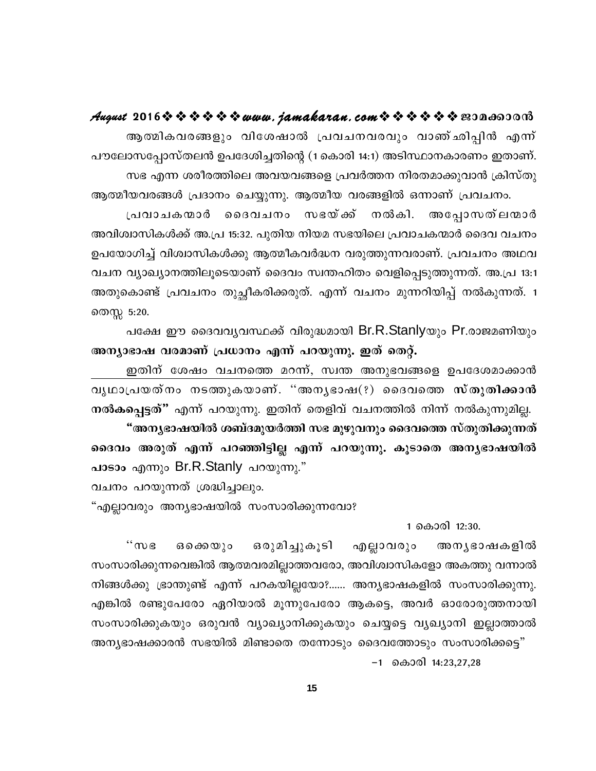ആത്മികവരങ്ങളും വിശേഷാൽ പ്രവചനവരവും വാഞ്ഛിപ്പിൻ എന്ന് പൗലോസപ്പോസ്തലൻ ഉപദേശിച്ചതിന്റെ (1 കൊരി 14:1) അടിസ്ഥാനകാരണം ഇതാണ്.

സഭ എന്ന ശരീരത്തിലെ അവയവങ്ങളെ പ്രവർത്തന നിരതമാക്കുവാൻ ക്രിസ്തു ആത്മീയവരങ്ങൾ പ്രദാനം ചെയ്യുന്നു. ആത്മീയ വരങ്ങളിൽ ഒന്നാണ് പ്രവചനം.

പ്രവാചകന്മാർ ദൈവചനം സഭയ്ക്ക് നൽകി. അപ്പോസത്ലന്മാർ അവിശ്വാസികൾക്ക് അ.പ്ര 15:32. പുതിയ നിയമ സഭയിലെ പ്രവാചകന്മാർ ദൈവ വചനം ഉപയോഗിച്ച് വിശ്വാസികൾക്കു ആത്മീകവർദ്ധന വരുത്തുന്നവരാണ്. പ്രവചനം അഥവ വചന വ്യാഖ്യാനത്തിലൂടെയാണ് ദൈവം സ്വന്തഹിതം വെളിപ്പെടുത്തുന്നത്. അ.പ്ര 13:1 അതുകൊണ്ട് പ്രവചനം തുച്ഛീകരിക്കരുത്. എന്ന് വചനം മുന്നറിയിപ്പ് നൽകുന്നത്. 1 തെസ്സ 5:20.

പക്ഷേ ഈ ദൈവവ്യവസ്ഥക്ക് വിരുദ്ധമായി Br.R.Stanlyയും Pr.രാജമണിയും **അന്യാഭാഷ വരമാണ് പ്രധാനം എന്ന് പറയുന്നു. ഇത് തെറ്റ്.**

ഇതിന് ശേഷം വചനത്തെ മറന്ന്, സ്വന്ത അനുഭവങ്ങളെ ഉപദേശമാക്കാൻ വൃഥാപ്രയത്നം നടത്തുകയാണ്. ''അന്യഭാഷ(?) ദൈവത്തെ **സ്തുതിക്കാൻ നൽകപ്പെട്ടത്"** എന്ന് പറയുന്നു. ഇതിന് തെളിവ് വചനത്തിൽ നിന്ന് നൽകുന്നുമില്ല.

**"അന്യഭാഷയിൽ ശബ്ദമുയർത്തി സഭ മുഴുവനും ദൈവത്തെ സ്തുതിക്കുന്നത് ദൈവം അരുത് എന്ന് പറഞ്ഞിട്ടില്ല എന്ന് പറയുന്നു. കൂടാതെ അന്യഭാഷയിൽ പാടാം** എന്നും Br.R.Stanly പറയുന്നു."

വചനം പറയുന്നത് ശ്രദ്ധിച്ചാലും.

"എല്ലാവരും അന്യഭാഷയിൽ സംസാരിക്കുന്നവോ?

1 കൊരി 12:30.

''സഭ ഒക്കെയും ഒരുമിച്ചുകൂടി എല്ലാവരും അന്യഭാഷകളിൽ സംസാരിക്കുന്നവെങ്കിൽ ആത്മവരമില്ലാത്തവരോ, അവിശ്വാസികളോ അകത്തു വന്നാൽ നിങ്ങൾക്കു ഭ്രാന്തുണ്ട് എന്ന് പറകയില്ലയോ?...... അന്യഭാഷകളിൽ സംസാരിക്കുന്നു. എങ്കിൽ രണ്ടുപേരോ ഏറിയാൽ മൂന്നുപേരോ ആകട്ടെ, അവർ ഓരോരുത്തനായി സംസാരിക്കുകയും ഒരുവൻ വ്യാഖ്യാനിക്കുകയും ചെയ്യട്ടെ വ്യഖ്യാനി ഇല്ലാത്താൽ അന്യഭാഷക്കാരൻ സഭയിൽ മിണ്ടാതെ തന്നോടും ദൈവത്തോടും സംസാരിക്കട്ടെ"

–1 കൊരി 14:23,27,28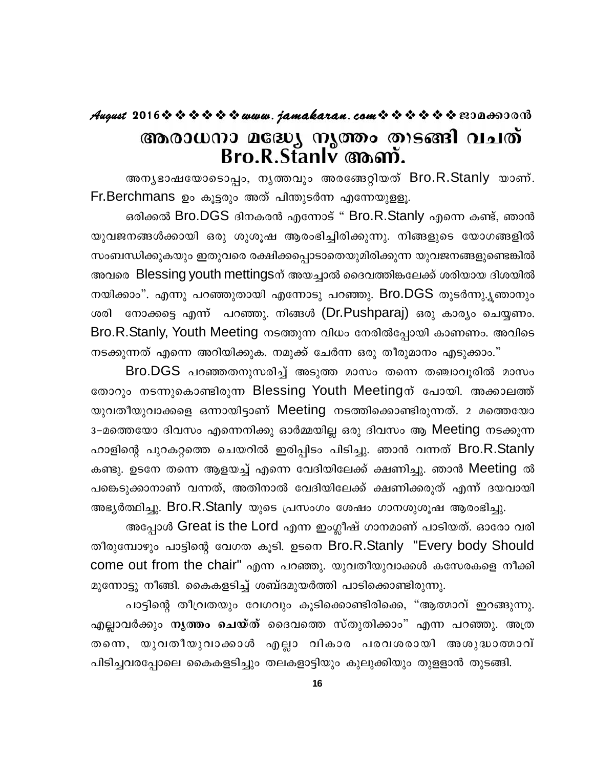# ആരാധനാ മദ്ധ്യേ നൃത്തം തുടങ്ങി വച്ചത് Bro.R.Stanly ആണ്.

അന്യഭാഷയോടൊപ്പം, നൃത്തവും അരങ്ങേറ്റിയത് Bro.R.Stanly യാണ്. Fr.Berchmans ഉം കൂട്ടരും അത് പിന്തുടർന്ന എന്നേയുള്ളൂ.

ഒരിക്കൽ Bro.DGS ദിനകരൻ എന്നോട് " Bro.R.Stanly എന്നെ കണ്ട്, ഞാൻ യുവജനങ്ങൾക്കായി ഒരു ശുശ്രൂഷ ആരംഭിച്ചിരിക്കുന്നു. നിങ്ങളുടെ യോഗങ്ങളിൽ സംബന്ധിക്കുകയും ഇതുവരെ രക്ഷിക്കപ്പെടാതെയുമിരിക്കുന്ന യുവജനങ്ങളുണ്ടെങ്കിൽ അവരെ Blessing youth mettingsന് അയച്ചാൽ ദൈവത്തിങ്കലേക്ക് ശരിയായ ദിശയിൽ നയിക്കാം". എന്നു പറഞ്ഞുതായി എന്നോടു പറഞ്ഞു. Bro.DGS തുടർന്നു.,ഞാനും ശരി നോക്കട്ടെ എന്ന് പറഞ്ഞു. നിങ്ങൾ (Dr.Pushparaj) ഒരു കാര്യം ചെയ്യണം. Bro.R.Stanly, Youth Meeting നടത്തുന്ന വിധം നേരിൽപ്പോയി കാണണം. അവിടെ നടക്കുന്നത് എന്നെ അറിയിക്കുക. നമുക്ക് ചേർന്ന ഒരു തീരുമാനം എടുക്കാം."

Bro.DGS പറഞ്ഞതനുസരിച്ച് അടുത്ത മാസം തന്നെ തഞ്ചാവൂരിൽ മാസം തോറും നടന്നുകൊണ്ടിരുന്ന Blessing Youth Meetingന് പോയി. അക്കാലത്ത് യുവതീയുവാക്കളെ ഒന്നായിട്ടാണ് Meeting നടത്തിക്കൊണ്ടിരുന്നത്. 2 മത്തെയോ 3–മത്തെയോ ദിവസം എന്നെനിക്കു ഓർമ്മയില്ല ഒരു ദിവസം ആ Meeting നടക്കുന്ന ഹാളിന്റെ പുറകറ്റത്തെ ചെയറിൽ ഇരിപ്പിടം പിടിച്ചു. ഞാൻ വന്നത് Bro.R.Stanly കണ്ടു. ഉടനേ തന്നെ ആളയച്ച് എന്നെ വേദിയിലേക്ക് ക്ഷണിച്ചു. ഞാൻ Meeting ൽ പങ്കെടുക്കാനാണ് വന്നത്, അതിനാൽ വേദിയിലേക്ക് ക്ഷണിക്കരുത് എന്ന് ദയവായി അഭ്യർത്ഥിച്ചു. Bro.R.Stanly യുടെ പ്രസംഗം ശേഷം ഗാനശുശ്രൂഷ ആരംഭിച്ചു.

അപ്പോൾ Great is the Lord എന്ന ഇംഗ്ലീഷ് ഗാനമാണ് പാടിയത്. ഓരോ വരി തീരുമ്പോഴും പാട്ടിന്റെ വേഗത കൂടി. ഉടനെ Bro.R.Stanly "Every body Should come out from the chair" എന്ന പറഞ്ഞു. യുവതീയുവാക്കൾ കസേരകളെ നീക്കി മുന്നോട്ടു നീങ്ങി. കൈകളടിച്ച് ശബ്ദമുയർത്തി പാടിക്കൊണ്ടിരുന്നു.

പാട്ടിന്റെ തീവ്രതയും വേഗവും കൂടിക്കൊണ്ടിരിക്കെ, "ആത്മാവ് ഇറങ്ങുന്നു. എല്ലാവർക്കും **നൃത്തം ചെയ്ത്** ദൈവത്തെ സ്തുതിക്കാം" എന്ന പറഞ്ഞു. അത്ര തന്നെ, യുവതീയുവാക്കാൾ എല്ലാ വികാര പരവശരായി അശുദ്ധാത്മാവ് പിടിച്ചവരപ്പോലെ കൈകളടിച്ചും തലകളാട്ടിയും കുലുക്കിയും തുള്ളാൻ തുടങ്ങി.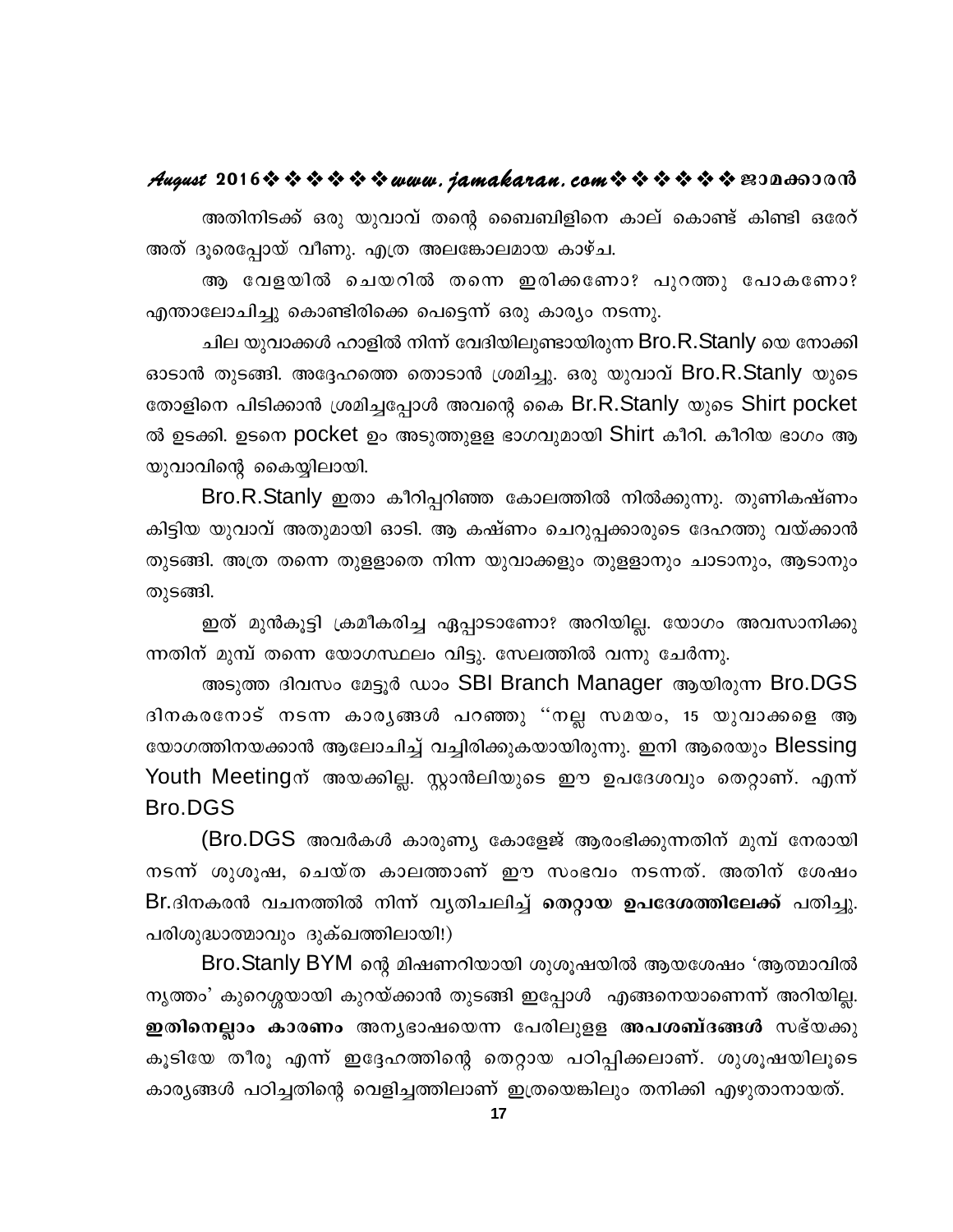അതിനിടക്ക് ഒരു യുവാവ് തന്റെ ബൈബിളിനെ കാല് കൊണ്ട് കിണ്ടി ഒരേറ് അത് ദൂരെപ്പോയ് വീണു. എത്ര അലങ്കോലമായ കാഴ്ച.

ആ വേളയിൽ ചെയറിൽ തന്നെ ഇരിക്കണോ? പുറത്തു പോകണോ? എന്താലോചിച്ചു കൊണ്ടിരിക്കെ പെട്ടെന്ന് ഒരു കാര്യം നടന്നു.

ചില യുവാക്കൾ ഹാളിൽ നിന്ന് വേദിയിലുണ്ടായിരുന്ന Bro.R.Stanly യെ നോക്കി ഓടാൻ തുടങ്ങി. അദ്ദേഹത്തെ തൊടാൻ ശ്രമിച്ചു. ഒരു യുവാവ് Bro.R.Stanly യുടെ തോളിനെ പിടിക്കാൻ ശ്രമിച്ചപ്പോൾ അവന്റെ കൈ Br.R.Stanly യുടെ Shirt pocket ൽ ഉടക്കി. ഉടനെ pocket ഉം അടുത്തുള്ള ഭാഗവുമായി Shirt കീറി. കീറിയ ഭാഗം ആ യുവാവിന്റെ കൈയ്യിലായി.

Bro.R.Stanly ഇതാ കീറിപ്പറിഞ്ഞ കോലത്തിൽ നിൽക്കുന്നു. തുണികഷ്ണം കിട്ടിയ യുവാവ് അതുമായി ഓടി. ആ കഷ്ണം ചെറുപ്പക്കാരുടെ ദേഹത്തു വയ്ക്കാൻ തുടങ്ങി. അത്ര തന്നെ തുള്ളാതെ നിന്ന യുവാക്കളും തുള്ളാനും ചാടാനും, ആടാനും തുടങ്ങി.

ഇത് മുൻകൂട്ടി ക്രമീകരിച്ച ഏപ്പാടാണോ? അറിയില്ല. യോഗം അവസാനിക്കുന്നതിന് മുമ്പ് തന്നെ യോഗസ്ഥലം വിട്ടു. സേലത്തിൽ വന്നു ചേർന്നു.

അടുത്ത ദിവസം മേട്ടൂർ ഡാം SBI Branch Manager ആയിരുന്ന Bro.DGS ദിനകരനോട് നടന്ന കാര്യങ്ങൾ പറഞ്ഞു "നല്ല സമയം, 15 യുവാക്കളെ ആ യോഗത്തിനയക്കാൻ ആലോചിച്ച് വച്ചിരിക്കുകയായിരുന്നു. ഇനി ആരെയും Blessing Youth Meetingന് അയക്കില്ല. സ്റ്റാൻലിയുടെ ഈ ഉപദേശവും തെറ്റാണ്. എന്ന് Bro.DGS

(Bro.DGS അവർകൾ കാരുണ്യ കോളേജ് ആരംഭിക്കുന്നതിന് മുമ്പ് നേരായി നടന്ന് ശുശൂഷ, ചെയ്ത കാലത്താണ് ഈ സംഭവം നടന്നത്. അതിന് ശേഷം Br.ദിനകരൻ വചനത്തിൽ നിന്ന് വ്യതിചലിച്ച് **തെറ്റായ ഉപദേശത്തിലേക്ക്** പതിച്ചു. പരിശുദ്ധാത്മാവും ദുക്ഖത്തിലായി!)

Bro.Stanly BYM ന്റെ മിഷണറിയായി ശുശൂഷയിൽ ആയശേഷം 'ആത്മാവിൽ നൃത്തം' കുറെശ്ശയായി കുറയ്ക്കാൻ തുടങ്ങി ഇപ്പോൾ എങ്ങനെയാണെന്ന് അറിയില്ല. **ഇതിനെല്ലാം കാരണം** അന്യഭാഷയെന്ന പേരിലുള്ള **അപശബ്ദങ്ങൾ** സഭ്യക്കു കൂടിയേ തീരൂ എന്ന് ഇദ്ദേഹത്തിന്റെ തെറ്റായ പഠിപ്പിക്കലാണ്. ശുശൂഷയിലൂടെ കാര്യങ്ങൾ പഠിച്ചതിന്റെ വെളിച്ചത്തിലാണ് ഇത്രയെങ്കിലും തനിക്കി എഴുതാനായത്.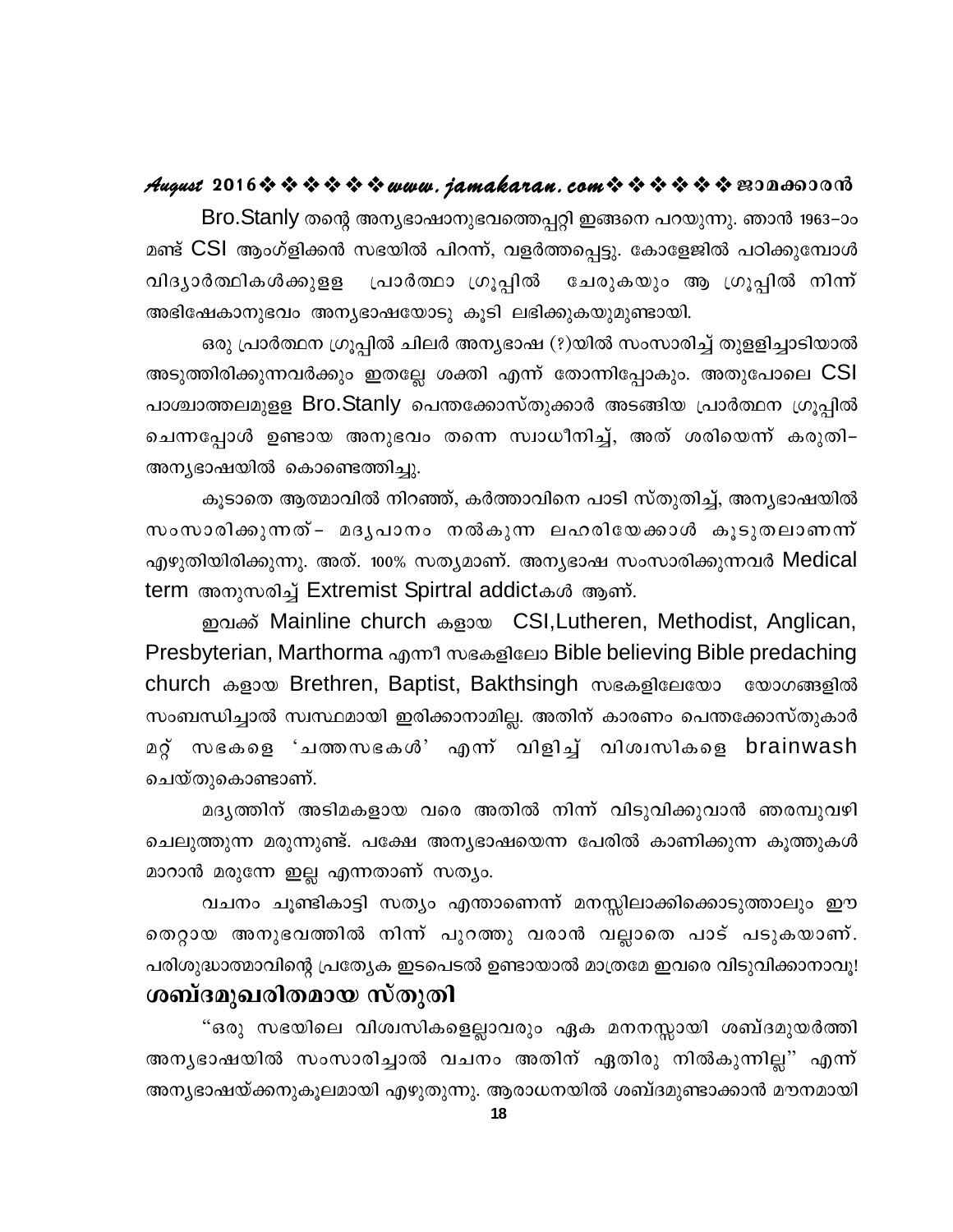Bro.Stanly തന്റെ അന്യഭാഷാനുഭവത്തെപ്പറ്റി ഇങ്ങനെ പറയുന്നു. ഞാൻ 1963–ാം മണ്ട് CSI ആംഗ്ളിക്കൻ സഭയിൽ പിറന്ന്, വളർത്തപ്പെട്ടു. കോളേജിൽ പഠിക്കുമ്പോൾ വിദ്യാർത്ഥികൾക്കുളള പ്രാർത്ഥാ ഗ്രൂപ്പിൽ ചേരുകയും ആ ഗ്രൂപ്പിൽ നിന്ന് അഭിഷേകാനുഭവം അന്യഭാഷയോടു കൂടി ലഭിക്കുകയുമുണ്ടായി.

ഒരു പ്രാർത്ഥന ഗ്രൂപ്പിൽ ചിലർ അന്യഭാഷ (?)യിൽ സംസാരിച്ച് തുളളിച്ചാടിയാൽ അടുത്തിരിക്കുന്നവർക്കും ഇതല്ലേ ശക്തി എന്ന് തോന്നിപ്പോകും. അതുപോലെ CSI പാശ്ചാത്തലമുളള Bro.Stanly പെന്തക്കോസ്തുക്കാർ അടങ്ങിയ പ്രാർത്ഥന ഗ്രൂപ്പിൽ ചെന്നപ്പോൾ ഉണ്ടായ അനുഭവം തന്നെ സ്വാധീനിച്ച്, അത് ശരിയെന്ന് കരുതി– അന്യഭാഷയിൽ കൊണ്ടെത്തിച്ചു.

കൂടാതെ ആത്മാവിൽ നിറഞ്ഞ്, കർത്താവിനെ പാടി സ്തുതിച്ച്, അന്യഭാഷയിൽ സംസാരിക്കുന്നത്– മദ്യപാനം നൽകുന്ന ലഹരിയേക്കാൾ കൂടുതലാണന്ന് എഴുതിയിരിക്കുന്നു. അത്. 100% സത്യമാണ്. അന്യഭാഷ സംസാരിക്കുന്നവർ Medical term അനുസരിച്ച് Extremist Spirtral addictകൾ ആണ്.

ഇവക്ക് Mainline church കളായ CSI,Lutheren, Methodist, Anglican, Presbyterian, Marthorma എന്നീ സഭകളിലോ Bible believing Bible predaching church കളായ Brethren, Baptist, Bakthsingh സഭകളിലേയോ യോഗങ്ങളിൽ സംബന്ധിച്ചാൽ സ്വസ്ഥമായി ഇരിക്കാനാമില്ല. അതിന് കാരണം പെന്തക്കോസ്തുകാർ മറ്റ് സഭകളെ 'ചത്തസഭകൾ' എന്ന് വിളിച്ച് വിശ്വസികളെ brainwash ചെയ്തുകൊണ്ടാണ്.

മദ്യത്തിന് അടിമകളായ വരെ അതിൽ നിന്ന് വിടുവിക്കുവാൻ ഞരമ്പുവഴി ചെലുത്തുന്ന മരുന്നുണ്ട്. പക്ഷേ അന്യഭാഷയെന്ന പേരിൽ കാണിക്കുന്ന കൂത്തുകൾ മാറാൻ മരുന്നേ ഇല്ല എന്നതാണ് സത്യം.

വചനം ചൂണ്ടികാട്ടി സത്യം എന്താണെന്ന് മനസ്സിലാക്കിക്കൊടുത്താലും ഈ തെറ്റായ അനുഭവത്തിൽ നിന്ന് പുറത്തു വരാൻ വല്ലാതെ പാട് പടുകയാണ്. പരിശുദ്ധാത്മാവിന്റെ പ്രത്യേക ഇടപെടൽ ഉണ്ടായാൽ മാത്രമേ ഇവരെ വിടുവിക്കാനാവൂ!

## ശബ്ദമുഖരിതമായ സ്തുതി

"ഒരു സഭയിലെ വിശ്വസികളെല്ലാവരും ഏക മനനസ്സായി ശബ്ദമുയർത്തി അന്യഭാഷയിൽ സംസാരിച്ചാൽ വചനം അതിന് ഏതിരു നിൽകുന്നില്ല" എന്ന് അന്യഭാഷയ്ക്കനുകൂലമായി എഴുതുന്നു. ആരാധനയിൽ ശബ്ദമുണ്ടാക്കാൻ മൗനമായി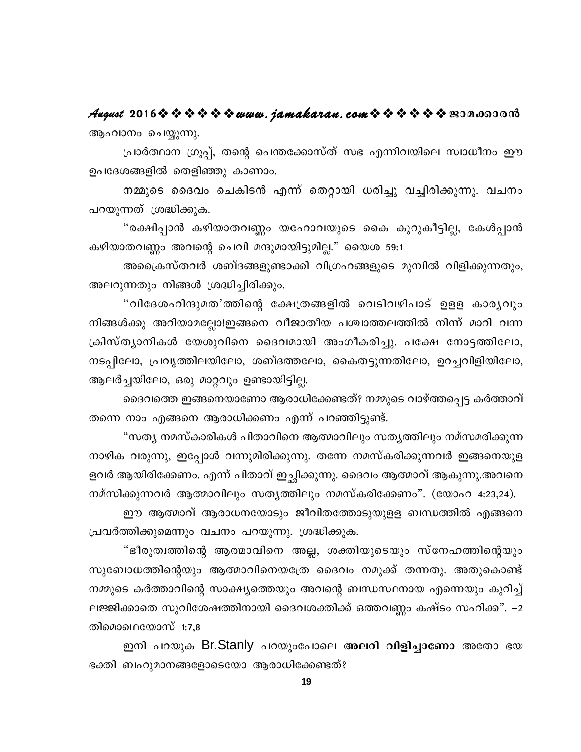ആഹ്വാനം ചെയ്യുന്നു.

പ്രാർത്ഥനാ ഗ്രൂപ്പ്, തന്റെ പെന്തക്കോസ്ത് സഭ എന്നിവയിലെ സ്വാധീനം ഈ ഉപദേശങ്ങളിൽ തെളിഞ്ഞു കാണാം.

നമ്മുടെ ദൈവം ചെകിടൻ എന്ന് തെറ്റായി ധരിച്ചു വച്ചിരിക്കുന്നു. വചനം പറയുന്നത് ശ്രദ്ധിക്കുക.

"രക്ഷിപ്പാൻ കഴിയാതവണ്ണം യഹോവയുടെ കൈ കുറുകീട്ടില്ല, കേൾപ്പാൻ കഴിയാതവണ്ണം അവന്റെ ചെവി മന്ദമായിട്ടുമില്ല." യെശ 59:1

അക്രൈസ്തവർ ശബ്ദങ്ങളുണ്ടാക്കി വിഗ്രഹങ്ങളുടെ മുമ്പിൽ വിളിക്കുന്നതും, അലറുന്നതും നിങ്ങൾ ശ്രദ്ധിച്ചിരിക്കും.

"വിദേശഹിന്ദുമത'ത്തിന്റെ ക്ഷേത്രങ്ങളിൽ വെടിവഴിപാട് ഉളള കാര്യവും നിങ്ങൾക്കു അറിയാമല്ലോ!ഇങ്ങനെ വീജാതീയ പശ്ചാത്തലത്തിൽ നിന്ന് മാറി വന്ന ക്രിസ്ത്യാനികൾ യേശുവിനെ ദൈവമായി അംഗീകരിച്ചു. പക്ഷേ നോട്ടത്തിലോ, നടപ്പിലോ, പ്രവൃത്തിലയിലോ, ശബ്ദത്തലോ, കൈതട്ടുന്നതിലോ, ഉറച്ചവിളിയിലോ, ആലർച്ചയിലോ, ഒരു മാറ്റവും ഉണ്ടായിട്ടില്ല.

ദൈവത്തെ ഇങ്ങനെയാണോ ആരാധിക്കേണ്ടത്? നമ്മുടെ വാഴ്ത്തപ്പെട്ട കർത്താവ് തന്നെ നാം എങ്ങനെ ആരാധിക്കണം എന്ന് പറഞ്ഞിട്ടുണ്ട്.

"സത്യ നമസ്കാരികൾ പിതാവിനെ ആത്മാവിലും സത്യത്തിലും നമ്സമരിക്കുന്ന നാഴിക വരുന്നു, ഇപ്പോൾ വന്നുമിരിക്കുന്നു. തന്നേ നമസ്കരിക്കുന്നവർ ഇങ്ങനെയുള ളവർ ആയിരിക്കേണം. എന്ന് പിതാവ് ഇച്ഛിക്കുന്നു. ദൈവം ആത്മാവ് ആകുന്നു.അവനെ നമ്സിക്കുന്നവർ ആത്മാവിലും സത്യത്തിലും നമസ്കരിക്കേണം". (യോഹ 4:23,24).

ഈ ആത്മാവ് ആരാധനയോടും ജീവിതത്തോടുയുളള ബന്ധത്തിൽ എങ്ങനെ പ്രവർത്തിക്കുമെന്നും വചനം പറയുന്നു. ശ്രദ്ധിക്കുക.

"ഭീരുത്വത്തിന്റെ ആത്മാവിനെ അല്ല, ശക്തിയുടെയും സ്നേഹത്തിന്റെയും സുബോധത്തിന്റെയും ആത്മാവിനെയത്രേ ദൈവം നമുക്ക് തന്നതു. അതുകൊണ്ട് നമ്മുടെ കർത്താവിന്റെ സാക്ഷ്യത്തെയും അവന്റെ ബന്ധസ്ഥനായ എന്നെയും കുറിച്ച് ലജ്ജിക്കാതെ സുവിശേഷത്തിനായി ദൈവശക്തിക്ക് ഒത്തവണ്ണം കഷ്ടം സഹിക്ക". -2 തിമൊഥെയോസ് 1:7,8

ഇനി പറയുക Br.Stanly പറയുംപോലെ **അലറി വിളിച്ചാണോ** അതോ ഭയ ഭക്തി ബഹുമാനങ്ങളോടെയോ ആരാധിക്കേണ്ടത്?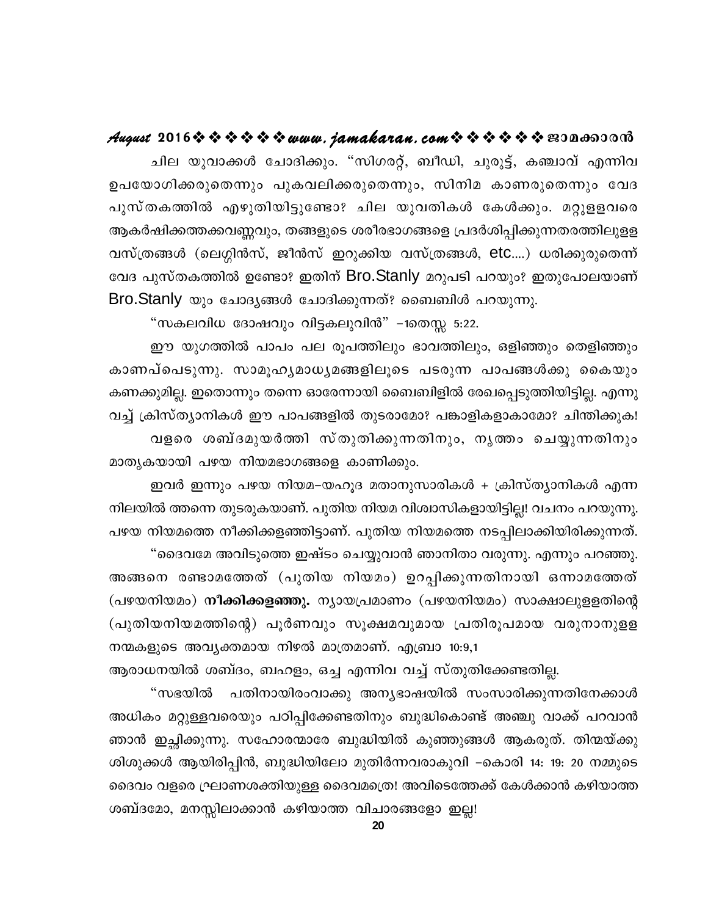ചില യുവാക്കൾ ചോദിക്കും. "സിഗരറ്റ്, ബീഡി, ചുരുട്ട്, കഞ്ചാവ് എന്നിവ ഉപയോഗിക്കരുതെന്നും പുകവലിക്കരുതെന്നും, സിനിമ കാണരുതെന്നും വേദ പുസ്തകത്തിൽ എഴുതിയിട്ടുണ്ടോ? ചില യുവതികൾ കേൾക്കും. മറ്റുള്ളവരെ ആകർഷിക്കത്തക്കവണ്ണവും, തങ്ങളുടെ ശരീരഭാഗങ്ങളെ പ്രദർശിപ്പിക്കുന്നതരത്തിലുള്ള വസ്ത്രങ്ങൾ (ലെഗ്ഗിൻസ്, ജീൻസ് ഇറുക്കിയ വസ്ത്രങ്ങൾ, etc....) ധരിക്കരുതെന്ന് വേദ പുസ്തകത്തിൽ ഉണ്ടോ? ഇതിന് Bro.Stanly മറുപടി പറയും? ഇതുപോലയാണ് Bro.Stanly യും ചോദ്യങ്ങൾ ചോദിക്കുന്നത്? ബൈബിൾ പറയുന്നു.

"സകലവിധ ദോഷവും വിട്ടകലുവിൻ" –1തെസ്സ 5:22.

ഈ യുഗത്തിൽ പാപം പല രൂപത്തിലും ഭാവത്തിലും, ഒളിഞ്ഞും തെളിഞ്ഞും കാണപ്പെടുന്നു. സാമൂഹ്യമാധ്യമങ്ങളിലൂടെ പടരുന്ന പാപങ്ങൾക്കു കൈയും കണക്കുമില്ല. ഇതൊന്നും തന്നെ ഓരോന്നായി ബൈബിളിൽ രേഖപ്പെടുത്തിയിട്ടില്ല. എന്നു വച്ച് ക്രിസ്ത്യാനികൾ ഈ പാപങ്ങളിൽ തുടരാമോ? പങ്കാളികളാകാമോ? ചിന്തിക്കുക!

വളരെ ശബ്ദമുയർത്തി സ്തുതിക്കുന്നതിനും, നൃത്തം ചെയ്യുന്നതിനും മാതൃകയായി പഴയ നിയമഭാഗങ്ങളെ കാണിക്കും.

ഇവർ ഇന്നും പഴയ നിയമ–യഹൂദ മതാനുസാരികൾ + ക്രിസ്ത്യാനികൾ എന്ന നിലയിൽ ത്തന്നെ തുടരുകയാണ്. പുതിയ നിയമ വിശ്വാസികളായിട്ടില്ല! വചനം പറയുന്നു. പഴയ നിയമത്തെ നീക്കിക്കളഞ്ഞിട്ടാണ്. പുതിയ നിയമത്തെ നടപ്പിലാക്കിയിരിക്കുന്നത്.

"ദൈവമേ അവിടുത്തെ ഇഷ്ടം ചെയ്യുവാൻ ഞാനിതാ വരുന്നു. എന്നും പറഞ്ഞു. അങ്ങനെ രണ്ടാമത്തേത് (പുതിയ നിയമം) ഉറപ്പിക്കുന്നതിനായി ഒന്നാമത്തേത് (പഴയനിയമം) **നീക്കിക്കളഞ്ഞു.** ന്യായപ്രമാണം (പഴയനിയമം) സാക്ഷാലുള്ളതിന്റെ (പുതിയനിയമത്തിന്റെ) പൂർണവും സൂക്ഷമവുമായ പ്രതിരൂപമായ വരുനാനുള്ള നന്മകളുടെ അവ്യക്തമായ നിഴൽ മാത്രമാണ്. എബ്രാ 10:9,1

ആരാധനയിൽ ശബ്ദം, ബഹളം, ഒച്ച എന്നിവ വച്ച് സ്തുതിക്കേണ്ടതില്ല.

"സഭയിൽ പതിനായിരംവാക്കു അന്യഭാഷയിൽ സംസാരിക്കുന്നതിനേക്കാൾ അധികം മറ്റുള്ളവരെയും പഠിപ്പിക്കേണ്ടതിനും ബുദ്ധികൊണ്ട് അഞ്ചു വാക്ക് പറവാൻ ഞാൻ ഇച്ഛിക്കുന്നു. സഹോദരന്മാരേ ബുദ്ധിയിൽ കുഞ്ഞുങ്ങൾ ആകരുത്. തിന്മയ്ക്കു ശിശുക്കൾ ആയിരിപ്പിൻ, ബുദ്ധിയിലോ മുതിർന്നവരാകുവി –കൊരി 14: 19: 20 നമ്മുടെ ദൈവം വളരെ ഘ്രാണശക്തിയുള്ള ദൈവമത്രെ! അവിടെത്തേക്ക് കേൾക്കാൻ കഴിയാത്ത ശബ്ദമോ, മനസ്സിലാക്കാൻ കഴിയാത്ത വിചാരങ്ങളോ ഇല്ല!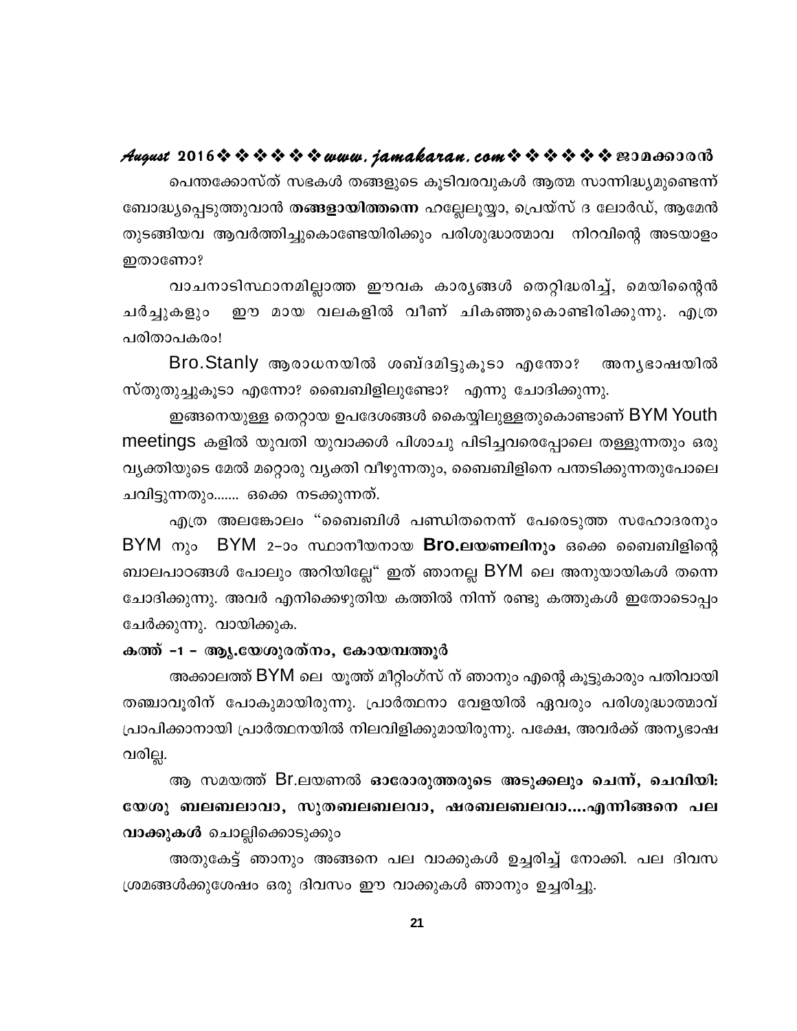പെന്തക്കോസ്ത് സഭകൾ തങ്ങളുടെ കൂടിവരവുകൾ ആത്മ സാന്നിദ്ധ്യമുണ്ടെന്ന് ബോദ്ധ്യപ്പെടുത്തുവാൻ **തങ്ങളായിത്തന്നെ** ഹല്ലേലൂയ്യാ, പ്രെയ്സ് ദ ലോർഡ്, ആമേൻ തുടങ്ങിയവ ആവർത്തിച്ചുകൊണ്ടേയിരിക്കും പരിശുദ്ധാത്മാവ നിറവിന്റെ അടയാളം ഇതാണോ?

വാചനാടിസ്ഥാനമില്ലാത്ത ഈവക കാര്യങ്ങൾ തെറ്റിദ്ധരിച്ച്, മെയിന്റെൻ ചർച്ചുകളും ഈ മായ വലകളിൽ വീണ് ചികഞ്ഞുകൊണ്ടിരിക്കുന്നു. എത്ര പരിതാപകരം!

Bro.Stanly ആരാധനയിൽ ശബ്ദമിട്ടുകൂടാ എന്തോ? അന്യഭാഷയിൽ സ്തുതുച്ചുകൂടാ എന്നോ? ബൈബിളിലുണ്ടോ? എന്നു ചോദിക്കുന്നു.

ഇങ്ങനെയുള്ള തെറ്റായ ഉപദേശങ്ങൾ കൈയ്യിലുള്ളതുകൊണ്ടാണ് BYM Youth meetings കളിൽ യുവതി യുവാക്കൾ പിശാചു പിടിച്ചവരെപ്പോലെ തള്ളുന്നതും ഒരു വ്യക്തിയുടെ മേൽ മറ്റൊരു വ്യക്തി വീഴുന്നതും, ബൈബിളിനെ പന്തടിക്കുന്നതുപോലെ ചവിട്ടുന്നതും....... ഒക്കെ നടക്കുന്നത്.

എത്ര അലങ്കോലം "ബൈബിൾ പണ്ഡിതനെന്ന് പേരെടുത്ത സഹോദരനും BYM നും BYM 2-ാം സ്ഥാനീയനായ **Bro.ലയണലിനും** ഒക്കെ ബൈബിളിന്റെ ബാലപാഠങ്ങൾ പോലും അറിയില്ലേ" ഇത് ഞാനല്ല BYM ലെ അനുയായികൾ തന്നെ ചോദിക്കുന്നു. അവർ എനിക്കെഴുതിയ കത്തിൽ നിന്ന് രണ്ടു കത്തുകൾ ഇതോടൊപ്പം ചേർക്കുന്നു. വായിക്കുക.

**കത്ത് -1 - ആ്യ.യേശുരത്നം, കോയമ്പത്തൂർ**

അക്കാലത്ത് BYM ലെ യൂത്ത് മീറ്റിംഗ്സ് ന് ഞാനും എന്റെ കൂട്ടുകാരും പതിവായി തഞ്ചാവൂരിന് പോകുമായിരുന്നു. പ്രാർത്ഥനാ വേളയിൽ ഏവരും പരിശുദ്ധാത്മാവ് പ്രാപിക്കാനായി പ്രാർത്ഥനയിൽ നിലവിളിക്കുമായിരുന്നു. പക്ഷേ, അവർക്ക് അന്യഭാഷ വരില്ല.

ആ സമയത്ത് Br.ലയണൽ **ഓരോരുത്തരുടെ അടുക്കലും ചെന്ന്, ചെവിയി: യേശു ബലബലാവാ, സുതബലബലവാ, ഷരബലബലവാ....എന്നിങ്ങനെ പല വാക്കുകൾ** ചൊല്ലിക്കൊടുക്കും

അതുകേട്ട് ഞാനും അങ്ങനെ പല വാക്കുകൾ ഉച്ചരിച്ച് നോക്കി. പല ദിവസ ശ്രമങ്ങൾക്കുശേഷം ഒരു ദിവസം ഈ വാക്കുകൾ ഞാനും ഉച്ചരിച്ചു.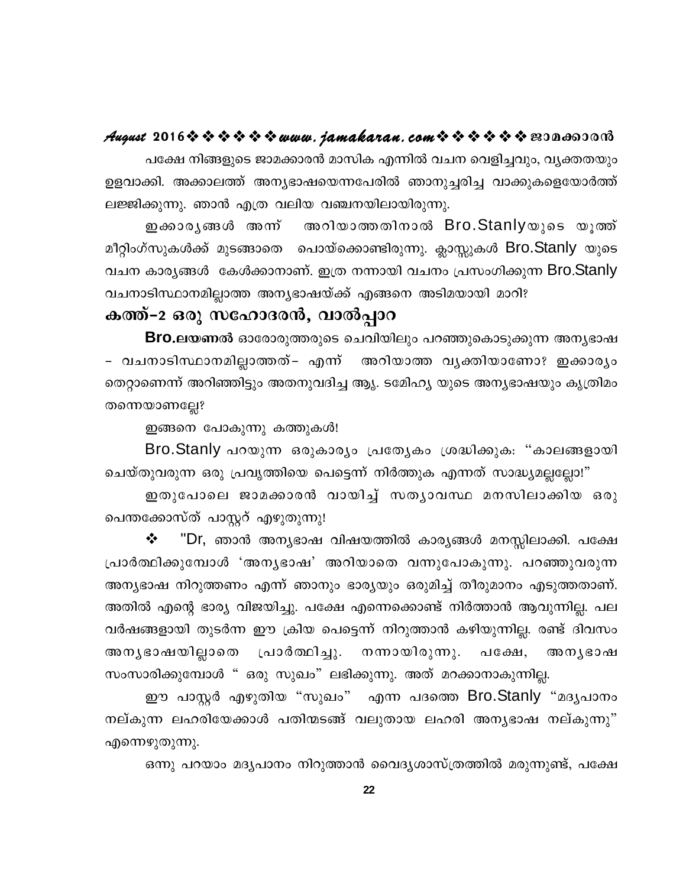പക്ഷേ നിങ്ങളുടെ ജാമക്കാരൻ മാസിക എന്നിൽ വചന വെളിച്ചവും, വ്യക്തതയും ഉളവാക്കി. അക്കാലത്ത് അന്യഭാഷയെന്നപേരിൽ ഞാനുച്ചരിച്ച വാക്കുകളെയോർത്ത് ലജ്ജിക്കുന്നു. ഞാൻ എത്ര വലിയ വഞ്ചനയിലായിരുന്നു.

ഇക്കാര്യങ്ങൾ അന്ന് അറിയാത്തതിനാൽ Bro.Stanlyയുടെ യൂത്ത് മീറ്റിംഗ്സുകൾക്ക് മുടങ്ങാതെ പൊയ്ക്കൊണ്ടിരുന്നു. ക്ലാസ്സുകൾ Bro.Stanly യുടെ വചന കാര്യങ്ങൾ കേൾക്കാനാണ്. ഇത്ര നന്നായി വചനം പ്രസംഗിക്കുന്ന Bro.Stanly വചനാടിസ്ഥാനമില്ലാത്ത അന്യഭാഷയ്ക്ക് എങ്ങനെ അടിമയായി മാറി?

## കത്ത്-2 ഒരു സഹോദരൻ, വാൽപ്പാറ

**Bro.ലയണൽ** ഓരോരുത്തരുടെ ചെവിയിലും പറഞ്ഞുകൊടുക്കുന്ന അന്യഭാഷ – വചനാടിസ്ഥാനമില്ലാത്തത്– എന്ന് അറിയാത്ത വ്യക്തിയാണോ? ഇക്കാര്യം തെറ്റാണെന്ന് അറിഞ്ഞിട്ടും അതനുവദിച്ച ആ്യ. ടമേിഹ്യ യുടെ അന്യഭാഷയും കൃത്രിമം തന്നെയാണല്ലേ?

ഇങ്ങനെ പോകുന്നു കത്തുകൾ!

Bro.Stanly പറയുന്ന ഒരുകാര്യം പ്രത്യേകം ശ്രദ്ധിക്കുക: "കാലങ്ങളായി ചെയ്തുവരുന്ന ഒരു പ്രവൃത്തിയെ പെട്ടെന്ന് നിർത്തുക എന്നത് സാദ്ധ്യമല്ലല്ലോ!"

ഇതുപോലെ ജാമക്കാരൻ വായിച്ച് സത്യാവസ്ഥ മനസിലാക്കിയ ഒരു പെന്തക്കോസ്ത് പാസ്റ്റർ എഴുതുന്നു!

❖ "Dr, ഞാൻ അന്യഭാഷ വിഷയത്തിൽ കാര്യങ്ങൾ മനസ്സിലാക്കി. പക്ഷേ പ്രാർത്ഥിക്കുമ്പോൾ 'അന്യഭാഷ' അറിയാതെ വന്നുപോകുന്നു. പറഞ്ഞുവരുന്ന അന്യഭാഷ നിറുത്തണം എന്ന് ഞാനും ഭാര്യയും ഒരുമിച്ച് തീരുമാനം എടുത്തതാണ്. അതിൽ എന്റെ ഭാര്യ വിജയിച്ചു. പക്ഷേ എന്നെക്കൊണ്ട് നിർത്താൻ ആവുന്നില്ല. പല വർഷങ്ങളായി തുടർന്ന ഈ ക്രിയ പെട്ടെന്ന് നിറുത്താൻ കഴിയുന്നില്ല. രണ്ട് ദിവസം അന്യഭാഷയില്ലാതെ പ്രാർത്ഥിച്ചു. നന്നായിരുന്നു. പക്ഷേ, അന്യഭാഷ സംസാരിക്കുമ്പോൾ " ഒരു സുഖം" ലഭിക്കുന്നു. അത് മറക്കാനാകുന്നില്ല.

ഈ പാസ്റ്റർ എഴുതിയ "സുഖം" എന്ന പദത്തെ Bro.Stanly "മദ്യപാനം നല്കുന്ന ലഹരിയേക്കാൾ പതിന്മടങ്ങ് വലുതായ ലഹരി അന്യഭാഷ നല്കുന്നു" എന്നെഴുതുന്നു.

ഒന്നു പറയാം മദ്യപാനം നിറുത്താൻ വൈദ്യശാസ്ത്രത്തിൽ മരുന്നുണ്ട്, പക്ഷേ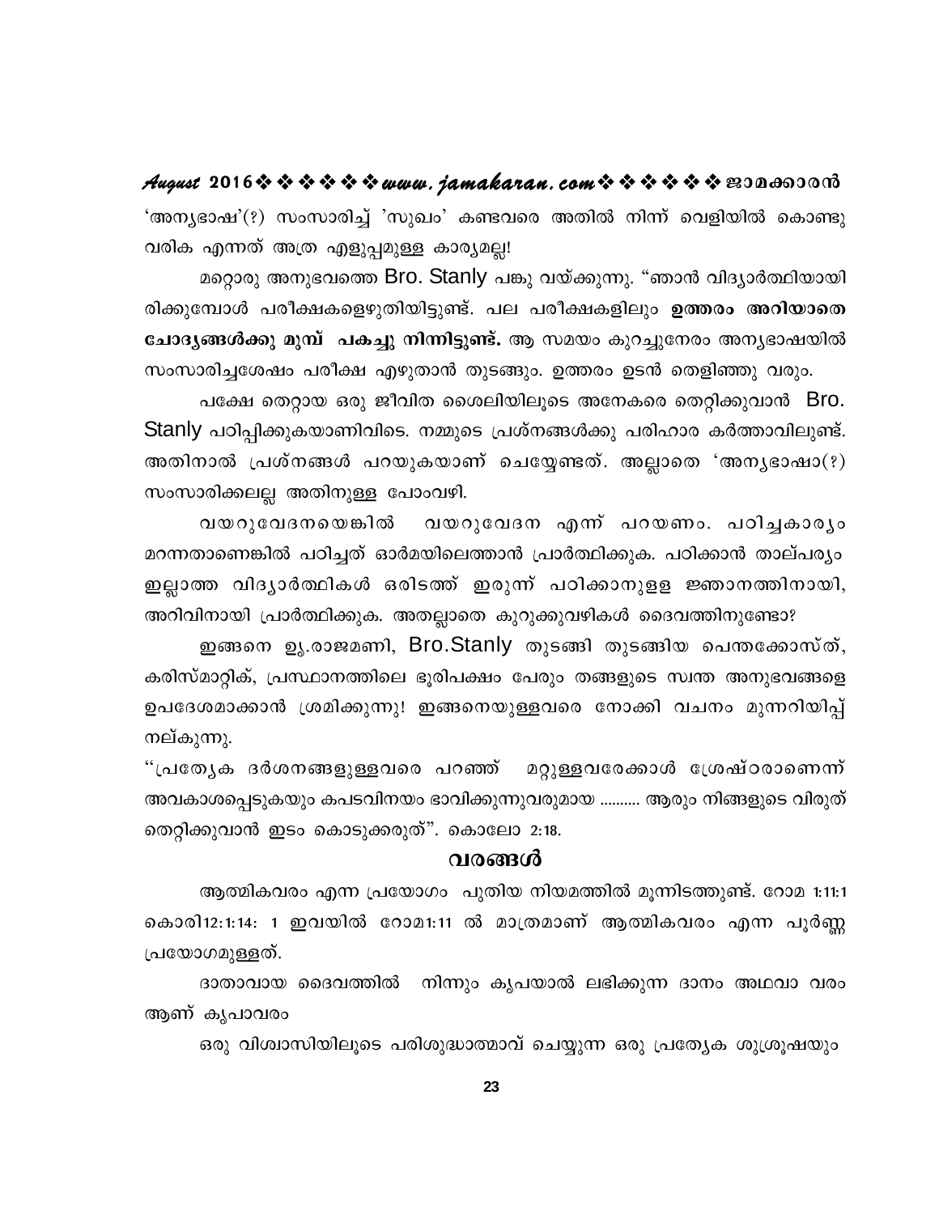'അന്യഭാഷ'(?) സംസാരിച്ച് 'സുഖം' കണ്ടവരെ അതിൽ നിന്ന് വെളിയിൽ കൊണ്ടു വരിക എന്നത് അത്ര എളുപ്പമുള്ള കാര്യമല്ല!

മറ്റൊരു അനുഭവത്തെ Bro. Stanly പങ്കു വയ്ക്കുന്നു. "ഞാൻ വിദ്യാർത്ഥിയായിരിക്കുമ്പോൾ പരീക്ഷകളെഴുതിയിട്ടുണ്ട്. പല പരീക്ഷകളിലും **ഉത്തരം അറിയാതെ ചോദ്യങ്ങൾക്കു മുമ്പ് പകച്ചു നിന്നിട്ടുണ്ട്.** ആ സമയം കുറച്ചുനേരം അന്യഭാഷയിൽ സംസാരിച്ചശേഷം പരീക്ഷ എഴുതാൻ തുടങ്ങും. ഉത്തരം ഉടൻ തെളിഞ്ഞു വരും.

പക്ഷേ തെറ്റായ ഒരു ജീവിത ശൈലിയിലൂടെ അനേകരെ തെറ്റിക്കുവാൻ Bro. Stanly പഠിപ്പിക്കുകയാണിവിടെ. നമ്മുടെ പ്രശ്നങ്ങൾക്കു പരിഹാര കർത്താവിലുണ്ട്. അതിനാൽ പ്രശ്നങ്ങൾ പറയുകയാണ് ചെയ്യേണ്ടത്. അല്ലാതെ 'അന്യഭാഷ(?) സംസാരിക്കലല്ല അതിനുള്ള പോംവഴി.

വയറുവേദനയെങ്കിൽ വയറുവേദന എന്ന് പറയണം. പഠിച്ചകാര്യം മറന്നതാണെങ്കിൽ പഠിച്ചത് ഓർമയിലെത്താൻ പ്രാർത്ഥിക്കുക. പഠിക്കാൻ താല്പര്യം ഇല്ലാത്ത വിദ്യാർത്ഥികൾ ഒരിടത്ത് ഇരുന്ന് പഠിക്കാനുളള ജ്ഞാനത്തിനായി, അറിവിനായി പ്രാർത്ഥിക്കുക. അതല്ലാതെ കുറുക്കുവഴികൾ ദൈവത്തിനുണ്ടോ?

ഇങ്ങനെ ഋ.രാജമണി, Bro.Stanly തുടങ്ങി തുടങ്ങിയ പെന്തക്കോസ്ത്, കരിസ്മാറ്റിക്, പ്രസ്ഥാനത്തിലെ ഭൂരിപക്ഷം പേരും തങ്ങളുടെ സ്വന്ത അനുഭവങ്ങളെ ഉപദേശമാക്കാൻ ശ്രമിക്കുന്നു! ഇങ്ങനെയുള്ളവരെ നോക്കി വചനം മുന്നറിയിപ്പ് നല്കുന്നു.

"പ്രത്യേക ദർശനങ്ങളുള്ളവരെ പറഞ്ഞ് മറ്റുള്ളവരേക്കാൾ ശ്രേഷ്ഠരാണെന്ന് അവകാശപ്പെടുകയും കപടവിനയം ഭാവിക്കുന്നുവരുമായ .......... ആരും നിങ്ങളുടെ വിരുത് തെറ്റിക്കുവാൻ ഇടം കൊടുക്കരുത്". കൊലോ 2:18.

## വരങ്ങൾ

ആത്മികവരം എന്ന പ്രയോഗം പുതിയ നിയമത്തിൽ മൂന്നിടത്തുണ്ട്. റോമ 1:11:1 കൊരി12:1:14: 1 ഇവയിൽ റോമ1:11 ൽ മാത്രമാണ് ആത്മികവരം എന്ന പൂർണ്ണ പ്രയോഗമുള്ളത്.

ദാതാവായ ദൈവത്തിൽ നിന്നും കൃപയാൽ ലഭിക്കുന്ന ദാനം അഥവാ വരം ആണ് കൃപാവരം

ഒരു വിശ്വാസിയിലൂടെ പരിശുദ്ധാത്മാവ് ചെയ്യുന്ന ഒരു പ്രത്യേക ശുശ്രൂഷയും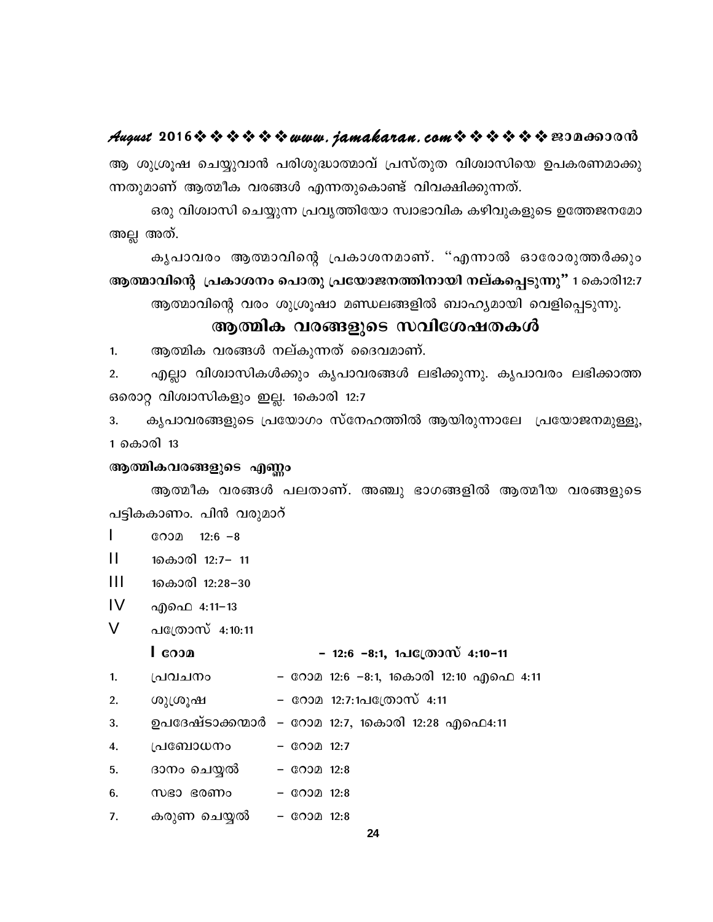ആ ശുശ്രൂഷ ചെയ്യുവാൻ പരിശുദ്ധാത്മാവ് പ്രസ്തുത വിശ്വാസിയെ ഉപകരണമാക്കുന്നതുമാണ് ആത്മീക വരങ്ങൾ എന്നതുകൊണ്ട് വിവക്ഷിക്കുന്നത്.

ഒരു വിശ്വാസി ചെയ്യുന്ന പ്രവൃത്തിയോ സ്വാഭാവിക കഴിവുകളുടെ ഉത്തേജനമോ അല്ല അത്.

കൃപാവരം ആത്മാവിന്റെ പ്രകാശനമാണ്. "എന്നാൽ ഓരോരുത്തർക്കും **ആത്മാവിന്റെ പ്രകാശനം പൊതു പ്രയോജനത്തിനായി നല്കപ്പെടുന്നു"** 1 കൊരി12:7

ആത്മാവിന്റെ വരം ശുശ്രൂഷാ മണ്ഡലങ്ങളിൽ ബാഹ്യമായി വെളിപ്പെടുന്നു.

## ആത്മിക വരങ്ങളുടെ സവിശേഷതകൾ

1. ആത്മിക വരങ്ങൾ നല്കുന്നത് ദൈവമാണ്.
2. എല്ലാ വിശ്വാസികൾക്കും കൃപാവരങ്ങൾ ലഭിക്കുന്നു. കൃപാവരം ലഭിക്കാത്ത ഒരൊറ്റ വിശ്വാസികളും ഇല്ല. 1കൊരി 12:7
3. കൃപാവരങ്ങളുടെ പ്രയോഗം സ്നേഹത്തിൽ ആയിരുന്നാലേ പ്രയോജനമുള്ളൂ, 1 കൊരി 13

### ആത്മികവരങ്ങളുടെ എണ്ണം

ആത്മീക വരങ്ങൾ പലതാണ്. അഞ്ചു ഭാഗങ്ങളിൽ ആത്മീയ വരങ്ങളുടെ പട്ടികകാണം. പിൻ വരുമാറ്

I റോമ 12:6 –8

II 1കൊരി 12:7– 11

III 1കൊരി 12:28–30

IV എഫെ 4:11–13

V പത്രോസ് 4:10:11

**I റോമ – 12:6 –8:1, 1പത്രോസ് 4:10–11**

1. പ്രവചനം – റോമ 12:6 –8:1, 1കൊരി 12:10 എഫെ 4:11
2. ശുശ്രൂഷ – റോമ 12:7:1പത്രോസ് 4:11
3. ഉപദേഷ്ടാക്കന്മാർ – റോമ 12:7, 1കൊരി 12:28 എഫെ4:11
4. പ്രബോധനം – റോമ 12:7
5. ദാനം ചെയ്യൽ – റോമ 12:8
6. സഭാ ഭരണം – റോമ 12:8
7. കരുണ ചെയ്യൽ – റോമ 12:8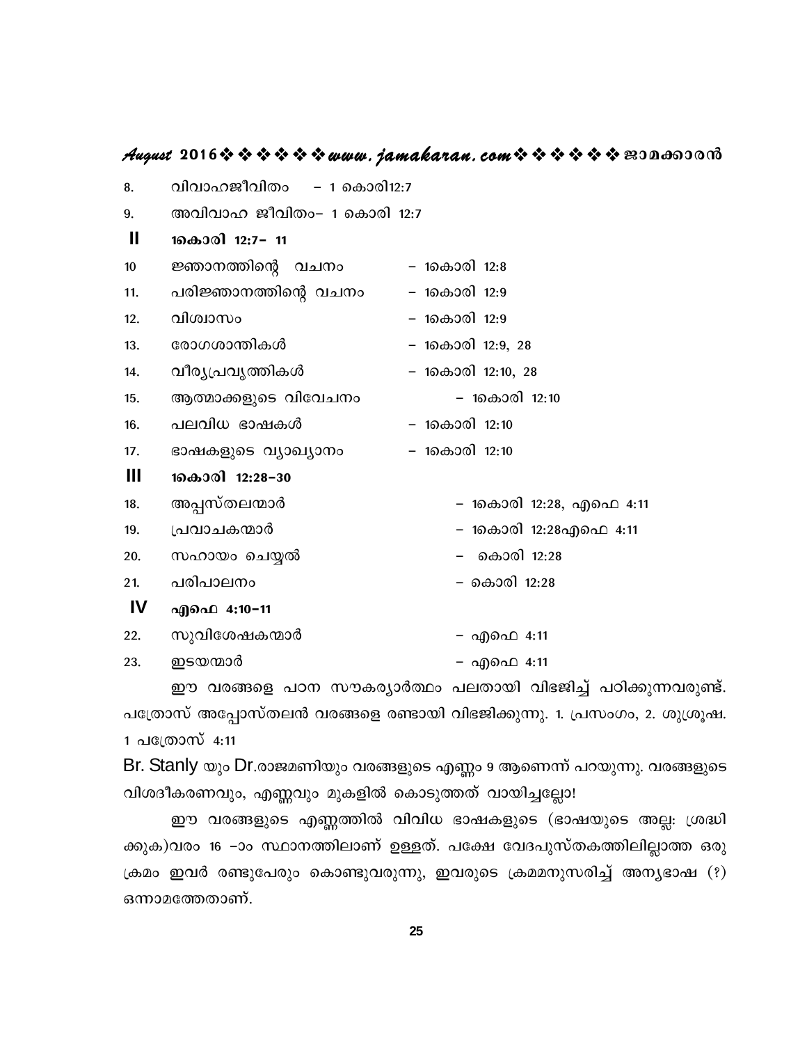8. വിവാഹജീവിതം – 1 കൊരി12:7
9. അവിവാഹ ജീവിതം– 1 കൊരി 12:7

**II 1കൊരി 12:7– 11**

10 ജ്ഞാനത്തിന്റെ വചനം – 1കൊരി 12:8
11. പരിജ്ഞാനത്തിന്റെ വചനം – 1കൊരി 12:9
12. വിശ്വാസം – 1കൊരി 12:9
13. രോഗശാന്തികൾ – 1കൊരി 12:9, 28
14. വീര്യപ്രവൃത്തികൾ – 1കൊരി 12:10, 28
15. ആത്മാക്കളുടെ വിവേചനം – 1കൊരി 12:10
16. പലവിധ ഭാഷകൾ – 1കൊരി 12:10
17. ഭാഷകളുടെ വ്യാഖ്യാനം – 1കൊരി 12:10

**III 1കൊരി 12:28–30**

18. അപ്പസ്തലന്മാർ – 1കൊരി 12:28, എഫെ 4:11
19. പ്രവാചകന്മാർ – 1കൊരി 12:28എഫെ 4:11
20. സഹായം ചെയ്യൽ – കൊരി 12:28
21. പരിപാലനം – കൊരി 12:28

**IV എഫെ 4:10–11**

22. സുവിശേഷകന്മാർ – എഫെ 4:11
23. ഇടയന്മാർ – എഫെ 4:11

ഈ വരങ്ങളെ പഠന സൗകര്യാർത്ഥം പലതായി വിഭജിച്ച് പഠിക്കുന്നവരുണ്ട്. പത്രോസ് അപ്പോസ്തലൻ വരങ്ങളെ രണ്ടായി വിഭജിക്കുന്നു. 1. പ്രസംഗം, 2. ശുശ്രൂഷ. 1 പത്രോസ് 4:11

Br. Stanly യും Dr.രാജമണിയും വരങ്ങളുടെ എണ്ണം 9 ആണെന്ന് പറയുന്നു. വരങ്ങളുടെ വിശദീകരണവും, എണ്ണവും മുകളിൽ കൊടുത്തത് വായിച്ചല്ലോ!

ഈ വരങ്ങളുടെ എണ്ണത്തിൽ വിവിധ ഭാഷകളുടെ (ഭാഷയുടെ അല്ല: ശ്രദ്ധിക്കുക)വരം 16 –ാം സ്ഥാനത്തിലാണ് ഉള്ളത്. പക്ഷേ വേദപുസ്തകത്തിലില്ലാത്ത ഒരു ക്രമം ഇവർ രണ്ടുപേരും കൊണ്ടുവരുന്നു, ഇവരുടെ ക്രമമനുസരിച്ച് അന്യഭാഷ (?) ഒന്നാമത്തേതാണ്.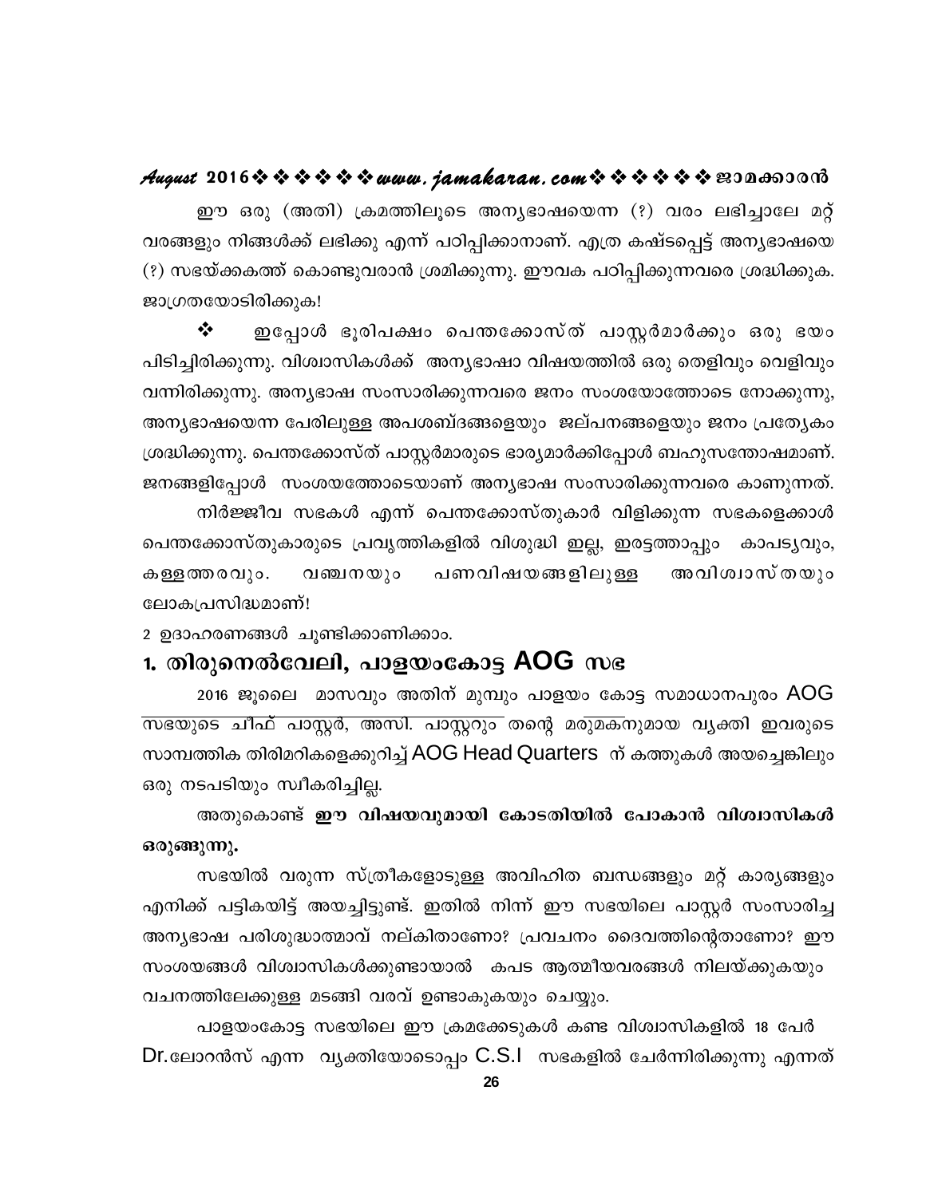ഈ ഒരു (അതി) ക്രമത്തിലൂടെ അന്യഭാഷയെന്ന (?) വരം ലഭിച്ചാലേ മറ്റ് വരങ്ങളും നിങ്ങൾക്ക് ലഭിക്കു എന്ന് പഠിപ്പിക്കാനാണ്. എത്ര കഷ്ടപ്പെട്ട് അന്യഭാഷയെ (?) സഭയ്ക്കകത്ത് കൊണ്ടുവരാൻ ശ്രമിക്കുന്നു. ഈവക പഠിപ്പിക്കുന്നവരെ ശ്രദ്ധിക്കുക. ജാഗ്രതയോടിരിക്കുക!

❖ ഇപ്പോൾ ഭൂരിപക്ഷം പെന്തക്കോസ്ത് പാസ്റ്റർമാർക്കും ഒരു ഭയം പിടിച്ചിരിക്കുന്നു. വിശ്വാസികൾക്ക് അന്യഭാഷാ വിഷയത്തിൽ ഒരു തെളിവും വെളിവും വന്നിരിക്കുന്നു. അന്യഭാഷ സംസാരിക്കുന്നവരെ ജനം സംശയത്തോടെ നോക്കുന്നു, അന്യഭാഷയെന്ന പേരിലുള്ള അപശബ്ദങ്ങളെയും ജല്പനങ്ങളെയും ജനം പ്രത്യേകം ശ്രദ്ധിക്കുന്നു. പെന്തക്കോസ്ത് പാസ്റ്റർമാരുടെ ഭാര്യമാർക്കിപ്പോൾ ബഹുസന്തോഷമാണ്. ജനങ്ങളിപ്പോൾ സംശയത്തോടെയാണ് അന്യഭാഷ സംസാരിക്കുന്നവരെ കാണുന്നത്.

നിർജ്ജീവ സഭകൾ എന്ന് പെന്തക്കോസ്തുകാർ വിളിക്കുന്ന സഭകളെക്കാൾ പെന്തക്കോസ്തുകാരുടെ പ്രവൃത്തികളിൽ വിശുദ്ധി ഇല്ല, ഇരട്ടത്താപ്പും കാപട്യവും, കള്ളത്തരവും. വഞ്ചനയും പണവിഷയങ്ങളിലുള്ള അവിശ്വാസ്തയും ലോകപ്രസിദ്ധമാണ്!

2 ഉദാഹരണങ്ങൾ ചൂണ്ടിക്കാണിക്കാം.

## 1. തിരുനെൽവേലി, പാളയംകോട്ട AOG സഭ

2016 ജൂലൈ മാസവും അതിന് മുമ്പും പാളയം കോട്ട സമാധാനപുരം AOG സഭയുടെ ചീഫ് പാസ്റ്റർ, അസി. പാസ്റ്ററും തന്റെ മരുമകനുമായ വ്യക്തി ഇവരുടെ സാമ്പത്തിക തിരിമറികളെക്കുറിച്ച് AOG Head Quarters ന് കത്തുകൾ അയച്ചെങ്കിലും ഒരു നടപടിയും സ്വീകരിച്ചില്ല.

അതുകൊണ്ട് **ഈ വിഷയവുമായി കോടതിയിൽ പോകാൻ വിശ്വാസികൾ ഒരുങ്ങുന്നു.**

സഭയിൽ വരുന്ന സ്ത്രീകളോടുള്ള അവിഹിത ബന്ധങ്ങളും മറ്റ് കാര്യങ്ങളും എനിക്ക് പട്ടികയിട്ട് അയച്ചിട്ടുണ്ട്. ഇതിൽ നിന്ന് ഈ സഭയിലെ പാസ്റ്റർ സംസാരിച്ച അന്യഭാഷ പരിശുദ്ധാത്മാവ് നല്കിതാണോ? പ്രവചനം ദൈവത്തിന്റെതാണോ? ഈ സംശയങ്ങൾ വിശ്വാസികൾക്കുണ്ടായാൽ കപട ആത്മീയവരങ്ങൾ നിലയ്ക്കുകയും വചനത്തിലേക്കുള്ള മടങ്ങി വരവ് ഉണ്ടാകുകയും ചെയ്യും.

പാളയംകോട്ട സഭയിലെ ഈ ക്രമക്കേടുകൾ കണ്ട വിശ്വാസികളിൽ 18 പേർ Dr.ലോറൻസ് എന്ന വ്യക്തിയോടൊപ്പം C.S.I സഭകളിൽ ചേർന്നിരിക്കുന്നു എന്നത്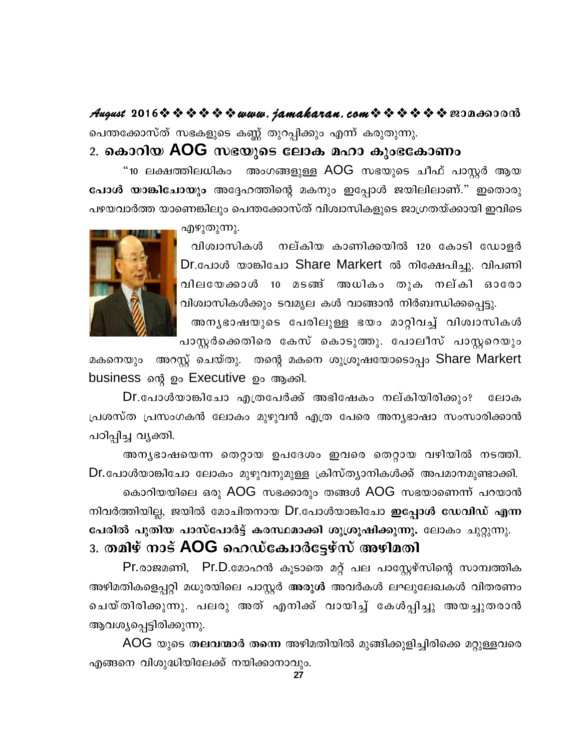പെന്തക്കോസ്ത് സഭകളുടെ കണ്ണ് തുറപ്പിക്കും എന്ന് കരുതുന്നു.

## 2. കൊറിയ AOG സഭയുടെ ലോക മഹാ കുംഭകോണം

"10 ലക്ഷത്തിലധികം അംഗങ്ങളുള്ള AOG സഭയുടെ ചീഫ് പാസ്റ്റർ ആയ **പോൾ യാങ്കിചോയും** അദ്ദേഹത്തിന്റെ മകനും ഇപ്പോൾ ജയിലിലാണ്." ഇതൊരു പഴയവാർത്ത യാണെങ്കിലും പെന്തക്കോസ്ത് വിശ്വാസികളുടെ ജാഗ്രതയ്ക്കായി ഇവിടെ എഴുതുന്നു.

വിശ്വാസികൾ നല്കിയ കാണിക്കയിൽ 120 കോടി ഡോളർ Dr.പോൾ യാങ്കിചോ Share Markert ൽ നിക്ഷേപിച്ചു. വിപണി വിലയേക്കാൾ 10 മടങ്ങ് അധികം തുക നല്കി ഓരോ വിശ്വാസികൾക്കും ടവമൂല കൾ വാങ്ങാൻ നിർബന്ധിക്കപ്പെട്ടു.

അന്യഭാഷയുടെ പേരിലുള്ള ഭയം മാറ്റിവച്ച് വിശ്വാസികൾ പാസ്റ്റർക്കെതിരെ കേസ് കൊടുത്തു. പോലീസ് പാസ്റ്ററെയും മകനെയും അറസ്റ്റ് ചെയ്തു. തന്റെ മകനെ ശുശ്രൂഷയോടൊപ്പം Share Markert business ന്റെ ഉം Executive ഉം ആക്കി.

Dr.പോൾയാങ്കിചോ എത്രപേർക്ക് അഭിഷേകം നല്കിയിരിക്കും? ലോക പ്രശസ്ത പ്രസംഗകൻ ലോകം മുഴുവൻ എത്ര പേരെ അന്യഭാഷാ സംസാരിക്കാൻ പഠിപ്പിച്ച വ്യക്തി.

അന്യഭാഷയെന്ന തെറ്റായ ഉപദേശം ഇവരെ തെറ്റായ വഴിയിൽ നടത്തി. Dr.പോൾയാങ്കിചോ ലോകം മുഴുവനുമുള്ള ക്രിസ്ത്യാനികൾക്ക് അപമാനമുണ്ടാക്കി.

കൊറിയയിലെ ഒരു AOG സഭക്കാരും തങ്ങൾ AOG സഭയാണെന്ന് പറയാൻ നിവർത്തിയില്ല, ജയിൽ മോചിതനായ Dr.പോൾയാങ്കിചോ **ഇപ്പോൾ ഡേവിഡ് എന്ന പേരിൽ പുതിയ പാസ്പോർട്ട് കരസ്ഥമാക്കി ശുശ്രൂഷിക്കുന്നു.** ലോകം ചുറ്റുന്നു.

## 3. തമിഴ് നാട് AOG ഹെഡ്ക്വോർട്ടേഴ്സ് അഴിമതി

Pr.രാജമണി, Pr.D.മോഹൻ കൂടാതെ മറ്റ് പല പാസ്റ്റേഴ്സിന്റെ സാമ്പത്തിക അഴിമതികളെപ്പറ്റി മധുരയിലെ പാസ്റ്റർ **അരുൾ** അവർകൾ ലഘുലേഖകൾ വിതരണം ചെയ്തിരിക്കുന്നു. പലരു അത് എനിക്ക് വായിച്ച് കേൾപ്പിച്ചു അയച്ചുതരാൻ ആവശ്യപ്പെട്ടിരിക്കുന്നു.

AOG യുടെ **തലവന്മാർ തന്നെ** അഴിമതിയിൽ മുങ്ങിക്കുളിച്ചിരിക്കെ മറ്റുള്ളവരെ എങ്ങനെ വിശുദ്ധിയിലേക്ക് നയിക്കാനാവും.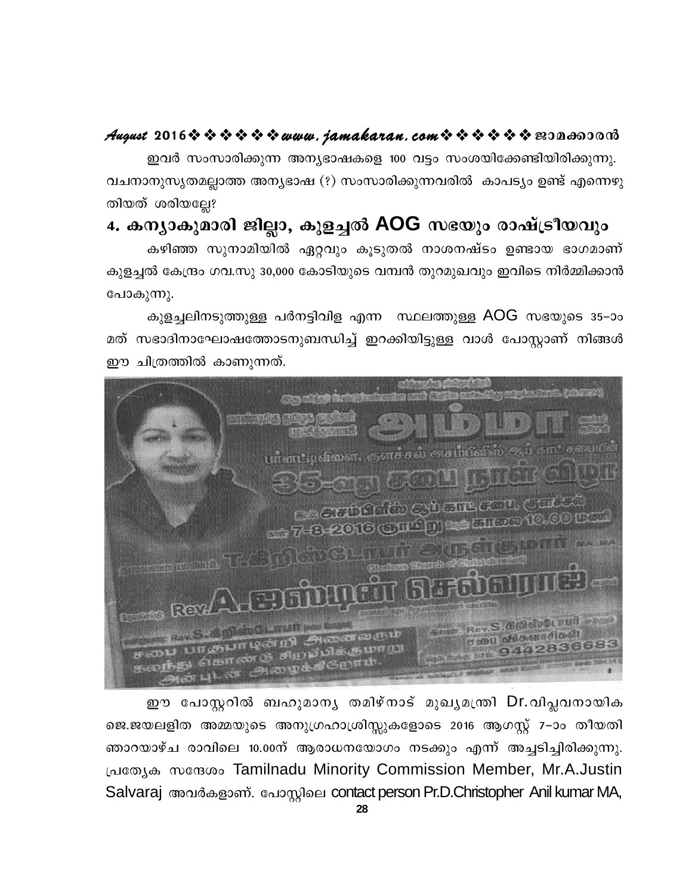ഇവർ സംസാരിക്കുന്ന അന്യഭാഷകളെ 100 വട്ടം സംശയിക്കേണ്ടിയിരിക്കുന്നു. വചനാനുസൃതമല്ലാത്ത അന്യഭാഷ (?) സംസാരിക്കുന്നവരിൽ കാപട്യം ഉണ്ട് എന്നെഴുതിയത് ശരിയല്ലേ?

## 4. കന്യാകുമാരി ജില്ലാ, കുളച്ചൽ AOG സഭയും രാഷ്ട്രീയവും

കഴിഞ്ഞ സുനാമിയിൽ ഏറ്റവും കൂടുതൽ നാശനഷ്ടം ഉണ്ടായ ഭാഗമാണ് കുളച്ചൽ കേന്ദ്രം ഗവ.സു 30,000 കോടിയുടെ വമ്പൻ തുറമുഖവും ഇവിടെ നിർമ്മിക്കാൻ പോകുന്നു.

കുളച്ചലിനടുത്തുള്ള പർനട്ടിവിള എന്ന സ്ഥലത്തുള്ള AOG സഭയുടെ 35–ാം മത് സഭാദിനാഘോഷത്തോടനുബന്ധിച്ച് ഇറക്കിയിട്ടുള്ള വാൾ പോസ്റ്ററാണ് നിങ്ങൾ ഈ ചിത്രത്തിൽ കാണുന്നത്.

ഈ പോസ്റ്ററിൽ ബഹുമാന്യ തമിഴ്നാട് മുഖ്യമന്ത്രി Dr.വിപ്ലവനായിക ജെ.ജയലളിത അമ്മയുടെ അനുഗ്രഹാശ്രിസ്സുകളോടെ 2016 ആഗസ്റ്റ് 7–ാം തീയതി ഞായറാഴ്ച രാവിലെ 10.00ന് ആരാധനയോഗം നടക്കും എന്ന് അച്ചടിച്ചിരിക്കുന്നു. പ്രത്യേക സന്ദേശം Tamilnadu Minority Commission Member, Mr.A.Justin Salvaraj അവർകളാണ്. പോസ്റ്റിലെ contact person Pr.D.Christopher Anil kumar MA,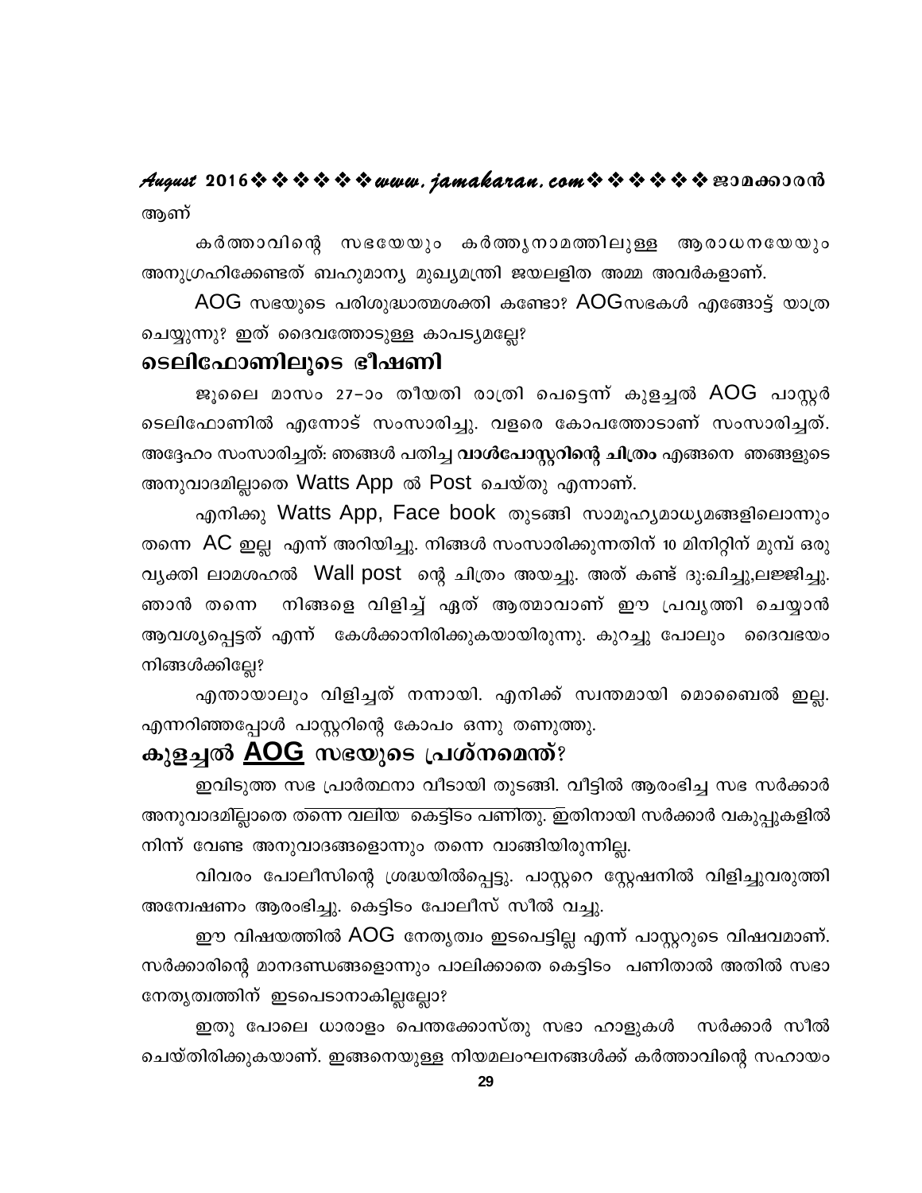ആണ്

കർത്താവിന്റെ സഭയേയും കർത്തൃനാമത്തിലുള്ള ആരാധനയേയും അനുഗ്രഹിക്കേണ്ടത് ബഹുമാന്യ മുഖ്യമന്ത്രി ജയലളിത അമ്മ അവർകളാണ്.

AOG സഭയുടെ പരിശുദ്ധാത്മശക്തി കണ്ടോ? AOGസഭകൾ എങ്ങോട്ട് യാത്ര ചെയ്യുന്നു? ഇത് ദൈവത്തോടുള്ള കാപട്യമല്ലേ?

## ടെലിഫോണിലൂടെ ഭീഷണി

ജൂലൈ മാസം 27–ാം തീയതി രാത്രി പെട്ടെന്ന് കുളച്ചൽ AOG പാസ്റ്റർ ടെലിഫോണിൽ എന്നോട് സംസാരിച്ചു. വളരെ കോപത്തോടാണ് സംസാരിച്ചത്. അദ്ദേഹം സംസാരിച്ചത്: ഞങ്ങൾ പതിച്ച **വാൾപോസ്റ്ററിന്റെ ചിത്രം** എങ്ങനെ ഞങ്ങളുടെ അനുവാദമില്ലാതെ Watts App ൽ Post ചെയ്തു എന്നാണ്.

എനിക്കു Watts App, Face book തുടങ്ങി സാമൂഹ്യമാധ്യമങ്ങളിലൊന്നും തന്നെ AC ഇല്ല എന്ന് അറിയിച്ചു. നിങ്ങൾ സംസാരിക്കുന്നതിന് 10 മിനിറ്റിന് മുമ്പ് ഒരു വ്യക്തി ലാമശഹൽ Wall post ന്റെ ചിത്രം അയച്ചു. അത് കണ്ട് ദു:ഖിച്ചു,ലജ്ജിച്ചു. ഞാൻ തന്നെ നിങ്ങളെ വിളിച്ച് ഏത് ആത്മാവാണ് ഈ പ്രവൃത്തി ചെയ്യാൻ ആവശ്യപ്പെട്ടത് എന്ന് കേൾക്കാനിരിക്കുകയായിരുന്നു. കുറച്ചു പോലും ദൈവഭയം നിങ്ങൾക്കില്ലേ?

എന്തായാലും വിളിച്ചത് നന്നായി. എനിക്ക് സ്വന്തമായി മൊബൈൽ ഇല്ല. എന്നറിഞ്ഞപ്പോൾ പാസ്റ്ററിന്റെ കോപം ഒന്നു തണുത്തു.

## കുളച്ചൽ <u>AOG</u> സഭയുടെ പ്രശ്നമെന്ത്?

ഇവിടുത്ത സഭ പ്രാർത്ഥനാ വീടായി തുടങ്ങി. വീട്ടിൽ ആരംഭിച്ച സഭ സർക്കാർ അനുവാദമില്ലാതെ തന്നെ വലിയ കെട്ടിടം പണിതു. ഇതിനായി സർക്കാർ വകുപ്പുകളിൽ നിന്ന് വേണ്ട അനുവാദങ്ങളൊന്നും തന്നെ വാങ്ങിയിരുന്നില്ല.

വിവരം പോലീസിന്റെ ശ്രദ്ധയിൽപ്പെട്ടു. പാസ്റ്ററെ സ്റ്റേഷനിൽ വിളിച്ചുവരുത്തി അന്വേഷണം ആരംഭിച്ചു. കെട്ടിടം പോലീസ് സീൽ വച്ചു.

ഈ വിഷയത്തിൽ AOG നേതൃത്വം ഇടപെട്ടില്ല എന്ന് പാസ്റ്ററുടെ വിഷമമാണ്. സർക്കാരിന്റെ മാനദണ്ഡങ്ങളൊന്നും പാലിക്കാതെ കെട്ടിടം പണിതാൽ അതിൽ സഭാ നേതൃത്വത്തിന് ഇടപെടാനാകില്ലല്ലോ?

ഇതു പോലെ ധാരാളം പെന്തക്കോസ്തു സഭാ ഹാളുകൾ സർക്കാർ സീൽ ചെയ്തിരിക്കുകയാണ്. ഇങ്ങനെയുള്ള നിയമലംഘനങ്ങൾക്ക് കർത്താവിന്റെ സഹായം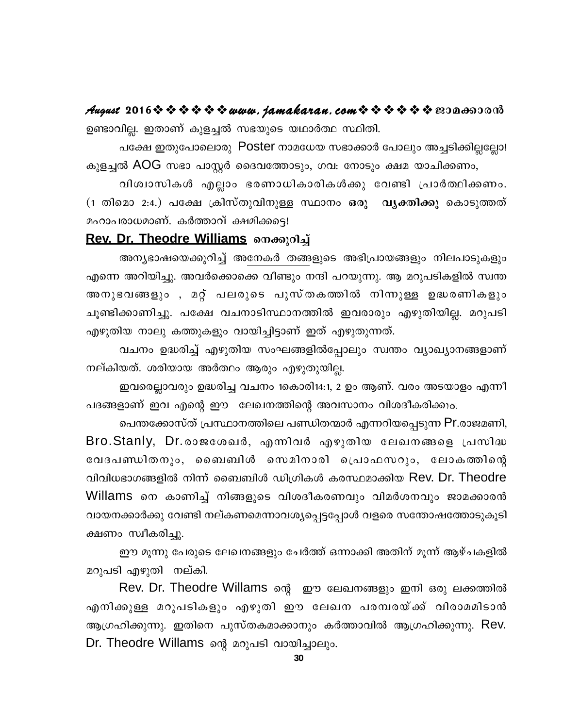ഉണ്ടാവില്ല. ഇതാണ് കുളച്ചൽ സഭയുടെ യഥാർത്ഥ സ്ഥിതി.

പക്ഷേ ഇതുപോലൊരു Poster നാമധേയ സഭാക്കാർ പോലും അച്ചടിക്കില്ലല്ലോ! കുളച്ചൽ AOG സഭാ പാസ്റ്റർ ദൈവത്തോടും, ഗവ: നോടും ക്ഷമ യാചിക്കണം,

വിശ്വാസികൾ എല്ലാം ഭരണാധികാരികൾക്കു വേണ്ടി പ്രാർത്ഥിക്കണം. (1 തിമൊ 2:4.) പക്ഷേ ക്രിസ്തുവിനുള്ള സ്ഥാനം **ഒരു വ്യക്തിക്കു** കൊടുത്തത് മഹാപരാധമാണ്. കർത്താവ് ക്ഷമിക്കട്ടെ!

## <u>Rev. Dr. Theodre Williams</u> നെക്കുറിച്ച്

അന്യഭാഷയെക്കുറിച്ച് <u>അനേകർ തങ്ങ</u>ളുടെ അഭിപ്രായങ്ങളും നിലപാടുകളും എന്നെ അറിയിച്ചു. അവർക്കൊക്കെ വീണ്ടും നന്ദി പറയുന്നു. ആ മറുപടികളിൽ സ്വന്ത അനുഭവങ്ങളും , മറ്റ് പലരുടെ പുസ്തകത്തിൽ നിന്നുള്ള ഉദ്ധരണികളും ചൂണ്ടിക്കാണിച്ചു. പക്ഷേ വചനാടിസ്ഥാനത്തിൽ ഇവരാരും എഴുതിയില്ല. മറുപടി എഴുതിയ നാലു കത്തുകളും വായിച്ചിട്ടാണ് ഇത് എഴുതുന്നത്.

വചനം ഉദ്ധരിച്ച് എഴുതിയ സംഘങ്ങളിൽപ്പോലും സ്വന്തം വ്യാഖ്യാനങ്ങളാണ് നല്കിയത്. ശരിയായ അർത്ഥം ആരും എഴുതുയില്ല.

ഇവരെല്ലാവരും ഉദ്ധരിച്ച വചനം 1കൊരി14:1, 2 ഉം ആണ്. വരം അടയാളം എന്നീ പദങ്ങളാണ് ഇവ എന്റെ ഈ ലേഖനത്തിന്റെ അവസാനം വിശദീകരിക്കാം.

പെന്തക്കോസ്ത് പ്രസ്ഥാനത്തിലെ പണ്ഡിതന്മാർ എന്നറിയപ്പെടുന്ന Pr.രാജമണി, Bro.Stanly, Dr.രാജശേഖർ, എന്നിവർ എഴുതിയ ലേഖനങ്ങളെ പ്രസിദ്ധ വേദപണ്ഡിതനും, ബൈബിൾ സെമിനാരി പ്രൊഫസറും, ലോകത്തിന്റെ വിവിധഭാഗങ്ങളിൽ നിന്ന് ബൈബിൾ ഡിഗ്രികൾ കരസ്ഥമാക്കിയ Rev. Dr. Theodre Willams നെ കാണിച്ച് നിങ്ങളുടെ വിശദീകരണവും വിമർശനവും ജാമക്കാരൻ വായനക്കാർക്കു വേണ്ടി നല്കണമെന്നാവശ്യപ്പെട്ടപ്പോൾ വളരെ സന്തോഷത്തോടുകൂടി ക്ഷണം സ്വീകരിച്ചു.

ഈ മൂന്നു പേരുടെ ലേഖനങ്ങളും ചേർത്ത് ഒന്നാക്കി അതിന് മൂന്ന് ആഴ്ചകളിൽ മറുപടി എഴുതി നല്കി.

Rev. Dr. Theodre Willams ന്റെ ഈ ലേഖനങ്ങളും ഇനി ഒരു ലക്കത്തിൽ എനിക്കുള്ള മറുപടികളും എഴുതി ഈ ലേഖന പരമ്പരയ്ക്ക് വിരാമമിടാൻ ആഗ്രഹിക്കുന്നു. ഇതിനെ പുസ്തകമാക്കാനും കർത്താവിൽ ആഗ്രഹിക്കുന്നു. Rev. Dr. Theodre Willams ന്റെ മറുപടി വായിച്ചാലും.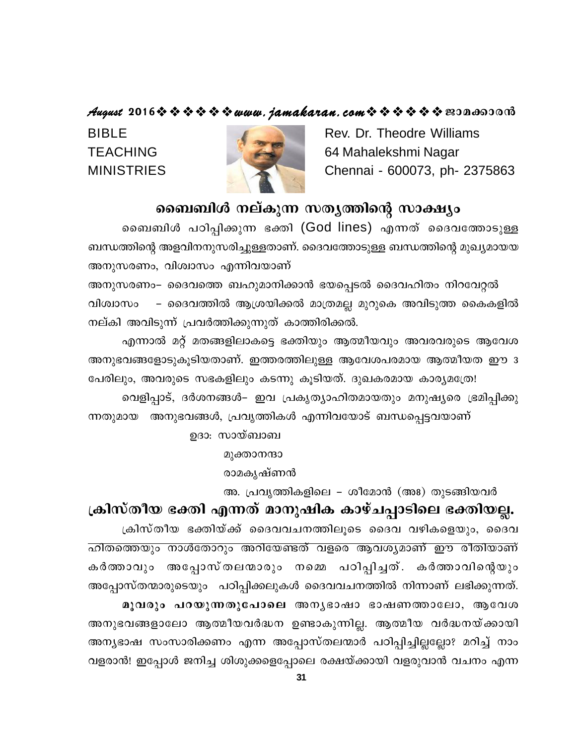BIBLE
TEACHING
MINISTRIES

Rev. Dr. Theodre Williams
64 Mahalekshmi Nagar
Chennai - 600073, ph- 2375863

## ബൈബിൾ നല്കുന്ന സത്യത്തിന്റെ സാക്ഷ്യം

ബൈബിൾ പഠിപ്പിക്കുന്ന ഭക്തി (God lines) എന്നത് ദൈവത്തോടുള്ള ബന്ധത്തിന്റെ അളവിനനുസരിച്ചുള്ളതാണ്. ദൈവത്തോടുള്ള ബന്ധത്തിന്റെ മുഖ്യമായയ അനുസരണം, വിശ്വാസം എന്നിവയാണ്

അനുസരണം– ദൈവത്തെ ബഹുമാനിക്കാൻ ഭയപ്പെടൽ ദൈവഹിതം നിറവേറ്റൽ

വിശ്വാസം – ദൈവത്തിൽ ആശ്രയിക്കൽ മാത്രമല്ല മുറുകെ അവിടുത്ത കൈകളിൽ നല്കി അവിടുന്ന് പ്രവർത്തിക്കുന്നുത് കാത്തിരിക്കൽ.

എന്നാൽ മറ്റ് മതങ്ങളിലാകട്ടെ ഭക്തിയും ആത്മീയവും അവരവരുടെ ആവേശ അനുഭവങ്ങളോടുകൂടിയതാണ്. ഇത്തരത്തിലുള്ള ആവേശപരമായ ആത്മീയത ഈ 3 പേരിലും, അവരുടെ സഭകളിലും കടന്നു കൂടിയത്. ദുഖകരമായ കാര്യമത്രേ!

വെളിപ്പാട്, ദർശനങ്ങൾ– ഇവ പ്രകൃത്യാഹിതമായതും മനുഷ്യരെ ഭ്രമിപ്പിക്കുന്നതുമായ അനുഭവങ്ങൾ, പ്രവൃത്തികൾ എന്നിവയോട് ബന്ധപ്പെട്ടവയാണ്

ഉദാ: സായ്ബാബ
മുക്താനന്ദാ
രാമകൃഷ്ണൻ
അ. പ്രവൃത്തികളിലെ – ശീമോൻ (അ8) തുടങ്ങിയവർ

## ക്രിസ്തീയ ഭക്തി എന്നത് മാനുഷിക കാഴ്ചപ്പാടിലെ ഭക്തിയല്ല.

ക്രിസ്തീയ ഭക്തിയ്ക്ക് ദൈവവചനത്തിലൂടെ ദൈവ വഴികളെയും, ദൈവഹിതത്തെയും നാൾതോറും അറിയേണ്ടത് വളരെ ആവശ്യമാണ് ഈ രീതിയാണ് കർത്താവും അപ്പോസ്തലന്മാരും നമ്മെ പഠിപ്പിച്ചത്. കർത്താവിന്റെയും അപ്പോസ്തന്മാരുടെയും പഠിപ്പിക്കലുകൾ ദൈവവചനത്തിൽ നിന്നാണ് ലഭിക്കുന്നത്.

**മൂവരും പറയുന്നതുപോലെ** അന്യഭാഷാ ഭാഷണത്താലോ, ആവേശ അനുഭവങ്ങളാലോ ആത്മീയവർദ്ധന ഉണ്ടാകുന്നില്ല. ആത്മീയ വർദ്ധനയ്ക്കായി അന്യഭാഷ സംസാരിക്കണം എന്ന അപ്പോസ്തലന്മാർ പഠിപ്പിച്ചില്ലല്ലോ? മറിച്ച് നാം വളരാൻ! ഇപ്പോൾ ജനിച്ച ശിശുക്കളെപ്പോലെ രക്ഷയ്ക്കായി വളരുവാൻ വചനം എന്ന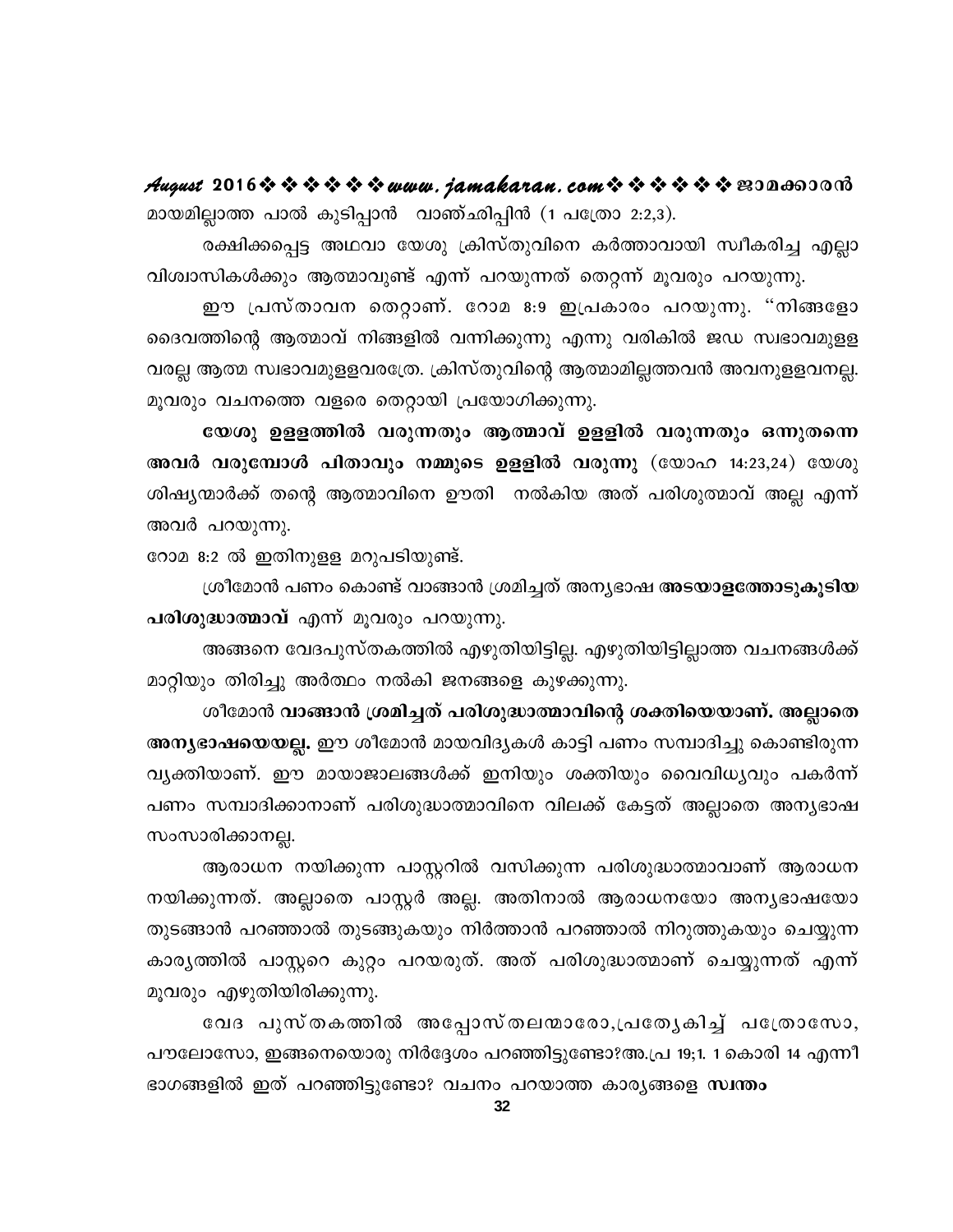മായമില്ലാത്ത പാൽ കുടിപ്പാൻ  വാഞ്ഛരിപ്പിൻ (1 പത്രോ 2:2,3).

രക്ഷിക്കപ്പെട്ട അഥവാ യേശു ക്രിസ്തുവിനെ കർത്താവായി സ്വീകരിച്ച എല്ലാ വിശ്വാസികൾക്കും ആത്മാവുണ്ട് എന്ന് പറയുന്നത് തെറ്റന്ന് മൂവരും പറയുന്നു.

ഈ പ്രസ്താവന തെറ്റാണ്. റോമ 8:9 ഇപ്രകാരം പറയുന്നു. "നിങ്ങളോ ദൈവത്തിന്റെ ആത്മാവ് നിങ്ങളിൽ വന്നിക്കുന്നു എന്നു വരികിൽ ജഡ സ്വഭാവമുള്ള വരല്ല ആത്മ സ്വഭാവമുള്ളവരത്രേ. ക്രിസ്തുവിന്റെ ആത്മാമില്ലത്തവൻ അവനുള്ളവനല്ല. മൂവരും വചനത്തെ വളരെ തെറ്റായി പ്രയോഗിക്കുന്നു.

**യേശു ഉള്ളത്തിൽ വരുന്നതും ആത്മാവ് ഉള്ളിൽ വരുന്നതും ഒന്നുതന്നെ അവർ വരുമ്പോൾ പിതാവും നമ്മുടെ ഉള്ളിൽ വരുന്നു** (യോഹ 14:23,24) യേശു ശിഷ്യന്മാർക്ക് തന്റെ ആത്മാവിനെ ഊതി  നൽകിയ അത് പരിശുത്മാവ് അല്ല എന്ന് അവർ പറയുന്നു.

റോമ 8:2 ൽ ഇതിനുള്ള മറുപടിയുണ്ട്.

ശ്രീമോൻ പണം കൊണ്ട് വാങ്ങാൻ ശ്രമിച്ചത് അന്യഭാഷ **അടയാളത്തോടുകൂടിയ പരിശുദ്ധാത്മാവ്** എന്ന് മൂവരും പറയുന്നു.

അങ്ങനെ വേദപുസ്തകത്തിൽ എഴുതിയിട്ടില്ല. എഴുതിയിട്ടില്ലാത്ത വചനങ്ങൾക്ക് മാറ്റിയും തിരിച്ചു അർത്ഥം നൽകി ജനങ്ങളെ കുഴക്കുന്നു.

ശീമോൻ **വാങ്ങാൻ ശ്രമിച്ചത് പരിശുദ്ധാത്മാവിന്റെ ശക്തിയെയാണ്. അല്ലാതെ അന്യഭാഷയെയല്ല.** ഈ ശീമോൻ മായവിദ്യകൾ കാട്ടി പണം സമ്പാദിച്ചു കൊണ്ടിരുന്ന വ്യക്തിയാണ്. ഈ മായാജാലങ്ങൾക്ക് ഇനിയും ശക്തിയും വൈവിധ്യവും പകർന്ന് പണം സമ്പാദിക്കാനാണ് പരിശുദ്ധാത്മാവിനെ വിലക്ക് കേട്ടത് അല്ലാതെ അന്യഭാഷ സംസാരിക്കാനല്ല.

ആരാധന നയിക്കുന്ന പാസ്റ്ററിൽ വസിക്കുന്ന പരിശുദ്ധാത്മാവാണ് ആരാധന നയിക്കുന്നത്. അല്ലാതെ പാസ്റ്റർ അല്ല. അതിനാൽ ആരാധനയോ അന്യഭാഷയോ തുടങ്ങാൻ പറഞ്ഞാൽ തുടങ്ങുകയും നിർത്താൻ പറഞ്ഞാൽ നിറുത്തുകയും ചെയ്യുന്ന കാര്യത്തിൽ പാസ്റ്ററെ കുറ്റം പറയരുത്. അത് പരിശുദ്ധാത്മാണ് ചെയ്യുന്നത് എന്ന് മൂവരും എഴുതിയിരിക്കുന്നു.

വേദ പുസ്തകത്തിൽ അപ്പോസ്തലന്മാരോ,പ്രത്യേകിച്ച് പത്രോസോ, പൗലോസോ, ഇങ്ങനെയൊരു നിർദ്ദേശം പറഞ്ഞിട്ടുണ്ടോ?അ.പ്ര 19;1. 1 കൊരി 14 എന്നീ ഭാഗങ്ങളിൽ ഇത് പറഞ്ഞിട്ടുണ്ടോ? വചനം പറയാത്ത കാര്യങ്ങളെ **സ്വന്തം**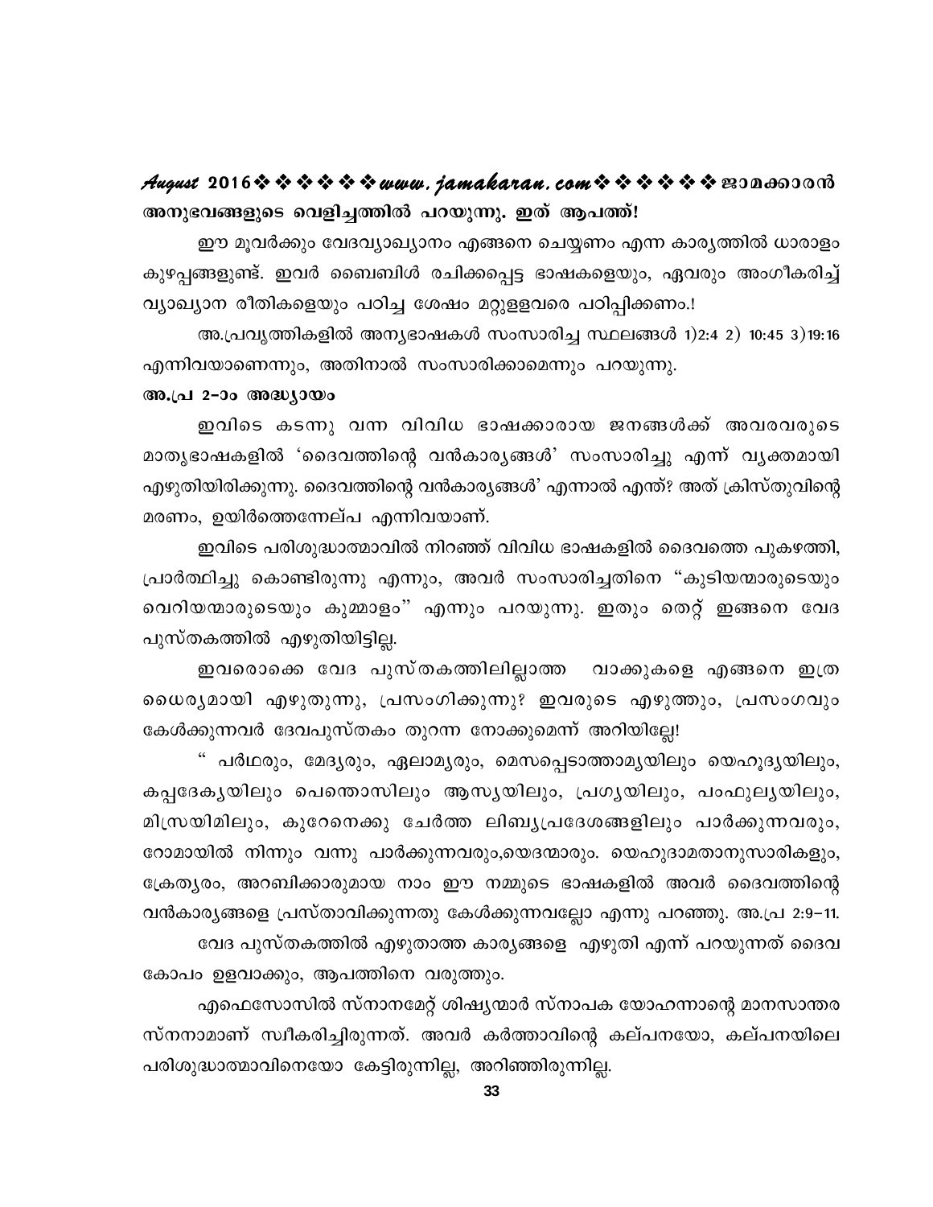അനുഭവങ്ങളുടെ വെളിച്ചത്തിൽ പറയുന്നു. ഇത് ആപത്ത്!

ഈ മൂവർക്കും വേദവ്യാഖ്യാനം എങ്ങനെ ചെയ്യണം എന്ന കാര്യത്തിൽ ധാരാളം കുഴപ്പങ്ങളുണ്ട്. ഇവർ ബൈബിൾ രചിക്കപ്പെട്ട ഭാഷകളെയും, ഏവരും അംഗീകരിച്ച് വ്യാഖ്യാന രീതികളെയും പഠിച്ച ശേഷം മറ്റുള്ളവരെ പഠിപ്പിക്കണം.!

അ.പ്രവൃത്തികളിൽ അന്യഭാഷകൾ സംസാരിച്ച സ്ഥലങ്ങൾ 1)2:4 2) 10:45 3)19:16 എന്നിവയാണെന്നും, അതിനാൽ സംസാരിക്കാമെന്നും പറയുന്നു.

**അ.പ്ര 2-ാം അദ്ധ്യായം**

ഇവിടെ കടന്നു വന്ന വിവിധ ഭാഷക്കാരായ ജനങ്ങൾക്ക് അവരവരുടെ മാതൃഭാഷകളിൽ 'ദൈവത്തിന്റെ വൻകാര്യങ്ങൾ' സംസാരിച്ചു എന്ന് വ്യക്തമായി എഴുതിയിരിക്കുന്നു. ദൈവത്തിന്റെ വൻകാര്യങ്ങൾ' എന്നാൽ എന്ത്? അത് ക്രിസ്തുവിന്റെ മരണം, ഉയിർത്തെഴുന്നേല്പ എന്നിവയാണ്.

ഇവിടെ പരിശുദ്ധാത്മാവിൽ നിറഞ്ഞ് വിവിധ ഭാഷകളിൽ ദൈവത്തെ പുകഴത്തി, പ്രാർത്ഥിച്ചു കൊണ്ടിരുന്നു എന്നും, അവർ സംസാരിച്ചതിനെ "കുടിയന്മാരുടെയും വെറിയന്മാരുടെയും കുമ്മാളം" എന്നും പറയുന്നു. ഇതും തെറ്റ് ഇങ്ങനെ വേദ പുസ്തകത്തിൽ എഴുതിയിട്ടില്ല.

ഇവരൊക്കെ വേദ പുസ്തകത്തിലില്ലാത്ത വാക്കുകളെ എങ്ങനെ ഇത്ര ധൈര്യമായി എഴുതുന്നു, പ്രസംഗിക്കുന്നു? ഇവരുടെ എഴുത്തും, പ്രസംഗവും കേൾക്കുന്നവർ ദേവപുസ്തകം തുറന്ന നോക്കുമെന്ന് അറിയില്ലേ!

" പർഥരും, മേദ്യരും, ഏലാമ്യരും, മെസപ്പൊടാത്താമ്യയിലും യെഹൂദ്യയിലും, കപ്പദേക്യയിലും പൊന്തൊസിലും ആസ്യയിലും, പ്രുഗ്യയിലും, പംഫുല്യയിലും, മിസ്രയിമിലും, കുറേനെക്കു ചേർത്ത ലിബ്യപ്രദേശങ്ങളിലും പാർക്കുന്നവരും, റോമായിൽ നിന്നും വന്നു പാർക്കുന്നവരും,യെദന്മാരും. യെഹുദാമതാനുസാരികളും, ക്രേത്യരം, അറബിക്കാരുമായ നാം ഈ നമ്മുടെ ഭാഷകളിൽ അവർ ദൈവത്തിന്റെ വൻകാര്യങ്ങളെ പ്രസ്താവിക്കുന്നതു കേൾക്കുന്നവല്ലോ എന്നു പറഞ്ഞു. അ.പ്ര 2:9-11.

വേദ പുസ്തകത്തിൽ എഴുതാത്ത കാര്യങ്ങളെ എഴുതി എന്ന് പറയുന്നത് ദൈവ കോപം ഉളവാക്കും, ആപത്തിനെ വരുത്തും.

എഫെസോസിൽ സ്നാനമേറ്റ് ശിഷ്യന്മാർ സ്നാപക യോഹന്നാന്റെ മാനസാന്തര സ്നനാമാണ് സ്വീകരിച്ചിരുന്നത്. അവർ കർത്താവിന്റെ കല്പനയോ, കല്പനയിലെ പരിശുദ്ധാത്മാവിനെയോ കേട്ടിരുന്നില്ല, അറിഞ്ഞിരുന്നില്ല.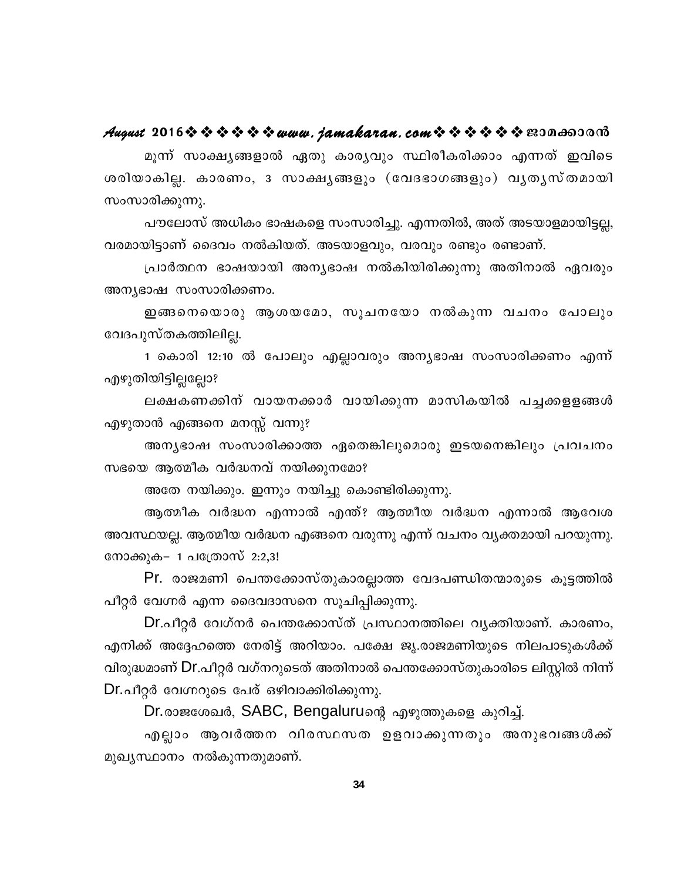മൂന്ന് സാക്ഷ്യങ്ങളാൽ ഏതു കാര്യവും സ്ഥിരീകരിക്കാം എന്നത് ഇവിടെ ശരിയാകില്ല. കാരണം, 3 സാക്ഷ്യങ്ങളും (വേദഭാഗങ്ങളും) വ്യത്യസ്തമായി സംസാരിക്കുന്നു.

പൗലോസ് അധികം ഭാഷകളെ സംസാരിച്ചു. എന്നതിൽ, അത് അടയാളമായിട്ടല്ല, വരമായിട്ടാണ് ദൈവം നൽകിയത്. അടയാളവും, വരവും രണ്ടും രണ്ടാണ്.

പ്രാർത്ഥന ഭാഷയായി അന്യഭാഷ നൽകിയിരിക്കുന്നു അതിനാൽ ഏവരും അന്യഭാഷ സംസാരിക്കണം.

ഇങ്ങനെയൊരു ആശയമോ, സൂചനയോ നൽകുന്ന വചനം പോലും വേദപുസ്തകത്തിലില്ല.

1 കൊരി 12:10 ൽ പോലും എല്ലാവരും അന്യഭാഷ സംസാരിക്കണം എന്ന് എഴുതിയിട്ടില്ലല്ലോ?

ലക്ഷകണക്കിന് വായനക്കാർ വായിക്കുന്ന മാസികയിൽ പച്ചക്കള്ളങ്ങൾ എഴുതാൻ എങ്ങനെ മനസ്സ് വന്നു?

അന്യഭാഷ സംസാരിക്കാത്ത ഏതെങ്കിലുമൊരു ഇടയനെങ്കിലും പ്രവചനം സഭയെ ആത്മീക വർദ്ധനവ് നയിക്കുനമോ?

അതേ നയിക്കും. ഇന്നും നയിച്ചു കൊണ്ടിരിക്കുന്നു.

ആത്മീക വർദ്ധന എന്നാൽ എന്ത്? ആത്മീയ വർദ്ധന എന്നാൽ ആവേശ അവസ്ഥയല്ല. ആത്മീയ വർദ്ധന എങ്ങനെ വരുന്നു എന്ന് വചനം വ്യക്തമായി പറയുന്നു. നോക്കുക– 1 പത്രോസ് 2:2,3!

Pr. രാജമണി പെന്തക്കോസ്തുകാരല്ലാത്ത വേദപണ്ഡിതന്മാരുടെ കൂട്ടത്തിൽ പീറ്റർ വേഗ്നർ എന്ന ദൈവദാസനെ സൂചിപ്പിക്കുന്നു.

Dr.പീറ്റർ വേഗ്നർ പെന്തക്കോസ്ത് പ്രസ്ഥാനത്തിലെ വ്യക്തിയാണ്. കാരണം, എനിക്ക് അദ്ദേഹത്തെ നേരിട്ട് അറിയാം. പക്ഷേ ജ്യ.രാജമണിയുടെ നിലപാടുകൾക്ക് വിരുദ്ധമാണ് Dr.പീറ്റർ വഗ്നറുടെത് അതിനാൽ പെന്തക്കോസ്തുകാരിടെ ലിസ്റ്റിൽ നിന്ന് Dr.പീറ്റർ വേഗ്നറുടെ പേര് ഒഴിവാക്കിരിക്കുന്നു.

Dr.രാജശേഖർ, SABC, Bengaluruന്റെ എഴുത്തുകളെ കുറിച്ച്.

എല്ലാം ആവർത്തന വിരസ്ഥസത ഉളവാക്കുന്നതും അനുഭവങ്ങൾക്ക് മുഖ്യസ്ഥാനം നൽകുന്നതുമാണ്.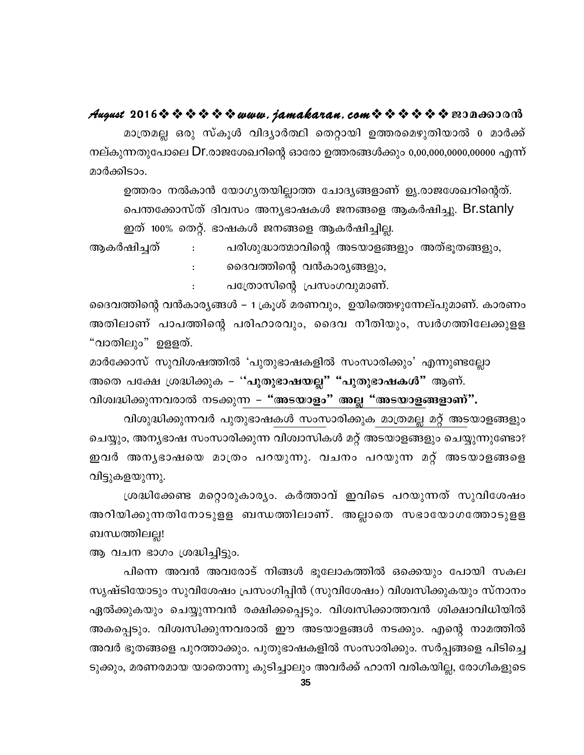മാത്രമല്ല ഒരു സ്കൂൾ വിദ്യാർത്ഥി തെറ്റായി ഉത്തരമെഴുതിയാൽ 0 മാർക്ക് നല്കുന്നതുപോലെ Dr.രാജശേഖറിന്റെ ഓരോ ഉത്തരങ്ങൾക്കും 0,00,000,0000,00000 എന്ന് മാർക്കിടാം.

ഉത്തരം നൽകാൻ യോഗ്യതയില്ലാത്ത ചോദ്യങ്ങളാണ് ഡ്യ.രാജശേഖറിന്റെത്.

പെന്തക്കോസ്ത് ദിവസം അന്യഭാഷകൾ ജനങ്ങളെ ആകർഷിച്ചു. Br.stanly

ഇത് 100% തെറ്റ്. ഭാഷകൾ ജനങ്ങളെ ആകർഷിച്ചില്ല.

ആകർഷിച്ചത് : പരിശുദ്ധാത്മാവിന്റെ അടയാളങ്ങളും അത്ഭുതങ്ങളും,

: ദൈവത്തിന്റെ വൻകാര്യങ്ങളും,

: പത്രോസിന്റെ പ്രസംഗവുമാണ്.

ദൈവത്തിന്റെ വൻകാര്യങ്ങൾ – 1 ക്രൂശ് മരണവും, ഉയിത്തെഴുന്നേല്പുമാണ്. കാരണം അതിലാണ് പാപത്തിന്റെ പരിഹാരവും, ദൈവ നീതിയും, സ്വർഗത്തിലേക്കുള്ള "വാതിലും" ഉള്ളത്.

മാർക്കോസ് സുവിശഷത്തിൽ 'പുതുഭാഷകളിൽ സംസാരിക്കും' എന്നുണ്ടല്ലോ

അതെ പക്ഷേ ശ്രദ്ധിക്കുക – **''പുതുഭാഷയല്ല'' "പുതുഭാഷകൾ"** ആണ്.

വിശ്വദ്ധിക്കുന്നവരാൽ നടക്കുന്ന – **"അടയാളം" അല്ല "അടയാളങ്ങളാണ്".**

വിശുദ്ധിക്കുന്നവർ പുതുഭാഷകൾ സംസാരിക്കുക മാത്രമല്ല മറ്റ് അടയാളങ്ങളും ചെയ്യും, അന്യഭാഷ സംസാരിക്കുന്ന വിശ്വാസികൾ മറ്റ് അടയാളങ്ങളും ചെയ്യുന്നുണ്ടോ? ഇവർ അന്യഭാഷയെ മാത്രം പറയുന്നു. വചനം പറയുന്ന മറ്റ് അടയാളങ്ങളെ വിട്ടുകളയുന്നു.

ശ്രദ്ധിക്കേണ്ട മറ്റൊരുകാര്യം. കർത്താവ് ഇവിടെ പറയുന്നത് സുവിശേഷം അറിയിക്കുന്നതിനോടുള്ള ബന്ധത്തിലാണ്. അല്ലാതെ സഭായോഗത്തോടുള്ള ബന്ധത്തിലല്ല!

ആ വചന ഭാഗം ശ്രദ്ധിച്ചിട്ടും.

പിന്നെ അവൻ അവരോട് നിങ്ങൾ ഭൂലോകത്തിൽ ഒക്കെയും പോയി സകല സൃഷ്ടിയോടും സുവിശേഷം പ്രസംഗിപ്പിൻ (സുവിശേഷം) വിശ്വസിക്കുകയും സ്നാനം ഏൽക്കുകയും ചെയ്യുന്നവൻ രക്ഷിക്കപ്പെടും. വിശ്വസിക്കാത്തവൻ ശിക്ഷാവിധിയിൽ അകപ്പെടും. വിശ്വസിക്കുന്നവരാൽ ഈ അടയാളങ്ങൾ നടക്കും. എന്റെ നാമത്തിൽ അവർ ഭൂതങ്ങളെ പുറത്താക്കും. പുതുഭാഷകളിൽ സംസാരിക്കും. സർപ്പങ്ങളെ പിടിച്ചെടുക്കും, മരണരമായ യാതൊന്നു കുടിച്ചാലും അവർക്ക് ഹാനി വരികയില്ല, രോഗികളുടെ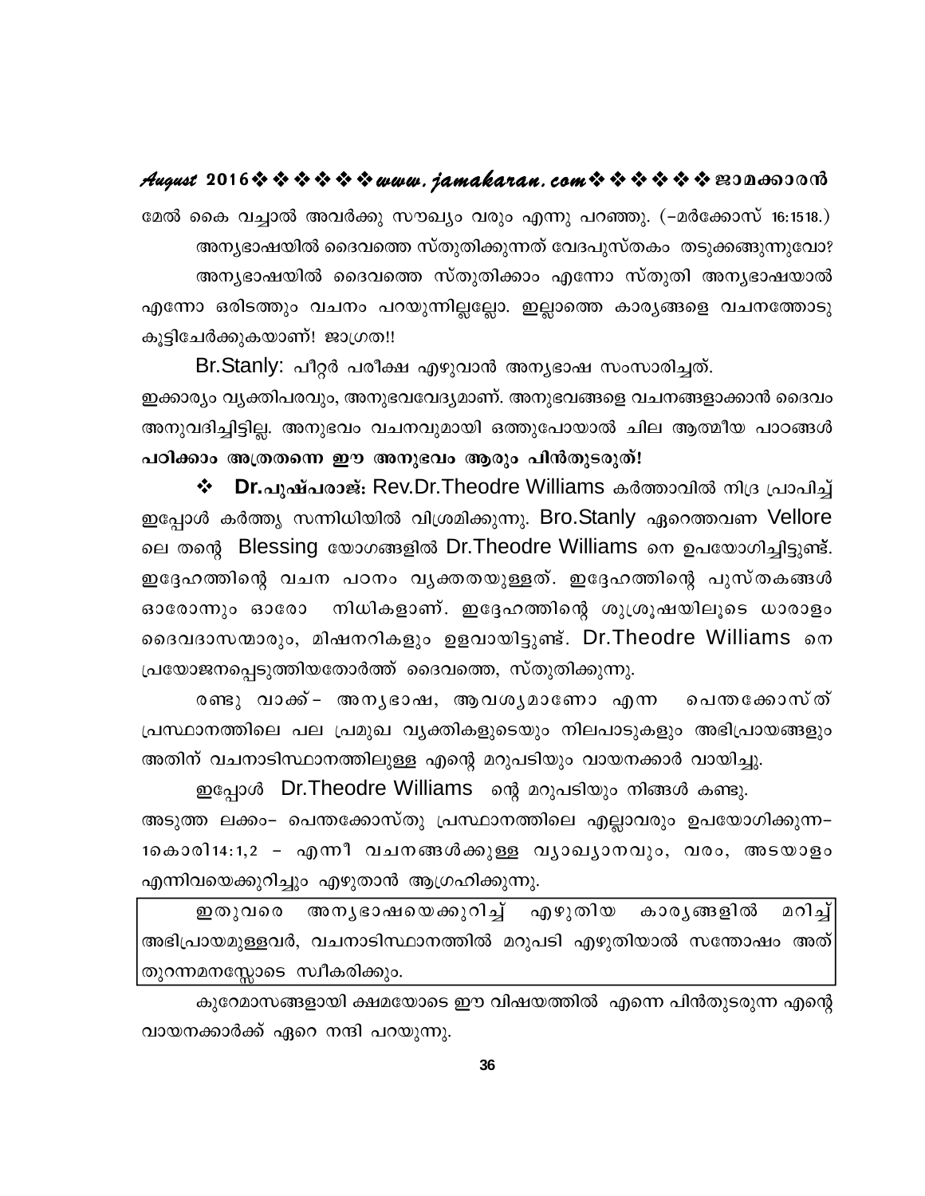മേൽ കൈ വച്ചാൽ അവർക്കു സൗഖ്യം വരും എന്നു പറഞ്ഞു. (–മർക്കോസ് 16:1518.)

അന്യഭാഷയിൽ ദൈവത്തെ സ്തുതിക്കുന്നത് വേദപുസ്തകം തടുക്കങ്ങുന്നുവോ?

അന്യഭാഷയിൽ ദൈവത്തെ സ്തുതിക്കാം എന്നോ സ്തുതി അന്യഭാഷയാൽ എന്നോ ഒരിടത്തും വചനം പറയുന്നില്ലല്ലോ. ഇല്ലാത്തെ കാര്യങ്ങളെ വചനത്തോടു കൂട്ടിച്ചേർക്കുകയാണ്! ജാഗ്രത!!

Br.Stanly: പീറ്റർ പരീക്ഷ എഴുവാൻ അന്യഭാഷ സംസാരിച്ചത്.

ഇക്കാര്യം വ്യക്തിപരവും, അനുഭവവേദ്യമാണ്. അനുഭവങ്ങളെ വചനങ്ങളാക്കാൻ ദൈവം അനുവദിച്ചിട്ടില്ല. അനുഭവം വചനവുമായി ഒത്തുപോയാൽ ചില ആത്മീയ പാഠങ്ങൾ **പഠിക്കാം അത്രതന്നെ ഈ അനുഭവം ആരും പിൻതുടരുത്!**

❖ **Dr.പുഷ്പരാജ്:** Rev.Dr.Theodre Williams കർത്താവിൽ നിദ്ര പ്രാപിച്ച് ഇപ്പോൾ കർത്തൃ സന്നിധിയിൽ വിശ്രമിക്കുന്നു. Bro.Stanly ഏറെത്തവണ Vellore ലെ തന്റെ Blessing യോഗങ്ങളിൽ Dr.Theodre Williams നെ ഉപയോഗിച്ചിട്ടുണ്ട്. ഇദ്ദേഹത്തിന്റെ വചന പഠനം വ്യക്തതയുള്ളത്. ഇദ്ദേഹത്തിന്റെ പുസ്തകങ്ങൾ ഓരോന്നും ഓരോ നിധികളാണ്. ഇദ്ദേഹത്തിന്റെ ശുശ്രൂഷയിലൂടെ ധാരാളം ദൈവദാസന്മാരും, മിഷനറികളും ഉളവായിട്ടുണ്ട്. Dr.Theodre Williams നെ പ്രയോജനപ്പെടുത്തിയതോർത്ത് ദൈവത്തെ, സ്തുതിക്കുന്നു.

രണ്ടു വാക്ക്– അന്യഭാഷ, ആവശ്യമാണോ എന്ന പെന്തക്കോസ്ത് പ്രസ്ഥാനത്തിലെ പല പ്രമുഖ വ്യക്തികളുടെയും നിലപാടുകളും അഭിപ്രായങ്ങളും അതിന് വചനാടിസ്ഥാനത്തിലുള്ള എന്റെ മറുപടിയും വായനക്കാർ വായിച്ചു.

ഇപ്പോൾ Dr.Theodre Williams ന്റെ മറുപടിയും നിങ്ങൾ കണ്ടു.

അടുത്ത ലക്കം– പെന്തക്കോസ്തു പ്രസ്ഥാനത്തിലെ എല്ലാവരും ഉപയോഗിക്കുന്ന– 1കൊരി14:1,2 – എന്നീ വചനങ്ങൾക്കുള്ള വ്യാഖ്യാനവും, വരം, അടയാളം എന്നിവയെക്കുറിച്ചും എഴുതാൻ ആഗ്രഹിക്കുന്നു.

ഇതുവരെ അന്യഭാഷയെക്കുറിച്ച് എഴുതിയ കാര്യങ്ങളിൽ മറിച്ച് അഭിപ്രായമുള്ളവർ, വചനാടിസ്ഥാനത്തിൽ മറുപടി എഴുതിയാൽ സന്തോഷം അത് തുറന്നമനസ്സോടെ സ്വീകരിക്കും.

കുറേമാസങ്ങളായി ക്ഷമയോടെ ഈ വിഷയത്തിൽ എന്നെ പിൻതുടരുന്ന എന്റെ വായനക്കാർക്ക് ഏറെ നന്ദി പറയുന്നു.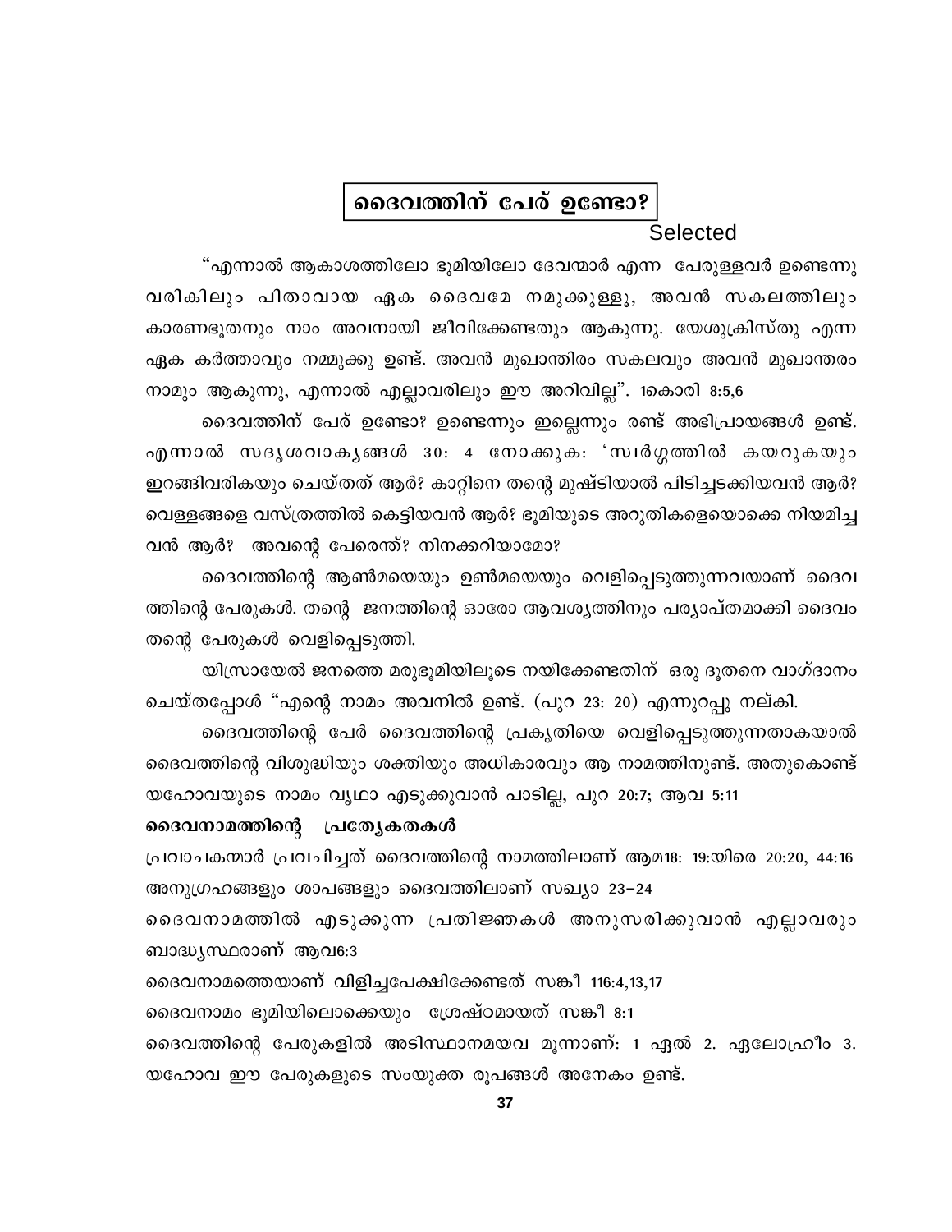# ദൈവത്തിന് പേര് ഉണ്ടോ?

Selected

“എന്നാൽ ആകാശത്തിലോ ഭൂമിയിലോ ദേവന്മാർ എന്ന പേരുള്ളവർ ഉണ്ടെന്നു വരികിലും പിതാവായ ഏക ദൈവമേ നമുക്കുള്ളൂ, അവൻ സകലത്തിലും കാരണഭൂതനും നാം അവനായി ജീവിക്കേണ്ടതും ആകുന്നു. യേശുക്രിസ്തു എന്ന ഏക കർത്താവും നമ്മുക്കു ഉണ്ട്. അവൻ മുഖാന്തിരം സകലവും അവൻ മുഖാന്തരം നാമും ആകുന്നു, എന്നാൽ എല്ലാവരിലും ഈ അറിവില്ല”. 1കൊരി 8:5,6

ദൈവത്തിന് പേര് ഉണ്ടോ? ഉണ്ടെന്നും ഇല്ലെന്നും രണ്ട് അഭിപ്രായങ്ങൾ ഉണ്ട്. എന്നാൽ സദൃശവാക്യങ്ങൾ 30: 4 നോക്കുക: ‘സ്വർഗ്ഗത്തിൽ കയറുകയും ഇറങ്ങിവരികയും ചെയ്തത് ആർ? കാറ്റിനെ തന്റെ മുഷ്ടിയാൽ പിടിച്ചടക്കിയവൻ ആർ? വെള്ളങ്ങളെ വസ്ത്രത്തിൽ കെട്ടിയവൻ ആർ? ഭൂമിയുടെ അറുതികളെയൊക്കെ നിയമിച്ച വൻ ആർ? അവന്റെ പേരെന്ത്? നിനക്കറിയാമോ?

ദൈവത്തിന്റെ ആൺമയെയും ഉൺമയെയും വെളിപ്പെടുത്തുന്നവയാണ് ദൈവ ത്തിന്റെ പേരുകൾ. തന്റെ ജനത്തിന്റെ ഓരോ ആവശ്യത്തിനും പര്യാപ്തമാക്കി ദൈവം തന്റെ പേരുകൾ വെളിപ്പെടുത്തി.

യിസ്രായേൽ ജനത്തെ മരുഭൂമിയിലൂടെ നയിക്കേണ്ടതിന് ഒരു ദൂതനെ വാഗ്ദാനം ചെയ്തപ്പോൾ “എന്റെ നാമം അവനിൽ ഉണ്ട്. (പുറ 23: 20) എന്നുറപ്പു നല്കി.

ദൈവത്തിന്റെ പേര് ദൈവത്തിന്റെ പ്രകൃതിയെ വെളിപ്പെടുത്തുന്നതാകയാൽ ദൈവത്തിന്റെ വിശുദ്ധിയും ശക്തിയും അധികാരവും ആ നാമത്തിനുണ്ട്. അതുകൊണ്ട് യഹോവയുടെ നാമം വൃഥാ എടുക്കുവാൻ പാടില്ല, പുറ 20:7; ആവ 5:11

**ദൈവനാമത്തിന്റെ പ്രത്യേകതകൾ**

പ്രവാചകന്മാർ പ്രവചിച്ചത് ദൈവത്തിന്റെ നാമത്തിലാണ് ആമ18: 19:യിരെ 20:20, 44:16

അനുഗ്രഹങ്ങളും ശാപങ്ങളും ദൈവത്തിലാണ് സഖ്യാ 23–24

ദൈവനാമത്തിൽ എടുക്കുന്ന പ്രതിജ്ഞകൾ അനുസരിക്കുവാൻ എല്ലാവരും ബാദ്ധ്യസ്ഥരാണ് ആവ6:3

ദൈവനാമത്തെയാണ് വിളിച്ചപേക്ഷിക്കേണ്ടത് സങ്കീ 116:4,13,17

ദൈവനാമം ഭൂമിയിലൊക്കെയും ശ്രേഷ്ഠമായത് സങ്കീ 8:1

ദൈവത്തിന്റെ പേരുകളിൽ അടിസ്ഥാനമയവ മൂന്നാണ്: 1 ഏൽ 2. ഏലോഹീം 3. യഹോവ ഈ പേരുകളുടെ സംയുക്ത രൂപങ്ങൾ അനേകം ഉണ്ട്.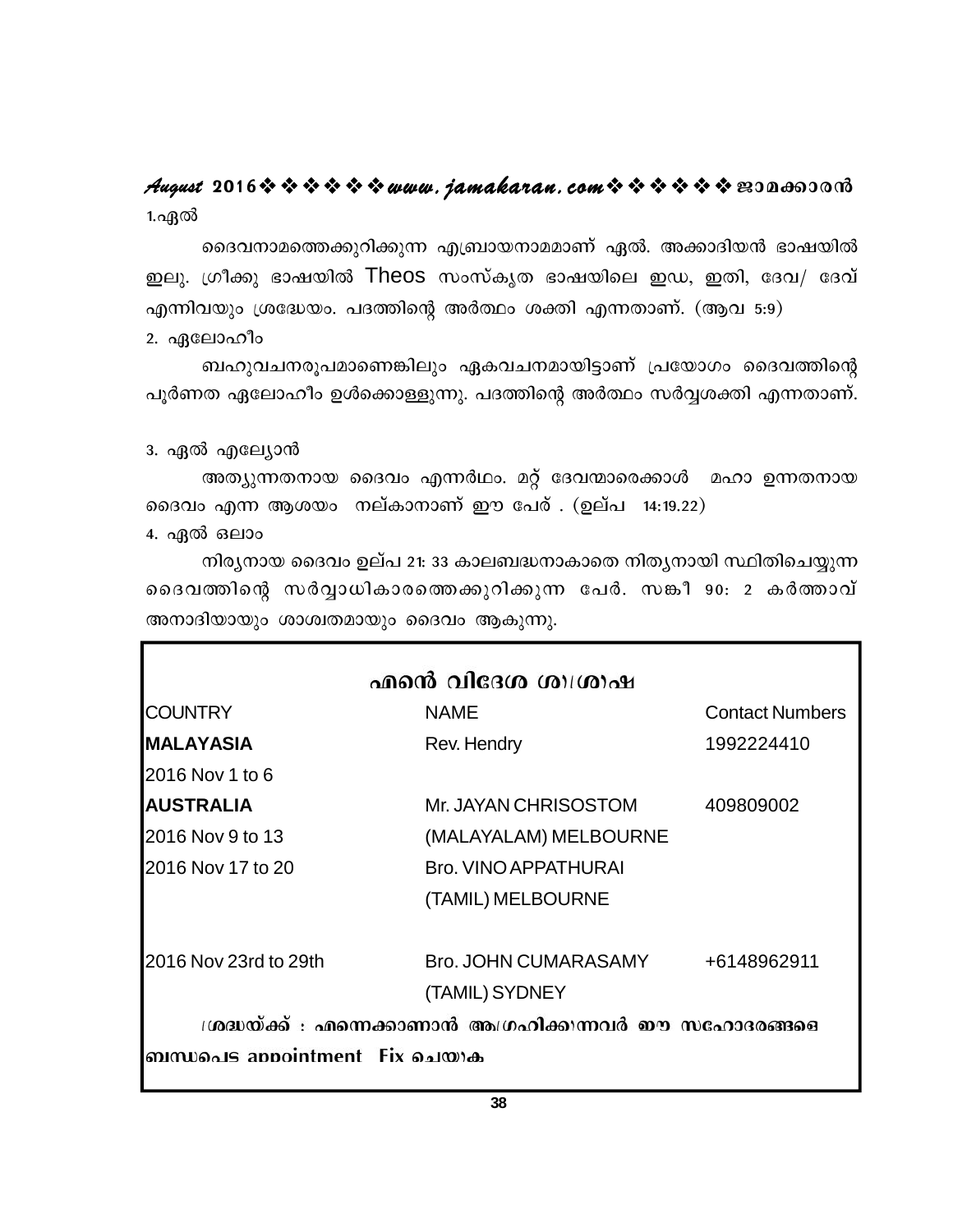1.ഏൽ

ദൈവനാമത്തെക്കുറിക്കുന്ന എബ്രായനാമമാണ് ഏൽ. അക്കാദിയൻ ഭാഷയിൽ ഇലു. ഗ്രീക്കു ഭാഷയിൽ Theos സംസ്കൃത ഭാഷയിലെ ഇഡ, ഇതി, ദേവ/ ദേവ് എന്നിവയും ശ്രദ്ധേയം. പദത്തിന്റെ അർത്ഥം ശക്തി എന്നതാണ്. (ആവ 5:9)

2. ഏലോഹീം

ബഹുവചനരൂപമാണെങ്കിലും ഏകവചനമായിട്ടാണ് പ്രയോഗം ദൈവത്തിന്റെ പൂർണത ഏലോഹീം ഉൾക്കൊള്ളുന്നു. പദത്തിന്റെ അർത്ഥം സർവ്വശക്തി എന്നതാണ്.

3. ഏൽ എല്യോൻ

അത്യുന്നതനായ ദൈവം എന്നർഥം. മറ്റ് ദേവന്മാരെക്കാൾ മഹാ ഉന്നതനായ ദൈവം എന്ന ആശയം നല്കാനാണ് ഈ പേര് . (ഉല്പ 14:19.22)

4. ഏൽ ഒലാം

നിത്യനായ ദൈവം ഉല്പ 21: 33 കാലബദ്ധനാകാതെ നിത്യനായി സ്ഥിതിചെയ്യുന്ന ദൈവത്തിന്റെ സർവ്വാധികാരത്തെക്കുറിക്കുന്ന പേർ. സങ്കീ 90: 2 കർത്താവ് അനാദിയായും ശാശ്വതമായും ദൈവം ആകുന്നു.

## എന്റെ വിദേശ ശുശ്രൂഷ

| COUNTRY | NAME | Contact Numbers |
|---|---|---|
| **MALAYASIA** | Rev. Hendry | 1992224410 |
| 2016 Nov 1 to 6 | | |
| **AUSTRALIA** | Mr. JAYAN CHRISOSTOM | 409809002 |
| 2016 Nov 9 to 13 | (MALAYALAM) MELBOURNE | |
| 2016 Nov 17 to 20 | Bro. VINO APPATHURAI | |
| | (TAMIL) MELBOURNE | |
| 2016 Nov 23rd to 29th | Bro. JOHN CUMARASAMY | +6148962911 |
| | (TAMIL) SYDNEY | |

**ശ്രദ്ധയ്ക്ക് : എന്നെക്കാണാൻ ആഗ്രഹിക്കുന്നവർ ഈ സഹോദരങ്ങളെ ബന്ധപ്പെട്ട appointment Fix ചെയ്യുക**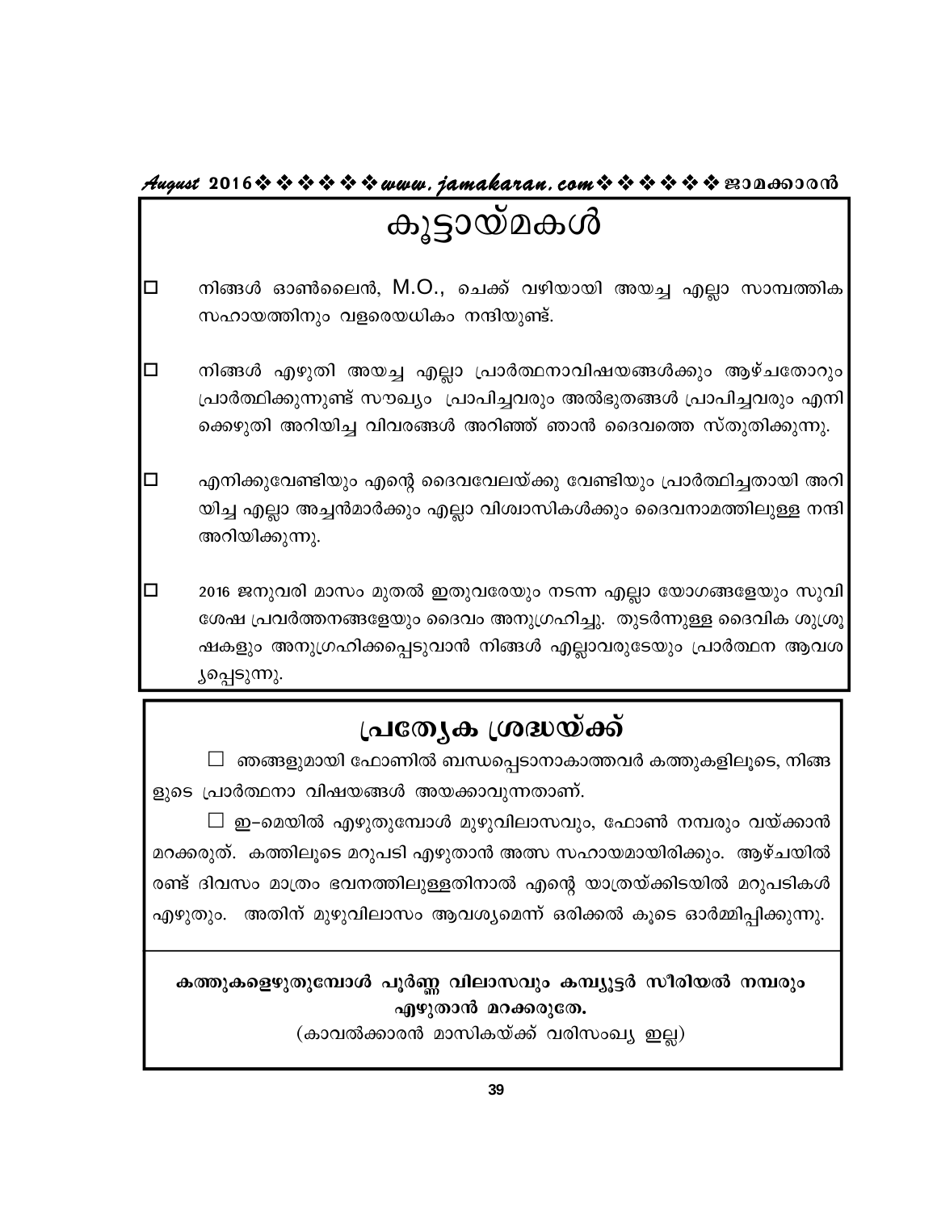# കൂട്ടായ്മകൾ

- ☐ നിങ്ങൾ ഓൺലൈൻ, M.O., ചെക്ക് വഴിയായി അയച്ച എല്ലാ സാമ്പത്തിക സഹായത്തിനും വളരെയധികം നന്ദിയുണ്ട്.

- ☐ നിങ്ങൾ എഴുതി അയച്ച എല്ലാ പ്രാർത്ഥനാവിഷയങ്ങൾക്കും ആഴ്ചതോറും പ്രാർത്ഥിക്കുന്നുണ്ട് സൗഖ്യം പ്രാപിച്ചവരും അൽഭുതങ്ങൾ പ്രാപിച്ചവരും എനിക്കെഴുതി അറിയിച്ച വിവരങ്ങൾ അറിഞ്ഞ് ഞാൻ ദൈവത്തെ സ്തുതിക്കുന്നു.

- ☐ എനിക്കുവേണ്ടിയും എന്റെ ദൈവവേലയ്ക്കു വേണ്ടിയും പ്രാർത്ഥിച്ചതായി അറിയിച്ച എല്ലാ അച്ചൻമാർക്കും എല്ലാ വിശ്വാസികൾക്കും ദൈവനാമത്തിലുള്ള നന്ദി അറിയിക്കുന്നു.

- ☐ 2016 ജനുവരി മാസം മുതൽ ഇതുവരേയും നടന്ന എല്ലാ യോഗങ്ങളേയും സുവിശേഷ പ്രവർത്തനങ്ങളേയും ദൈവം അനുഗ്രഹിച്ചു. തുടർന്നുള്ള ദൈവിക ശുശ്രൂഷകളും അനുഗ്രഹിക്കപ്പെടുവാൻ നിങ്ങൾ എല്ലാവരുടേയും പ്രാർത്ഥന ആവശ്യപ്പെടുന്നു.

## പ്രത്യേക ശ്രദ്ധയ്ക്ക്

☐ ഞങ്ങളുമായി ഫോണിൽ ബന്ധപ്പെടാനാകാത്തവർ കത്തുകളിലൂടെ, നിങ്ങളുടെ പ്രാർത്ഥനാ വിഷയങ്ങൾ അയക്കാവുന്നതാണ്.

☐ ഇ–മെയിൽ എഴുതുമ്പോൾ മുഴുവിലാസവും, ഫോൺ നമ്പരും വയ്ക്കാൻ മറക്കരുത്. കത്തിലൂടെ മറുപടി എഴുതാൻ അത് സഹായമായിരിക്കും. ആഴ്ചയിൽ രണ്ട് ദിവസം മാത്രം ഭവനത്തിലുള്ളതിനാൽ എന്റെ യാത്രയ്ക്കിടയിൽ മറുപടികൾ എഴുതും. അതിന് മുഴുവിലാസം ആവശ്യമെന്ന് ഒരിക്കൽ കൂടെ ഓർമ്മിപ്പിക്കുന്നു.

**കത്തുകളെഴുതുമ്പോൾ പൂർണ്ണ വിലാസവും കമ്പ്യൂട്ടർ സീരിയൽ നമ്പരും എഴുതാൻ മറക്കരുതേ.**

(കാവൽക്കാരൻ മാസികയ്ക്ക് വരിസംഖ്യ ഇല്ല)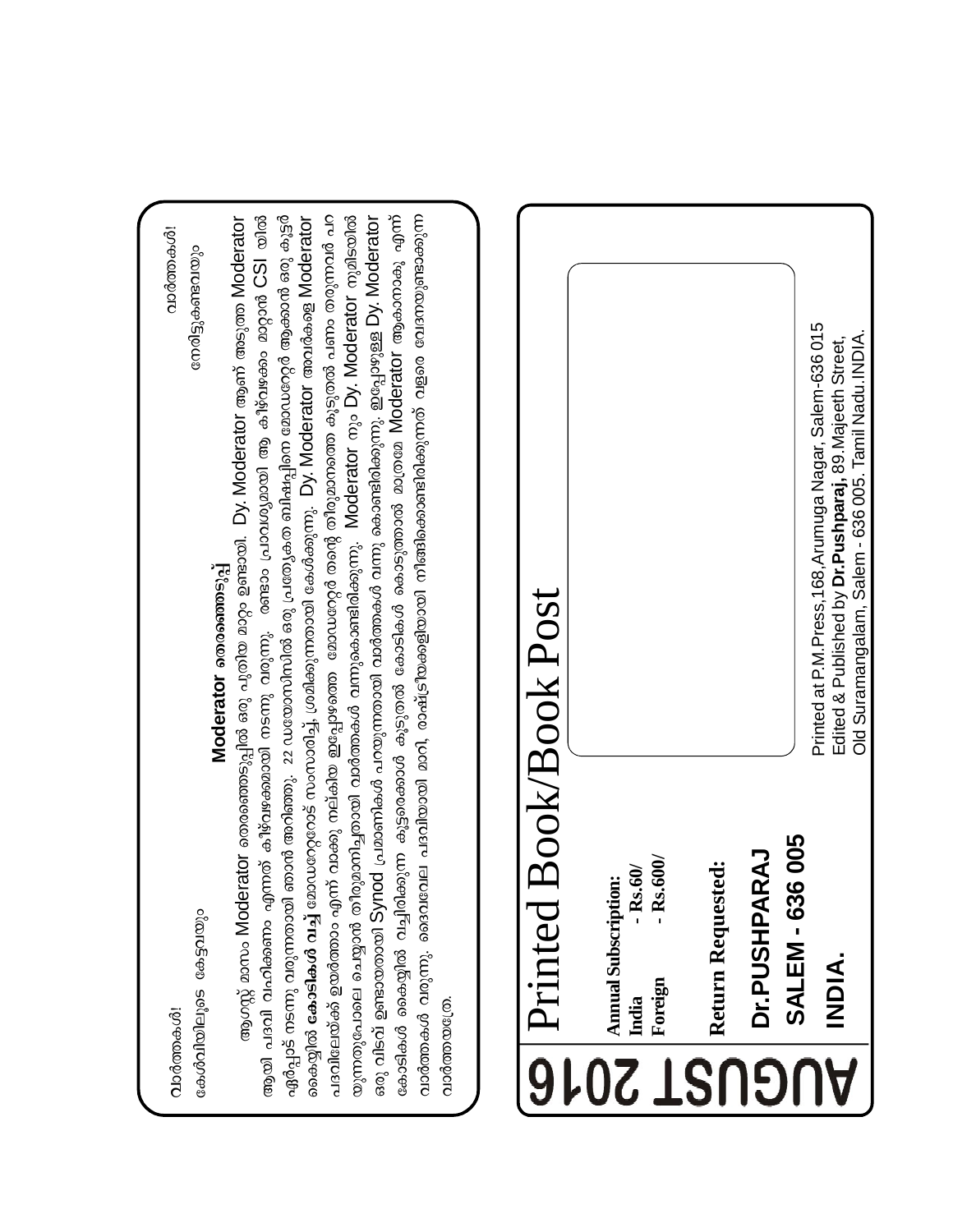വാർത്തകൾ!
കേൾവിയിലൂടെ കേട്ടവയും

വാർത്തകൾ!
നേരിട്ടുകണ്ടവയും

## Moderator തെരഞ്ഞെടുപ്പ്

ആഗസ്റ്റ് മാസം Moderator തെരഞ്ഞെടുപ്പിൽ ഒരു പുതിയ മാറ്റം ഉണ്ടായി. Dy. Moderator ആണ് അടുത്ത Moderator ആയി പദവി വഹിക്കണം എന്നത് കീഴ്വഴക്കമായി നടന്നു വരുന്നു. രണ്ടാം പ്രാവശ്യമായി ആ കീഴ്വഴക്കം മാറ്റാൻ CSI യിൽ ഏർപ്പാട് നടന്നു വരുന്നതായി ഞാൻ അറിഞ്ഞു. 22 ഡയോസിസിൽ ഒരു പ്രത്യേകത ബിഷപ്പിനെ മോഡറേറ്റർ ആക്കാൻ ഒരു കൂട്ട് കെട്ടിൽ **കോടികൾ വച്ച്** മോഡറേറ്ററോട് സംസാരിച്ച് ശ്രമിക്കുന്നതായി കേൾക്കുന്നു. Dy. Moderator അവർകളെ Moderator പദവിലേയ്ക്ക് ഉയർത്താം എന്ന് വാക്കു നല്കിയ ഇപ്പോഴത്തെ മോഡറേറ്റർ കൂടുതൽ പണം തരുന്നവർ പറയുന്നതുപോലെ ചെയ്യാൻ തീരുമാനിച്ചതായി വാർത്തകൾ വന്നുകൊണ്ടിരിക്കുന്നു. മോഡറേറ്റർ തന്റെ തീരുമാനത്തെ Moderator നും Dy. Moderator നുമിടയിൽ ഒരു വിടവ് ഉണ്ടായതായി Synod പ്രമാണികൾ പറയുന്നതായി വാർത്തകൾ വന്നു കൊണ്ടിരിക്കുന്നു. ഇപ്പോഴുള്ള Dy. Moderator കോടികൾ കൈയ്യിൽ വച്ചിരിക്കുന്ന കൂട്ടരെക്കാൾ കൂടുതൽ കോടികൾ കൊടുത്താൽ മാത്രമേ Moderator ആകാനാകൂ എന്ന് വാർത്തകൾ വരുന്നു. ദൈവവേല പദവിയായി മാറി, രാഷ്ട്രീയക്കളിയായി നീങ്ങിക്കൊണ്ടിരിക്കുന്നത് വളരെ വേദനയുളവാക്കുന്ന വാർത്തയത്രേ.

---

**AUGUST 2016**

# Printed Book/Book Post

**Annual Subscription:**
**India - Rs.60/**
**Foreign - Rs.600/**

**Return Requested:**

**Dr.PUSHPARAJ**
**SALEM - 636 005**
**INDIA.**

Printed at P.M.Press,168,Arumuga Nagar, Salem-636 015
Edited & Published by **Dr.Pushparaj,** 89.Majeeth Street,
Old Suramangalam, Salem - 636 005. Tamil Nadu.INDIA.